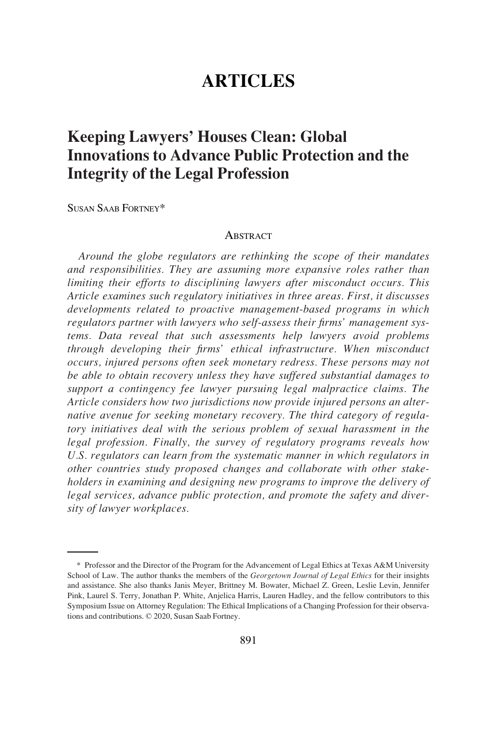# ARTICLES

## Keeping Lawyers' Houses Clean: Global Innovations to Advance Public Protection and the Integrity of the Legal Profession

Susan Saab Fortney*

### Abstract

*Around the globe regulators are rethinking the scope of their mandates and responsibilities. They are assuming more expansive roles rather than limiting their efforts to disciplining lawyers after misconduct occurs. This Article examines such regulatory initiatives in three areas. First, it discusses developments related to proactive management-based programs in which regulators partner with lawyers who self-assess their firms' management systems. Data reveal that such assessments help lawyers avoid problems through developing their firms' ethical infrastructure. When misconduct occurs, injured persons often seek monetary redress. These persons may not be able to obtain recovery unless they have suffered substantial damages to support a contingency fee lawyer pursuing legal malpractice claims. The Article considers how two jurisdictions now provide injured persons an alternative avenue for seeking monetary recovery. The third category of regulatory initiatives deal with the serious problem of sexual harassment in the legal profession. Finally, the survey of regulatory programs reveals how U.S. regulators can learn from the systematic manner in which regulators in other countries study proposed changes and collaborate with other stakeholders in examining and designing new programs to improve the delivery of legal services, advance public protection, and promote the safety and diversity of lawyer workplaces.*

---

\* Professor and the Director of the Program for the Advancement of Legal Ethics at Texas A&M University School of Law. The author thanks the members of the *Georgetown Journal of Legal Ethics* for their insights and assistance. She also thanks Janis Meyer, Brittney M. Bowater, Michael Z. Green, Leslie Levin, Jennifer Pink, Laurel S. Terry, Jonathan P. White, Anjelica Harris, Lauren Hadley, and the fellow contributors to this Symposium Issue on Attorney Regulation: The Ethical Implications of a Changing Profession for their observations and contributions. © 2020, Susan Saab Fortney.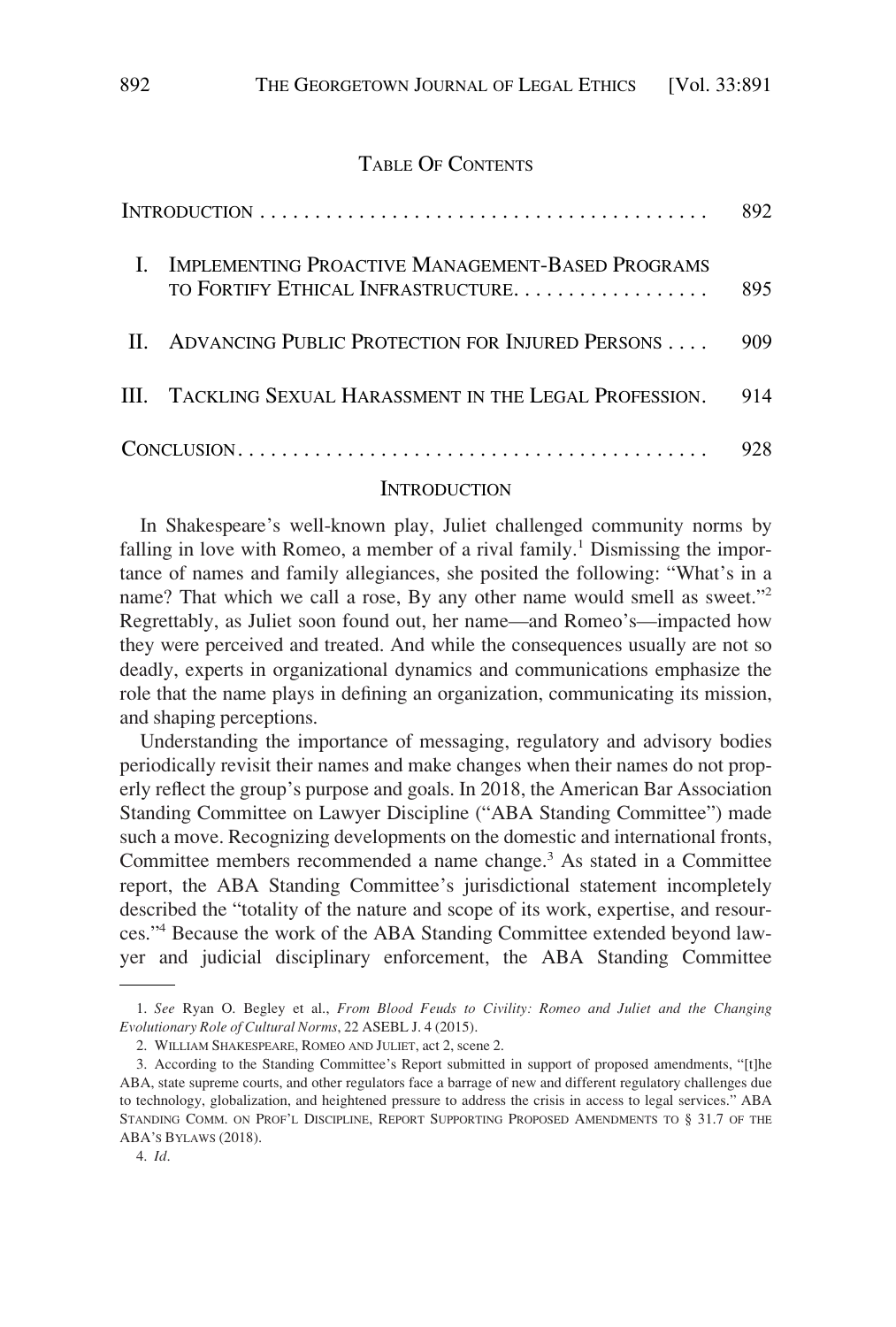## TABLE OF CONTENTS

| | | |
|---|---|---|
| INTRODUCTION | | 892 |
| I. | IMPLEMENTING PROACTIVE MANAGEMENT-BASED PROGRAMS TO FORTIFY ETHICAL INFRASTRUCTURE | 895 |
| II. | ADVANCING PUBLIC PROTECTION FOR INJURED PERSONS | 909 |
| III. | TACKLING SEXUAL HARASSMENT IN THE LEGAL PROFESSION | 914 |
| CONCLUSION | | 928 |

## INTRODUCTION

In Shakespeare's well-known play, Juliet challenged community norms by falling in love with Romeo, a member of a rival family.[1] Dismissing the importance of names and family allegiances, she posited the following: "What's in a name? That which we call a rose, By any other name would smell as sweet."[2] Regrettably, as Juliet soon found out, her name—and Romeo's—impacted how they were perceived and treated. And while the consequences usually are not so deadly, experts in organizational dynamics and communications emphasize the role that the name plays in defining an organization, communicating its mission, and shaping perceptions.

Understanding the importance of messaging, regulatory and advisory bodies periodically revisit their names and make changes when their names do not properly reflect the group's purpose and goals. In 2018, the American Bar Association Standing Committee on Lawyer Discipline ("ABA Standing Committee") made such a move. Recognizing developments on the domestic and international fronts, Committee members recommended a name change.[3] As stated in a Committee report, the ABA Standing Committee's jurisdictional statement incompletely described the "totality of the nature and scope of its work, expertise, and resources."[4] Because the work of the ABA Standing Committee extended beyond lawyer and judicial disciplinary enforcement, the ABA Standing Committee

---

1. *See* Ryan O. Begley et al., *From Blood Feuds to Civility: Romeo and Juliet and the Changing Evolutionary Role of Cultural Norms*, 22 ASEBL J. 4 (2015).

2. WILLIAM SHAKESPEARE, ROMEO AND JULIET, act 2, scene 2.

3. According to the Standing Committee's Report submitted in support of proposed amendments, "[t]he ABA, state supreme courts, and other regulators face a barrage of new and different regulatory challenges due to technology, globalization, and heightened pressure to address the crisis in access to legal services." ABA STANDING COMM. ON PROF'L DISCIPLINE, REPORT SUPPORTING PROPOSED AMENDMENTS TO § 31.7 OF THE ABA'S BYLAWS (2018).

4. *Id*.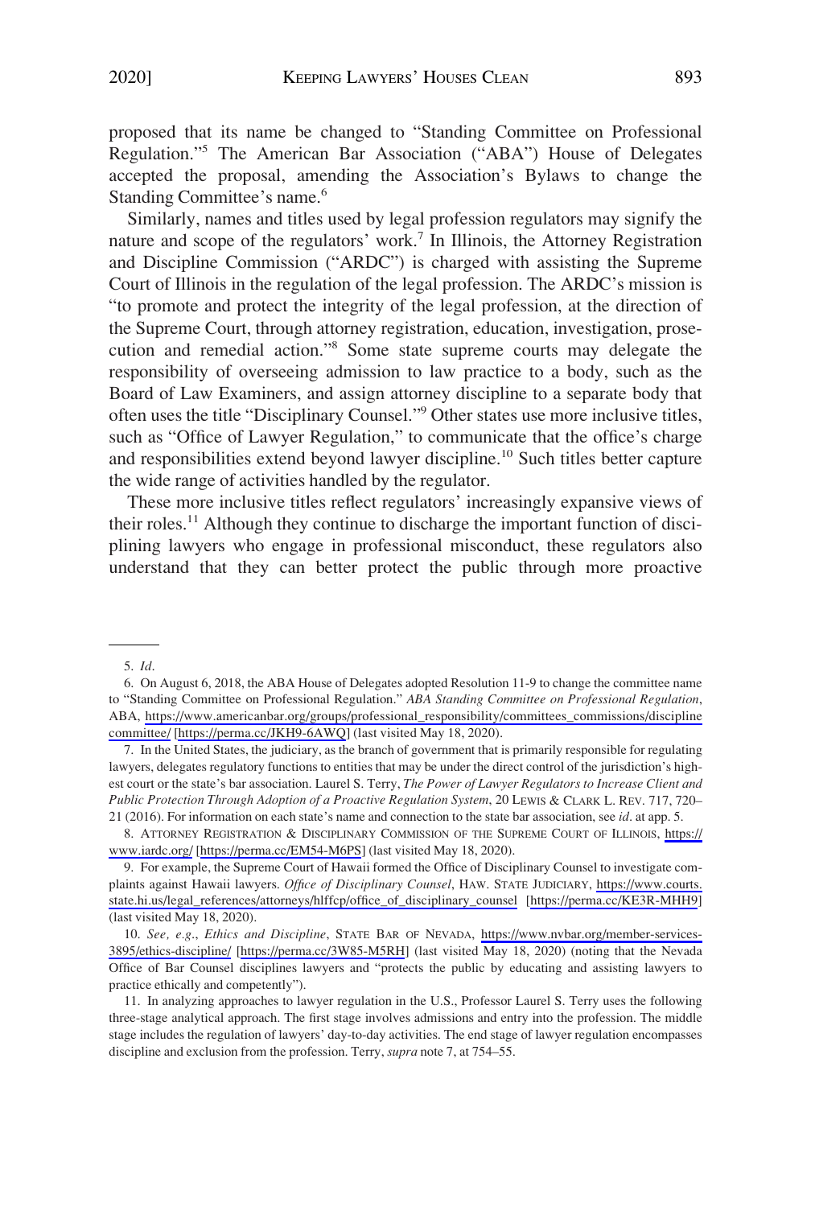proposed that its name be changed to "Standing Committee on Professional Regulation."[5] The American Bar Association ("ABA") House of Delegates accepted the proposal, amending the Association's Bylaws to change the Standing Committee's name.[6]

Similarly, names and titles used by legal profession regulators may signify the nature and scope of the regulators' work.[7] In Illinois, the Attorney Registration and Discipline Commission ("ARDC") is charged with assisting the Supreme Court of Illinois in the regulation of the legal profession. The ARDC's mission is "to promote and protect the integrity of the legal profession, at the direction of the Supreme Court, through attorney registration, education, investigation, prosecution and remedial action."[8] Some state supreme courts may delegate the responsibility of overseeing admission to law practice to a body, such as the Board of Law Examiners, and assign attorney discipline to a separate body that often uses the title "Disciplinary Counsel."[9] Other states use more inclusive titles, such as "Office of Lawyer Regulation," to communicate that the office's charge and responsibilities extend beyond lawyer discipline.[10] Such titles better capture the wide range of activities handled by the regulator.

These more inclusive titles reflect regulators' increasingly expansive views of their roles.[11] Although they continue to discharge the important function of disciplining lawyers who engage in professional misconduct, these regulators also understand that they can better protect the public through more proactive

---

5. *Id*.

6. On August 6, 2018, the ABA House of Delegates adopted Resolution 11-9 to change the committee name to "Standing Committee on Professional Regulation." *ABA Standing Committee on Professional Regulation*, ABA, https://www.americanbar.org/groups/professional_responsibility/committees_commissions/disciplinecommittee/ [https://perma.cc/JKH9-6AWQ] (last visited May 18, 2020).

7. In the United States, the judiciary, as the branch of government that is primarily responsible for regulating lawyers, delegates regulatory functions to entities that may be under the direct control of the jurisdiction's highest court or the state's bar association. Laurel S. Terry, *The Power of Lawyer Regulators to Increase Client and Public Protection Through Adoption of a Proactive Regulation System*, 20 LEWIS & CLARK L. REV. 717, 720–21 (2016). For information on each state's name and connection to the state bar association, see *id*. at app. 5.

8. ATTORNEY REGISTRATION & DISCIPLINARY COMMISSION OF THE SUPREME COURT OF ILLINOIS, https://www.iardc.org/ [https://perma.cc/EM54-M6PS] (last visited May 18, 2020).

9. For example, the Supreme Court of Hawaii formed the Office of Disciplinary Counsel to investigate complaints against Hawaii lawyers. *Office of Disciplinary Counsel*, HAW. STATE JUDICIARY, https://www.courts.state.hi.us/legal_references/attorneys/hlffcp/office_of_disciplinary_counsel [https://perma.cc/KE3R-MHH9] (last visited May 18, 2020).

10. *See, e.g.*, *Ethics and Discipline*, STATE BAR OF NEVADA, https://www.nvbar.org/member-services-3895/ethics-discipline/ [https://perma.cc/3W85-M5RH] (last visited May 18, 2020) (noting that the Nevada Office of Bar Counsel disciplines lawyers and "protects the public by educating and assisting lawyers to practice ethically and competently").

11. In analyzing approaches to lawyer regulation in the U.S., Professor Laurel S. Terry uses the following three-stage analytical approach. The first stage involves admissions and entry into the profession. The middle stage includes the regulation of lawyers' day-to-day activities. The end stage of lawyer regulation encompasses discipline and exclusion from the profession. Terry, *supra* note 7, at 754–55.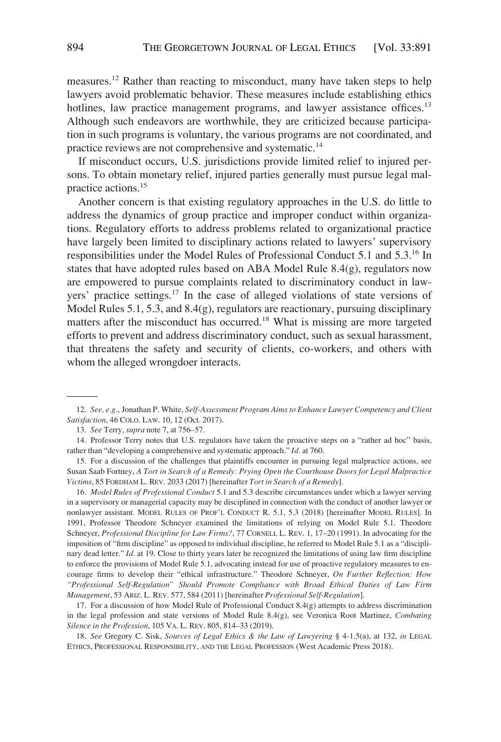measures.[12] Rather than reacting to misconduct, many have taken steps to help lawyers avoid problematic behavior. These measures include establishing ethics hotlines, law practice management programs, and lawyer assistance offices.[13] Although such endeavors are worthwhile, they are criticized because participation in such programs is voluntary, the various programs are not coordinated, and practice reviews are not comprehensive and systematic.[14]

If misconduct occurs, U.S. jurisdictions provide limited relief to injured persons. To obtain monetary relief, injured parties generally must pursue legal malpractice actions.[15]

Another concern is that existing regulatory approaches in the U.S. do little to address the dynamics of group practice and improper conduct within organizations. Regulatory efforts to address problems related to organizational practice have largely been limited to disciplinary actions related to lawyers' supervisory responsibilities under the Model Rules of Professional Conduct 5.1 and 5.3.[16] In states that have adopted rules based on ABA Model Rule 8.4(g), regulators now are empowered to pursue complaints related to discriminatory conduct in lawyers' practice settings.[17] In the case of alleged violations of state versions of Model Rules 5.1, 5.3, and 8.4(g), regulators are reactionary, pursuing disciplinary matters after the misconduct has occurred.[18] What is missing are more targeted efforts to prevent and address discriminatory conduct, such as sexual harassment, that threatens the safety and security of clients, co-workers, and others with whom the alleged wrongdoer interacts.

---

12. *See, e.g.*, Jonathan P. White, *Self-Assessment Program Aims to Enhance Lawyer Competency and Client Satisfaction*, 46 COLO. LAW. 10, 12 (Oct. 2017).

13. *See* Terry, *supra* note 7, at 756–57.

14. Professor Terry notes that U.S. regulators have taken the proactive steps on a "rather ad hoc" basis, rather than "developing a comprehensive and systematic approach." *Id.* at 760.

15. For a discussion of the challenges that plaintiffs encounter in pursuing legal malpractice actions, see Susan Saab Fortney, *A Tort in Search of a Remedy: Prying Open the Courthouse Doors for Legal Malpractice Victims*, 85 FORDHAM L. REV. 2033 (2017) [hereinafter *Tort in Search of a Remedy*].

16. *Model Rules of Professional Conduct* 5.1 and 5.3 describe circumstances under which a lawyer serving in a supervisory or managerial capacity may be disciplined in connection with the conduct of another lawyer or nonlawyer assistant. MODEL RULES OF PROF'L CONDUCT R. 5.1, 5.3 (2018) [hereinafter MODEL RULES]. In 1991, Professor Theodore Schneyer examined the limitations of relying on Model Rule 5.1. Theodore Schneyer, *Professional Discipline for Law Firms?*, 77 CORNELL L. REV. 1, 17–20 (1991). In advocating for the imposition of "firm discipline" as opposed to individual discipline, he referred to Model Rule 5.1 as a "disciplinary dead letter." *Id.* at 19. Close to thirty years later he recognized the limitations of using law firm discipline to enforce the provisions of Model Rule 5.1, advocating instead for use of proactive regulatory measures to encourage firms to develop their "ethical infrastructure." Theodore Schneyer, *On Further Reflection: How "Professional Self-Regulation" Should Promote Compliance with Broad Ethical Duties of Law Firm Management*, 53 ARIZ. L. REV. 577, 584 (2011) [hereinafter *Professional Self-Regulation*].

17. For a discussion of how Model Rule of Professional Conduct 8.4(g) attempts to address discrimination in the legal profession and state versions of Model Rule 8.4(g), see Veronica Root Martinez, *Combating Silence in the Profession*, 105 VA. L. REV. 805, 814–33 (2019).

18. *See* Gregory C. Sisk, *Sources of Legal Ethics & the Law of Lawyering* § 4-1.5(a), at 132, *in* LEGAL ETHICS, PROFESSIONAL RESPONSIBILITY, AND THE LEGAL PROFESSION (West Academic Press 2018).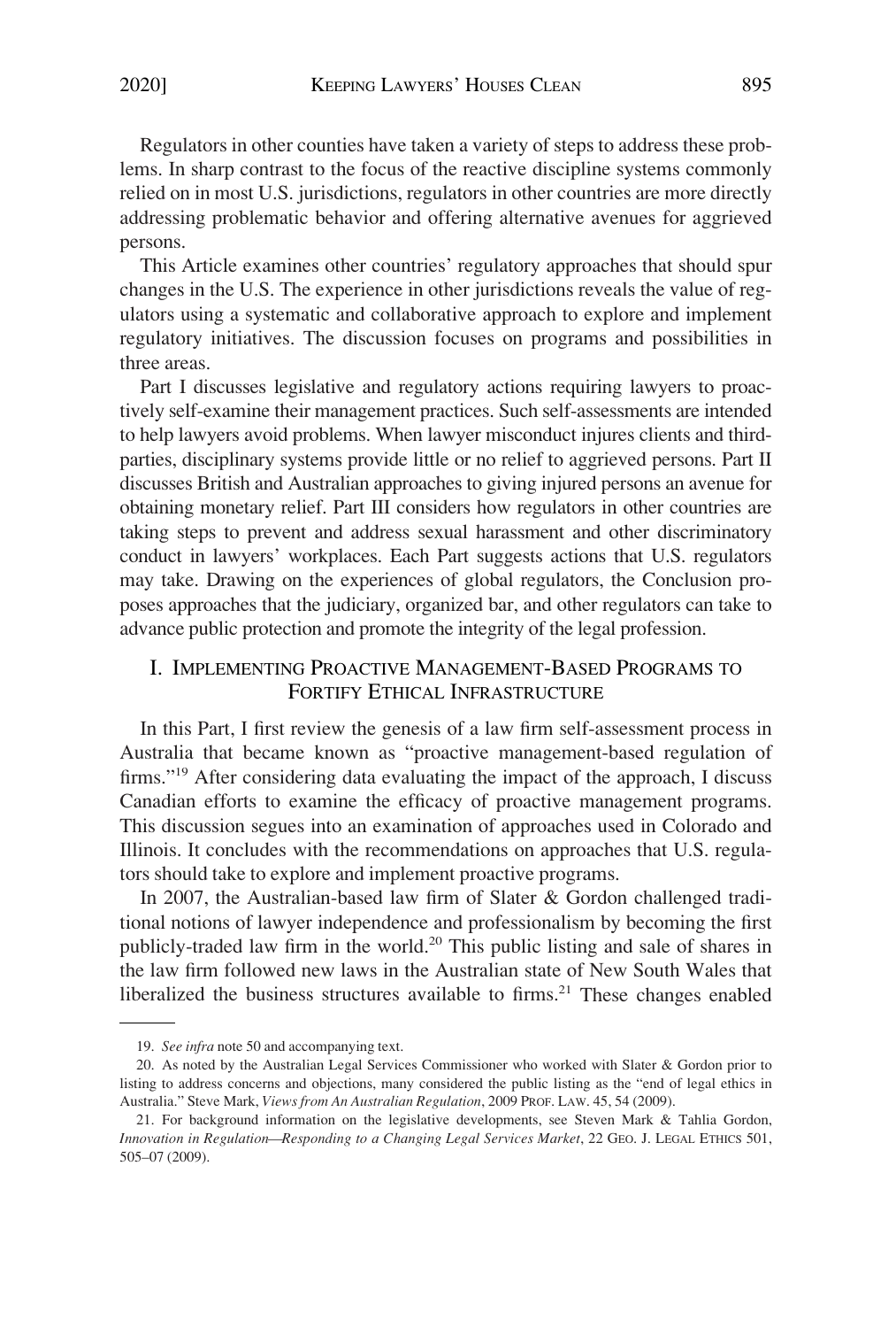Regulators in other counties have taken a variety of steps to address these problems. In sharp contrast to the focus of the reactive discipline systems commonly relied on in most U.S. jurisdictions, regulators in other countries are more directly addressing problematic behavior and offering alternative avenues for aggrieved persons.

This Article examines other countries' regulatory approaches that should spur changes in the U.S. The experience in other jurisdictions reveals the value of regulators using a systematic and collaborative approach to explore and implement regulatory initiatives. The discussion focuses on programs and possibilities in three areas.

Part I discusses legislative and regulatory actions requiring lawyers to proactively self-examine their management practices. Such self-assessments are intended to help lawyers avoid problems. When lawyer misconduct injures clients and third-parties, disciplinary systems provide little or no relief to aggrieved persons. Part II discusses British and Australian approaches to giving injured persons an avenue for obtaining monetary relief. Part III considers how regulators in other countries are taking steps to prevent and address sexual harassment and other discriminatory conduct in lawyers' workplaces. Each Part suggests actions that U.S. regulators may take. Drawing on the experiences of global regulators, the Conclusion proposes approaches that the judiciary, organized bar, and other regulators can take to advance public protection and promote the integrity of the legal profession.

## I. Implementing Proactive Management-Based Programs to Fortify Ethical Infrastructure

In this Part, I first review the genesis of a law firm self-assessment process in Australia that became known as "proactive management-based regulation of firms."[19] After considering data evaluating the impact of the approach, I discuss Canadian efforts to examine the efficacy of proactive management programs. This discussion segues into an examination of approaches used in Colorado and Illinois. It concludes with the recommendations on approaches that U.S. regulators should take to explore and implement proactive programs.

In 2007, the Australian-based law firm of Slater & Gordon challenged traditional notions of lawyer independence and professionalism by becoming the first publicly-traded law firm in the world.[20] This public listing and sale of shares in the law firm followed new laws in the Australian state of New South Wales that liberalized the business structures available to firms.[21] These changes enabled

---

19. *See infra* note 50 and accompanying text.

20. As noted by the Australian Legal Services Commissioner who worked with Slater & Gordon prior to listing to address concerns and objections, many considered the public listing as the "end of legal ethics in Australia." Steve Mark, *Views from An Australian Regulation*, 2009 PROF. LAW. 45, 54 (2009).

21. For background information on the legislative developments, see Steven Mark & Tahlia Gordon, *Innovation in Regulation—Responding to a Changing Legal Services Market*, 22 GEO. J. LEGAL ETHICS 501, 505–07 (2009).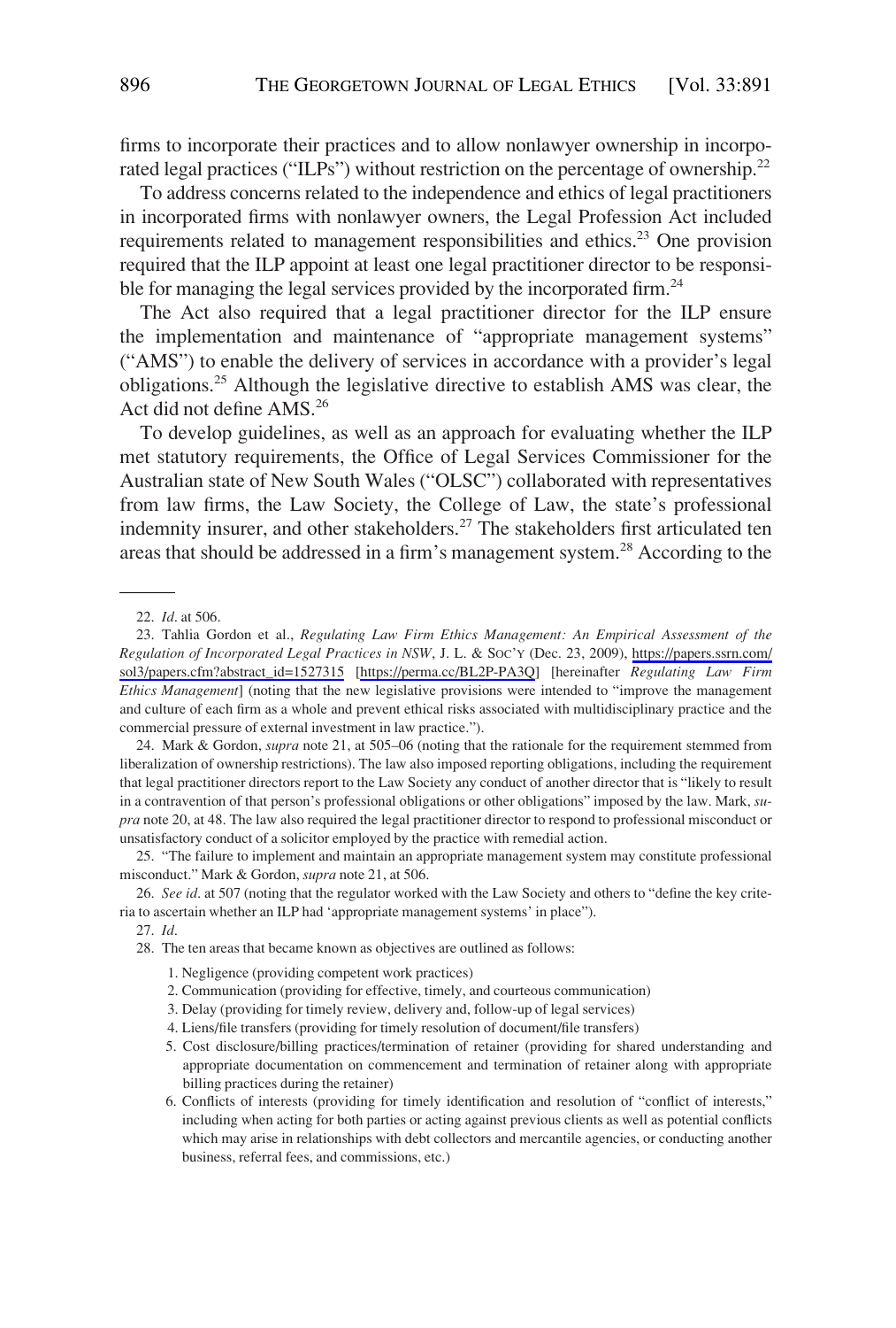firms to incorporate their practices and to allow nonlawyer ownership in incorporated legal practices ("ILPs") without restriction on the percentage of ownership.[22]

To address concerns related to the independence and ethics of legal practitioners in incorporated firms with nonlawyer owners, the Legal Profession Act included requirements related to management responsibilities and ethics.[23] One provision required that the ILP appoint at least one legal practitioner director to be responsible for managing the legal services provided by the incorporated firm.[24]

The Act also required that a legal practitioner director for the ILP ensure the implementation and maintenance of "appropriate management systems" ("AMS") to enable the delivery of services in accordance with a provider's legal obligations.[25] Although the legislative directive to establish AMS was clear, the Act did not define AMS.[26]

To develop guidelines, as well as an approach for evaluating whether the ILP met statutory requirements, the Office of Legal Services Commissioner for the Australian state of New South Wales ("OLSC") collaborated with representatives from law firms, the Law Society, the College of Law, the state's professional indemnity insurer, and other stakeholders.[27] The stakeholders first articulated ten areas that should be addressed in a firm's management system.[28] According to the

---

22. *Id*. at 506.

23. Tahlia Gordon et al., *Regulating Law Firm Ethics Management: An Empirical Assessment of the Regulation of Incorporated Legal Practices in NSW*, J. L. & SOC'Y (Dec. 23, 2009), https://papers.ssrn.com/sol3/papers.cfm?abstract_id=1527315 [https://perma.cc/BL2P-PA3Q] [hereinafter *Regulating Law Firm Ethics Management*] (noting that the new legislative provisions were intended to "improve the management and culture of each firm as a whole and prevent ethical risks associated with multidisciplinary practice and the commercial pressure of external investment in law practice.").

24. Mark & Gordon, *supra* note 21, at 505–06 (noting that the rationale for the requirement stemmed from liberalization of ownership restrictions). The law also imposed reporting obligations, including the requirement that legal practitioner directors report to the Law Society any conduct of another director that is "likely to result in a contravention of that person's professional obligations or other obligations" imposed by the law. Mark, *supra* note 20, at 48. The law also required the legal practitioner director to respond to professional misconduct or unsatisfactory conduct of a solicitor employed by the practice with remedial action.

25. "The failure to implement and maintain an appropriate management system may constitute professional misconduct." Mark & Gordon, *supra* note 21, at 506.

26. *See id*. at 507 (noting that the regulator worked with the Law Society and others to "define the key criteria to ascertain whether an ILP had 'appropriate management systems' in place").

27. *Id*.

28. The ten areas that became known as objectives are outlined as follows:

1. Negligence (providing competent work practices)
2. Communication (providing for effective, timely, and courteous communication)
3. Delay (providing for timely review, delivery and, follow-up of legal services)
4. Liens/file transfers (providing for timely resolution of document/file transfers)
5. Cost disclosure/billing practices/termination of retainer (providing for shared understanding and appropriate documentation on commencement and termination of retainer along with appropriate billing practices during the retainer)
6. Conflicts of interests (providing for timely identification and resolution of "conflict of interests," including when acting for both parties or acting against previous clients as well as potential conflicts which may arise in relationships with debt collectors and mercantile agencies, or conducting another business, referral fees, and commissions, etc.)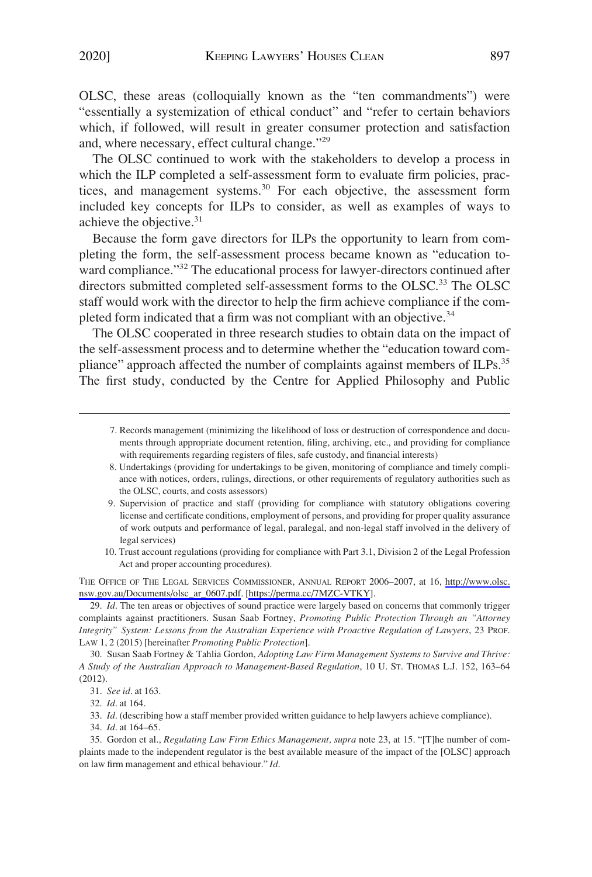OLSC, these areas (colloquially known as the "ten commandments") were "essentially a systemization of ethical conduct" and "refer to certain behaviors which, if followed, will result in greater consumer protection and satisfaction and, where necessary, effect cultural change."[29]

The OLSC continued to work with the stakeholders to develop a process in which the ILP completed a self-assessment form to evaluate firm policies, practices, and management systems.[30] For each objective, the assessment form included key concepts for ILPs to consider, as well as examples of ways to achieve the objective.[31]

Because the form gave directors for ILPs the opportunity to learn from completing the form, the self-assessment process became known as "education toward compliance."[32] The educational process for lawyer-directors continued after directors submitted completed self-assessment forms to the OLSC.[33] The OLSC staff would work with the director to help the firm achieve compliance if the completed form indicated that a firm was not compliant with an objective.[34]

The OLSC cooperated in three research studies to obtain data on the impact of the self-assessment process and to determine whether the "education toward compliance" approach affected the number of complaints against members of ILPs.[35] The first study, conducted by the Centre for Applied Philosophy and Public

---

7. Records management (minimizing the likelihood of loss or destruction of correspondence and documents through appropriate document retention, filing, archiving, etc., and providing for compliance with requirements regarding registers of files, safe custody, and financial interests)
8. Undertakings (providing for undertakings to be given, monitoring of compliance and timely compliance with notices, orders, rulings, directions, or other requirements of regulatory authorities such as the OLSC, courts, and costs assessors)
9. Supervision of practice and staff (providing for compliance with statutory obligations covering license and certificate conditions, employment of persons, and providing for proper quality assurance of work outputs and performance of legal, paralegal, and non-legal staff involved in the delivery of legal services)
10. Trust account regulations (providing for compliance with Part 3.1, Division 2 of the Legal Profession Act and proper accounting procedures).

THE OFFICE OF THE LEGAL SERVICES COMMISSIONER, ANNUAL REPORT 2006–2007, at 16, http://www.olsc.nsw.gov.au/Documents/olsc_ar_0607.pdf. [https://perma.cc/7MZC-VTKY].

29. *Id*. The ten areas or objectives of sound practice were largely based on concerns that commonly trigger complaints against practitioners. Susan Saab Fortney, *Promoting Public Protection Through an "Attorney Integrity" System: Lessons from the Australian Experience with Proactive Regulation of Lawyers*, 23 PROF. LAW 1, 2 (2015) [hereinafter *Promoting Public Protection*].

30. Susan Saab Fortney & Tahlia Gordon, *Adopting Law Firm Management Systems to Survive and Thrive: A Study of the Australian Approach to Management-Based Regulation*, 10 U. ST. THOMAS L.J. 152, 163–64 (2012).

31. *See id*. at 163.

32. *Id*. at 164.

33. *Id*. (describing how a staff member provided written guidance to help lawyers achieve compliance).

34. *Id*. at 164–65.

35. Gordon et al., *Regulating Law Firm Ethics Management, supra* note 23, at 15. "[T]he number of complaints made to the independent regulator is the best available measure of the impact of the [OLSC] approach on law firm management and ethical behaviour." *Id*.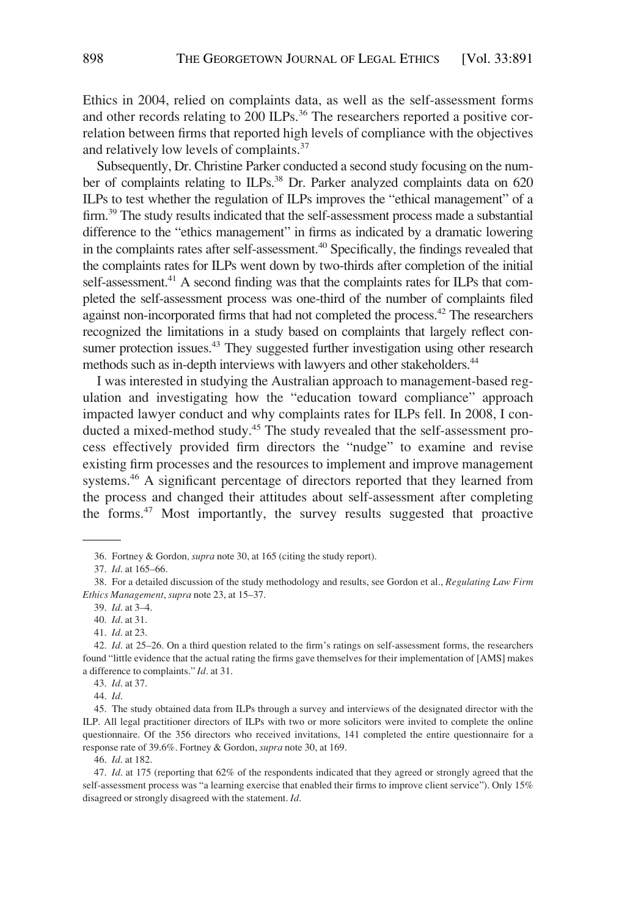Ethics in 2004, relied on complaints data, as well as the self-assessment forms and other records relating to 200 ILPs.[36] The researchers reported a positive correlation between firms that reported high levels of compliance with the objectives and relatively low levels of complaints.[37]

Subsequently, Dr. Christine Parker conducted a second study focusing on the number of complaints relating to ILPs.[38] Dr. Parker analyzed complaints data on 620 ILPs to test whether the regulation of ILPs improves the "ethical management" of a firm.[39] The study results indicated that the self-assessment process made a substantial difference to the "ethics management" in firms as indicated by a dramatic lowering in the complaints rates after self-assessment.[40] Specifically, the findings revealed that the complaints rates for ILPs went down by two-thirds after completion of the initial self-assessment.[41] A second finding was that the complaints rates for ILPs that completed the self-assessment process was one-third of the number of complaints filed against non-incorporated firms that had not completed the process.[42] The researchers recognized the limitations in a study based on complaints that largely reflect consumer protection issues.[43] They suggested further investigation using other research methods such as in-depth interviews with lawyers and other stakeholders.[44]

I was interested in studying the Australian approach to management-based regulation and investigating how the "education toward compliance" approach impacted lawyer conduct and why complaints rates for ILPs fell. In 2008, I conducted a mixed-method study.[45] The study revealed that the self-assessment process effectively provided firm directors the "nudge" to examine and revise existing firm processes and the resources to implement and improve management systems.[46] A significant percentage of directors reported that they learned from the process and changed their attitudes about self-assessment after completing the forms.[47] Most importantly, the survey results suggested that proactive

---

36. Fortney & Gordon, *supra* note 30, at 165 (citing the study report).

37. *Id*. at 165–66.

38. For a detailed discussion of the study methodology and results, see Gordon et al., *Regulating Law Firm Ethics Management*, *supra* note 23, at 15–37.

39. *Id*. at 3–4.

40. *Id*. at 31.

41. *Id*. at 23.

42. *Id*. at 25–26. On a third question related to the firm's ratings on self-assessment forms, the researchers found "little evidence that the actual rating the firms gave themselves for their implementation of [AMS] makes a difference to complaints." *Id*. at 31.

43. *Id*. at 37.

44. *Id*.

45. The study obtained data from ILPs through a survey and interviews of the designated director with the ILP. All legal practitioner directors of ILPs with two or more solicitors were invited to complete the online questionnaire. Of the 356 directors who received invitations, 141 completed the entire questionnaire for a response rate of 39.6%. Fortney & Gordon, *supra* note 30, at 169.

46. *Id*. at 182.

47. *Id*. at 175 (reporting that 62% of the respondents indicated that they agreed or strongly agreed that the self-assessment process was "a learning exercise that enabled their firms to improve client service"). Only 15% disagreed or strongly disagreed with the statement. *Id*.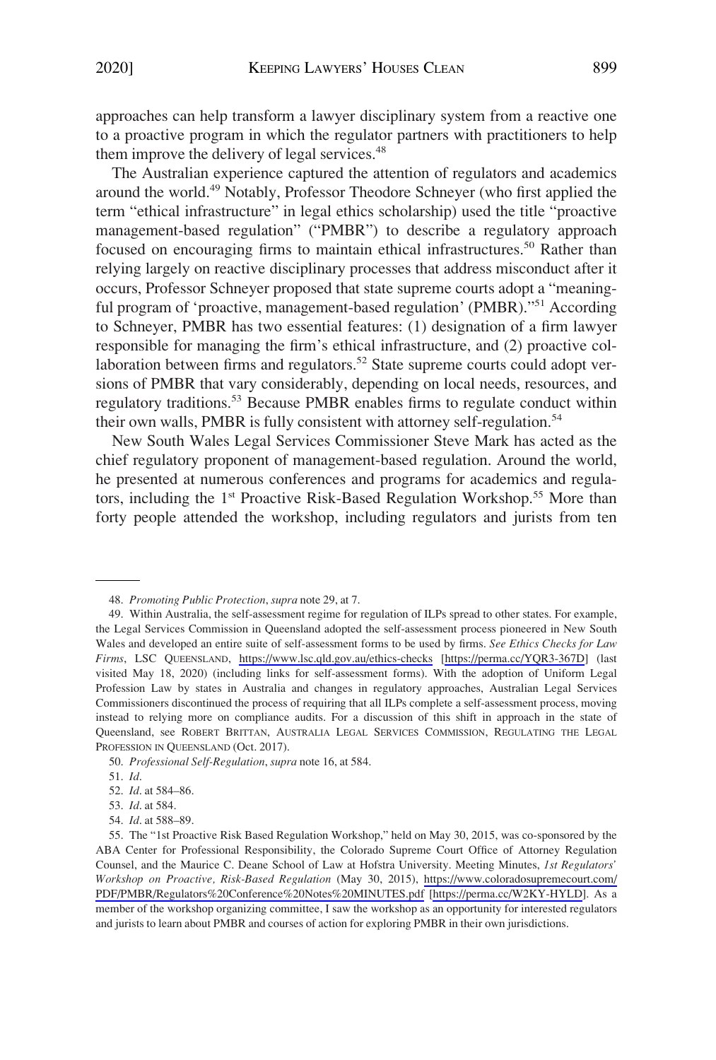approaches can help transform a lawyer disciplinary system from a reactive one to a proactive program in which the regulator partners with practitioners to help them improve the delivery of legal services.[48]

The Australian experience captured the attention of regulators and academics around the world.[49] Notably, Professor Theodore Schneyer (who first applied the term "ethical infrastructure" in legal ethics scholarship) used the title "proactive management-based regulation" ("PMBR") to describe a regulatory approach focused on encouraging firms to maintain ethical infrastructures.[50] Rather than relying largely on reactive disciplinary processes that address misconduct after it occurs, Professor Schneyer proposed that state supreme courts adopt a "meaningful program of 'proactive, management-based regulation' (PMBR)."[51] According to Schneyer, PMBR has two essential features: (1) designation of a firm lawyer responsible for managing the firm's ethical infrastructure, and (2) proactive collaboration between firms and regulators.[52] State supreme courts could adopt versions of PMBR that vary considerably, depending on local needs, resources, and regulatory traditions.[53] Because PMBR enables firms to regulate conduct within their own walls, PMBR is fully consistent with attorney self-regulation.[54]

New South Wales Legal Services Commissioner Steve Mark has acted as the chief regulatory proponent of management-based regulation. Around the world, he presented at numerous conferences and programs for academics and regulators, including the 1st Proactive Risk-Based Regulation Workshop.[55] More than forty people attended the workshop, including regulators and jurists from ten

---

48. *Promoting Public Protection*, *supra* note 29, at 7.

49. Within Australia, the self-assessment regime for regulation of ILPs spread to other states. For example, the Legal Services Commission in Queensland adopted the self-assessment process pioneered in New South Wales and developed an entire suite of self-assessment forms to be used by firms. *See Ethics Checks for Law Firms*, LSC QUEENSLAND, https://www.lsc.qld.gov.au/ethics-checks [https://perma.cc/YQR3-367D] (last visited May 18, 2020) (including links for self-assessment forms). With the adoption of Uniform Legal Profession Law by states in Australia and changes in regulatory approaches, Australian Legal Services Commissioners discontinued the process of requiring that all ILPs complete a self-assessment process, moving instead to relying more on compliance audits. For a discussion of this shift in approach in the state of Queensland, see ROBERT BRITTAN, AUSTRALIA LEGAL SERVICES COMMISSION, REGULATING THE LEGAL PROFESSION IN QUEENSLAND (Oct. 2017).

50. *Professional Self-Regulation*, *supra* note 16, at 584.

51. *Id*.

52. *Id*. at 584–86.

53. *Id*. at 584.

54. *Id*. at 588–89.

55. The "1st Proactive Risk Based Regulation Workshop," held on May 30, 2015, was co-sponsored by the ABA Center for Professional Responsibility, the Colorado Supreme Court Office of Attorney Regulation Counsel, and the Maurice C. Deane School of Law at Hofstra University. Meeting Minutes, *1st Regulators' Workshop on Proactive, Risk-Based Regulation* (May 30, 2015), https://www.coloradosupremecourt.com/PDF/PMBR/Regulators%20Conference%20Notes%20MINUTES.pdf [https://perma.cc/W2KY-HYLD]. As a member of the workshop organizing committee, I saw the workshop as an opportunity for interested regulators and jurists to learn about PMBR and courses of action for exploring PMBR in their own jurisdictions.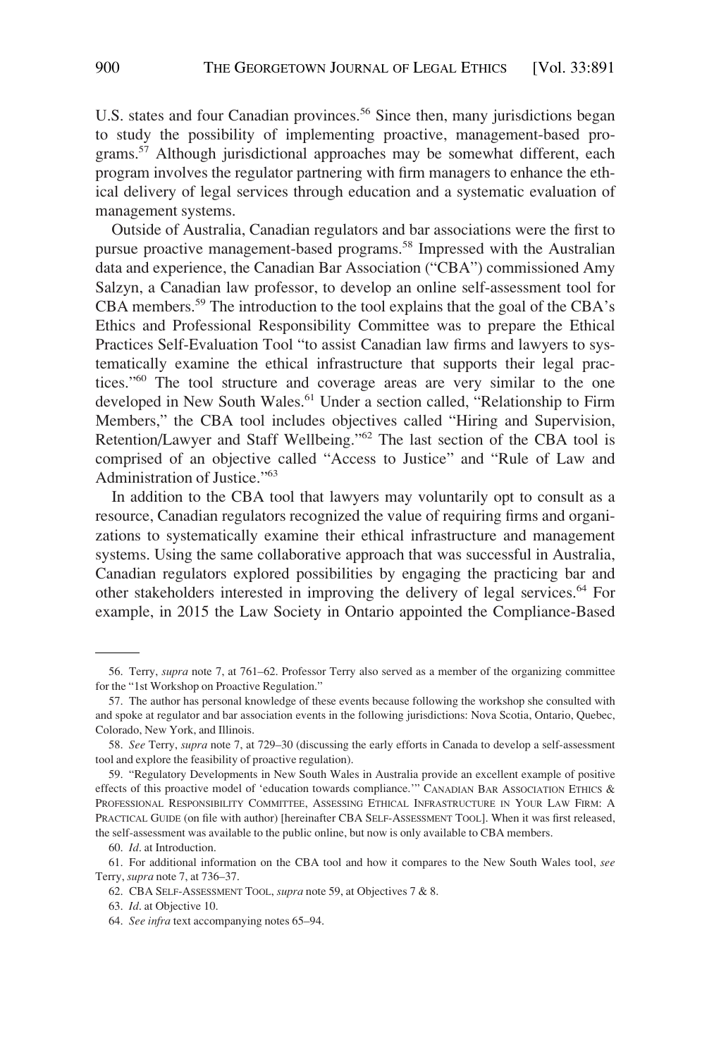U.S. states and four Canadian provinces.[56] Since then, many jurisdictions began to study the possibility of implementing proactive, management-based programs.[57] Although jurisdictional approaches may be somewhat different, each program involves the regulator partnering with firm managers to enhance the ethical delivery of legal services through education and a systematic evaluation of management systems.

Outside of Australia, Canadian regulators and bar associations were the first to pursue proactive management-based programs.[58] Impressed with the Australian data and experience, the Canadian Bar Association ("CBA") commissioned Amy Salzyn, a Canadian law professor, to develop an online self-assessment tool for CBA members.[59] The introduction to the tool explains that the goal of the CBA's Ethics and Professional Responsibility Committee was to prepare the Ethical Practices Self-Evaluation Tool "to assist Canadian law firms and lawyers to systematically examine the ethical infrastructure that supports their legal practices."[60] The tool structure and coverage areas are very similar to the one developed in New South Wales.[61] Under a section called, "Relationship to Firm Members," the CBA tool includes objectives called "Hiring and Supervision, Retention/Lawyer and Staff Wellbeing."[62] The last section of the CBA tool is comprised of an objective called "Access to Justice" and "Rule of Law and Administration of Justice."[63]

In addition to the CBA tool that lawyers may voluntarily opt to consult as a resource, Canadian regulators recognized the value of requiring firms and organizations to systematically examine their ethical infrastructure and management systems. Using the same collaborative approach that was successful in Australia, Canadian regulators explored possibilities by engaging the practicing bar and other stakeholders interested in improving the delivery of legal services.[64] For example, in 2015 the Law Society in Ontario appointed the Compliance-Based

---

56. Terry, *supra* note 7, at 761–62. Professor Terry also served as a member of the organizing committee for the "1st Workshop on Proactive Regulation."

57. The author has personal knowledge of these events because following the workshop she consulted with and spoke at regulator and bar association events in the following jurisdictions: Nova Scotia, Ontario, Quebec, Colorado, New York, and Illinois.

58. *See* Terry, *supra* note 7, at 729–30 (discussing the early efforts in Canada to develop a self-assessment tool and explore the feasibility of proactive regulation).

59. "Regulatory Developments in New South Wales in Australia provide an excellent example of positive effects of this proactive model of 'education towards compliance.'" CANADIAN BAR ASSOCIATION ETHICS & PROFESSIONAL RESPONSIBILITY COMMITTEE, ASSESSING ETHICAL INFRASTRUCTURE IN YOUR LAW FIRM: A PRACTICAL GUIDE (on file with author) [hereinafter CBA SELF-ASSESSMENT TOOL]. When it was first released, the self-assessment was available to the public online, but now is only available to CBA members.

60. *Id*. at Introduction.

61. For additional information on the CBA tool and how it compares to the New South Wales tool, *see* Terry, *supra* note 7, at 736–37.

62. CBA SELF-ASSESSMENT TOOL, *supra* note 59, at Objectives 7 & 8.

63. *Id*. at Objective 10.

64. *See infra* text accompanying notes 65–94.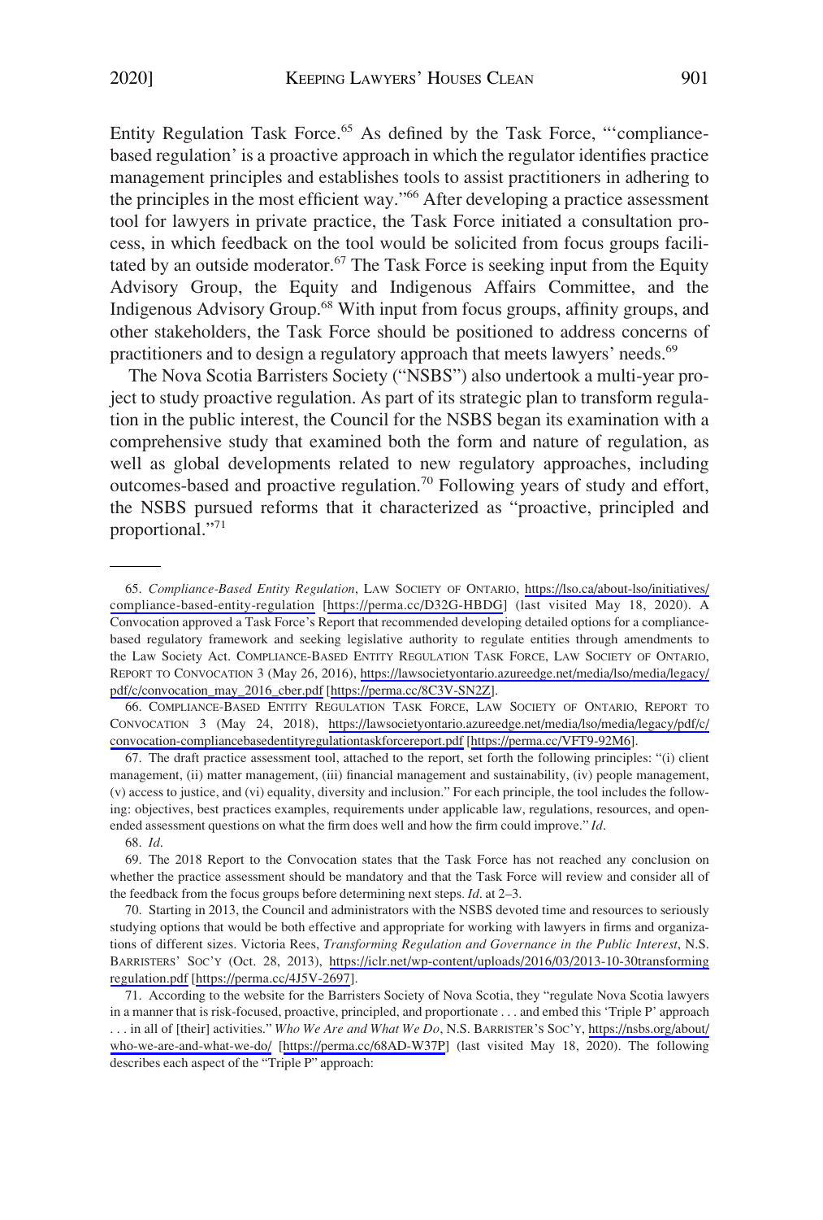Entity Regulation Task Force.[65] As defined by the Task Force, "'compliance-based regulation' is a proactive approach in which the regulator identifies practice management principles and establishes tools to assist practitioners in adhering to the principles in the most efficient way."[66] After developing a practice assessment tool for lawyers in private practice, the Task Force initiated a consultation process, in which feedback on the tool would be solicited from focus groups facilitated by an outside moderator.[67] The Task Force is seeking input from the Equity Advisory Group, the Equity and Indigenous Affairs Committee, and the Indigenous Advisory Group.[68] With input from focus groups, affinity groups, and other stakeholders, the Task Force should be positioned to address concerns of practitioners and to design a regulatory approach that meets lawyers' needs.[69]

The Nova Scotia Barristers Society ("NSBS") also undertook a multi-year project to study proactive regulation. As part of its strategic plan to transform regulation in the public interest, the Council for the NSBS began its examination with a comprehensive study that examined both the form and nature of regulation, as well as global developments related to new regulatory approaches, including outcomes-based and proactive regulation.[70] Following years of study and effort, the NSBS pursued reforms that it characterized as "proactive, principled and proportional."[71]

---

65. *Compliance-Based Entity Regulation*, LAW SOCIETY OF ONTARIO, https://lso.ca/about-lso/initiatives/compliance-based-entity-regulation [https://perma.cc/D32G-HBDG] (last visited May 18, 2020). A Convocation approved a Task Force's Report that recommended developing detailed options for a compliance-based regulatory framework and seeking legislative authority to regulate entities through amendments to the Law Society Act. COMPLIANCE-BASED ENTITY REGULATION TASK FORCE, LAW SOCIETY OF ONTARIO, REPORT TO CONVOCATION 3 (May 26, 2016), https://lawsocietyontario.azureedge.net/media/lso/media/legacy/pdf/c/convocation_may_2016_cber.pdf [https://perma.cc/8C3V-SN2Z].

66. COMPLIANCE-BASED ENTITY REGULATION TASK FORCE, LAW SOCIETY OF ONTARIO, REPORT TO CONVOCATION 3 (May 24, 2018), https://lawsocietyontario.azureedge.net/media/lso/media/legacy/pdf/c/convocation-compliancebasedentityregulationtaskforcereport.pdf [https://perma.cc/VFT9-92M6].

67. The draft practice assessment tool, attached to the report, set forth the following principles: "(i) client management, (ii) matter management, (iii) financial management and sustainability, (iv) people management, (v) access to justice, and (vi) equality, diversity and inclusion." For each principle, the tool includes the following: objectives, best practices examples, requirements under applicable law, regulations, resources, and open-ended assessment questions on what the firm does well and how the firm could improve." *Id*.

68. *Id*.

69. The 2018 Report to the Convocation states that the Task Force has not reached any conclusion on whether the practice assessment should be mandatory and that the Task Force will review and consider all of the feedback from the focus groups before determining next steps. *Id*. at 2–3.

70. Starting in 2013, the Council and administrators with the NSBS devoted time and resources to seriously studying options that would be both effective and appropriate for working with lawyers in firms and organizations of different sizes. Victoria Rees, *Transforming Regulation and Governance in the Public Interest*, N.S. BARRISTERS' SOC'Y (Oct. 28, 2013), https://iclr.net/wp-content/uploads/2016/03/2013-10-30transformingregulation.pdf [https://perma.cc/4J5V-2697].

71. According to the website for the Barristers Society of Nova Scotia, they "regulate Nova Scotia lawyers in a manner that is risk-focused, proactive, principled, and proportionate . . . and embed this 'Triple P' approach . . . in all of [their] activities." *Who We Are and What We Do*, N.S. BARRISTER'S SOC'Y, https://nsbs.org/about/who-we-are-and-what-we-do/ [https://perma.cc/68AD-W37P] (last visited May 18, 2020). The following describes each aspect of the "Triple P" approach: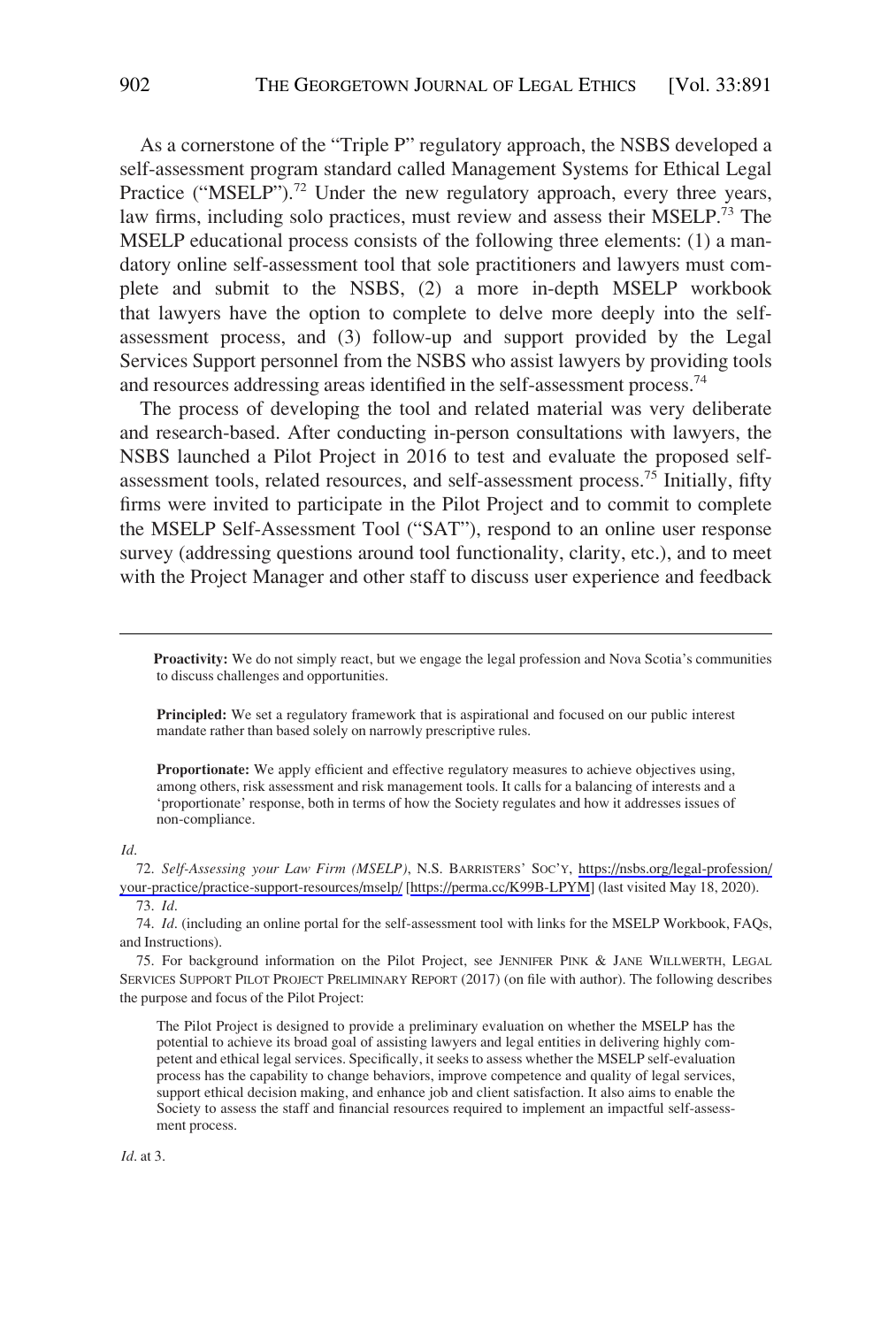As a cornerstone of the "Triple P" regulatory approach, the NSBS developed a self-assessment program standard called Management Systems for Ethical Legal Practice ("MSELP").[72] Under the new regulatory approach, every three years, law firms, including solo practices, must review and assess their MSELP.[73] The MSELP educational process consists of the following three elements: (1) a mandatory online self-assessment tool that sole practitioners and lawyers must complete and submit to the NSBS, (2) a more in-depth MSELP workbook that lawyers have the option to complete to delve more deeply into the self-assessment process, and (3) follow-up and support provided by the Legal Services Support personnel from the NSBS who assist lawyers by providing tools and resources addressing areas identified in the self-assessment process.[74]

The process of developing the tool and related material was very deliberate and research-based. After conducting in-person consultations with lawyers, the NSBS launched a Pilot Project in 2016 to test and evaluate the proposed self-assessment tools, related resources, and self-assessment process.[75] Initially, fifty firms were invited to participate in the Pilot Project and to commit to complete the MSELP Self-Assessment Tool ("SAT"), respond to an online user response survey (addressing questions around tool functionality, clarity, etc.), and to meet with the Project Manager and other staff to discuss user experience and feedback

---

> **Proactivity:** We do not simply react, but we engage the legal profession and Nova Scotia's communities to discuss challenges and opportunities.
>
> **Principled:** We set a regulatory framework that is aspirational and focused on our public interest mandate rather than based solely on narrowly prescriptive rules.
>
> **Proportionate:** We apply efficient and effective regulatory measures to achieve objectives using, among others, risk assessment and risk management tools. It calls for a balancing of interests and a 'proportionate' response, both in terms of how the Society regulates and how it addresses issues of non-compliance.

*Id.*

72. *Self-Assessing your Law Firm (MSELP)*, N.S. BARRISTERS' SOC'Y, https://nsbs.org/legal-profession/your-practice/practice-support-resources/mselp/ [https://perma.cc/K99B-LPYM] (last visited May 18, 2020).

73. *Id.*

74. *Id.* (including an online portal for the self-assessment tool with links for the MSELP Workbook, FAQs, and Instructions).

75. For background information on the Pilot Project, see JENNIFER PINK & JANE WILLWERTH, LEGAL SERVICES SUPPORT PILOT PROJECT PRELIMINARY REPORT (2017) (on file with author). The following describes the purpose and focus of the Pilot Project:

> The Pilot Project is designed to provide a preliminary evaluation on whether the MSELP has the potential to achieve its broad goal of assisting lawyers and legal entities in delivering highly competent and ethical legal services. Specifically, it seeks to assess whether the MSELP self-evaluation process has the capability to change behaviors, improve competence and quality of legal services, support ethical decision making, and enhance job and client satisfaction. It also aims to enable the Society to assess the staff and financial resources required to implement an impactful self-assessment process.

*Id.* at 3.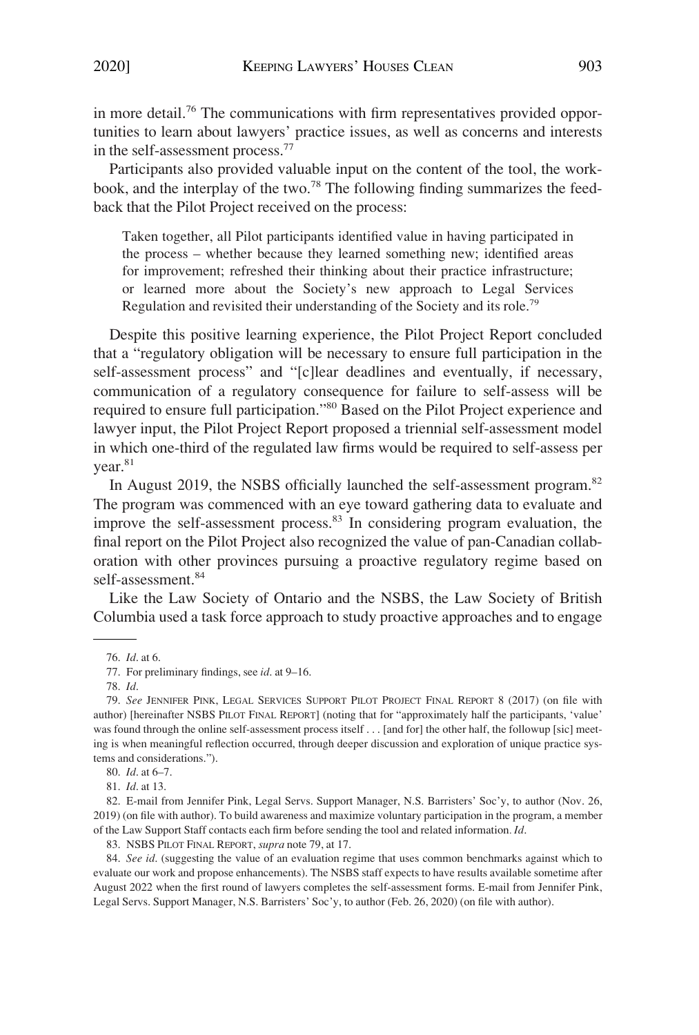in more detail.[76] The communications with firm representatives provided opportunities to learn about lawyers' practice issues, as well as concerns and interests in the self-assessment process.[77]

Participants also provided valuable input on the content of the tool, the workbook, and the interplay of the two.[78] The following finding summarizes the feedback that the Pilot Project received on the process:

> Taken together, all Pilot participants identified value in having participated in the process – whether because they learned something new; identified areas for improvement; refreshed their thinking about their practice infrastructure; or learned more about the Society's new approach to Legal Services Regulation and revisited their understanding of the Society and its role.[79]

Despite this positive learning experience, the Pilot Project Report concluded that a "regulatory obligation will be necessary to ensure full participation in the self-assessment process" and "[c]lear deadlines and eventually, if necessary, communication of a regulatory consequence for failure to self-assess will be required to ensure full participation."[80] Based on the Pilot Project experience and lawyer input, the Pilot Project Report proposed a triennial self-assessment model in which one-third of the regulated law firms would be required to self-assess per year.[81]

In August 2019, the NSBS officially launched the self-assessment program.[82] The program was commenced with an eye toward gathering data to evaluate and improve the self-assessment process.[83] In considering program evaluation, the final report on the Pilot Project also recognized the value of pan-Canadian collaboration with other provinces pursuing a proactive regulatory regime based on self-assessment.[84]

Like the Law Society of Ontario and the NSBS, the Law Society of British Columbia used a task force approach to study proactive approaches and to engage

---

76. *Id*. at 6.

77. For preliminary findings, see *id*. at 9–16.

78. *Id*.

79. *See* JENNIFER PINK, LEGAL SERVICES SUPPORT PILOT PROJECT FINAL REPORT 8 (2017) (on file with author) [hereinafter NSBS PILOT FINAL REPORT] (noting that for "approximately half the participants, 'value' was found through the online self-assessment process itself . . . [and for] the other half, the followup [sic] meeting is when meaningful reflection occurred, through deeper discussion and exploration of unique practice systems and considerations.").

80. *Id*. at 6–7.

81. *Id*. at 13.

82. E-mail from Jennifer Pink, Legal Servs. Support Manager, N.S. Barristers' Soc'y, to author (Nov. 26, 2019) (on file with author). To build awareness and maximize voluntary participation in the program, a member of the Law Support Staff contacts each firm before sending the tool and related information. *Id*.

83. NSBS PILOT FINAL REPORT, *supra* note 79, at 17.

84. *See id*. (suggesting the value of an evaluation regime that uses common benchmarks against which to evaluate our work and propose enhancements). The NSBS staff expects to have results available sometime after August 2022 when the first round of lawyers completes the self-assessment forms. E-mail from Jennifer Pink, Legal Servs. Support Manager, N.S. Barristers' Soc'y, to author (Feb. 26, 2020) (on file with author).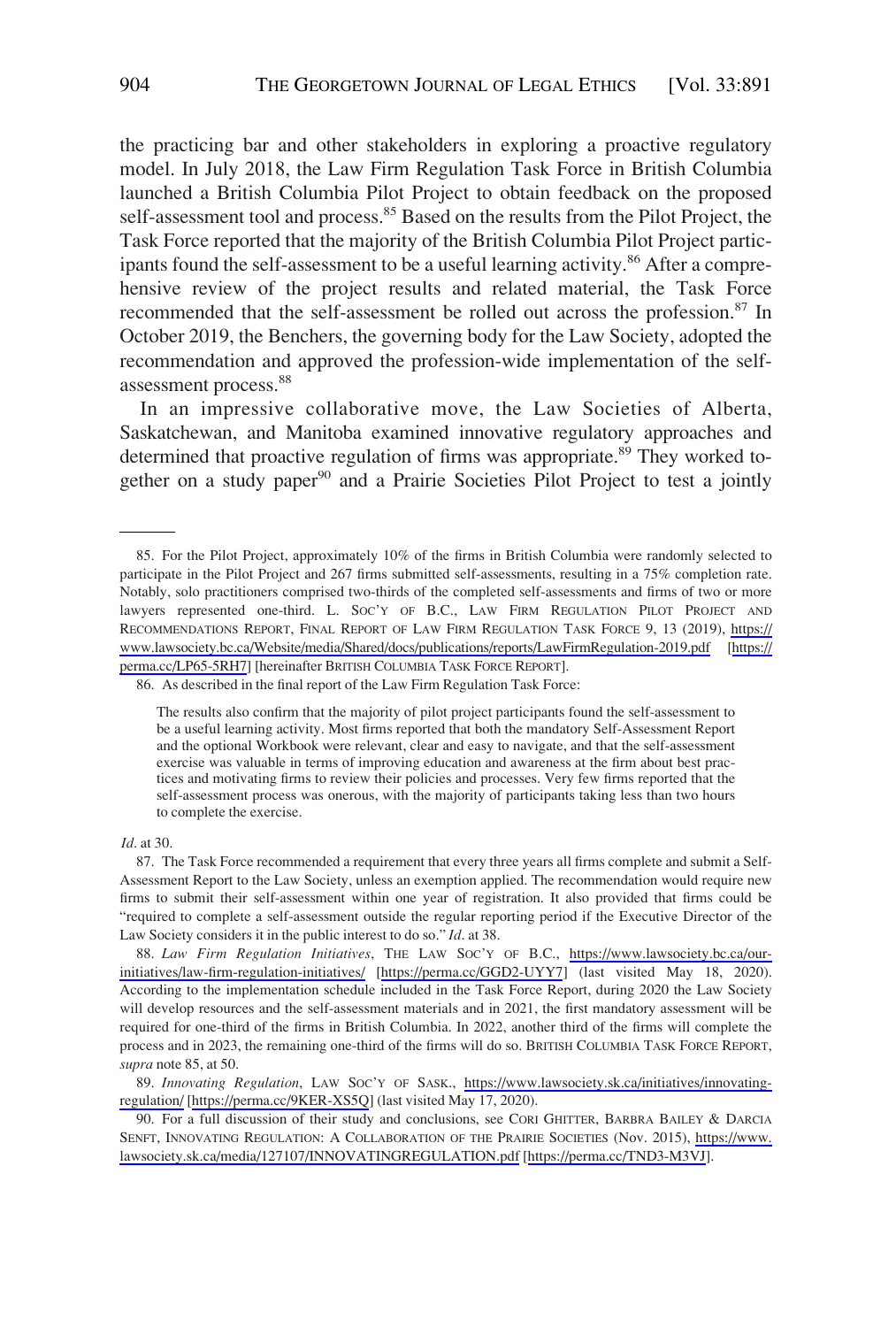the practicing bar and other stakeholders in exploring a proactive regulatory model. In July 2018, the Law Firm Regulation Task Force in British Columbia launched a British Columbia Pilot Project to obtain feedback on the proposed self-assessment tool and process.[85] Based on the results from the Pilot Project, the Task Force reported that the majority of the British Columbia Pilot Project participants found the self-assessment to be a useful learning activity.[86] After a comprehensive review of the project results and related material, the Task Force recommended that the self-assessment be rolled out across the profession.[87] In October 2019, the Benchers, the governing body for the Law Society, adopted the recommendation and approved the profession-wide implementation of the self-assessment process.[88]

In an impressive collaborative move, the Law Societies of Alberta, Saskatchewan, and Manitoba examined innovative regulatory approaches and determined that proactive regulation of firms was appropriate.[89] They worked together on a study paper[90] and a Prairie Societies Pilot Project to test a jointly

---

85. For the Pilot Project, approximately 10% of the firms in British Columbia were randomly selected to participate in the Pilot Project and 267 firms submitted self-assessments, resulting in a 75% completion rate. Notably, solo practitioners comprised two-thirds of the completed self-assessments and firms of two or more lawyers represented one-third. L. SOC'Y OF B.C., LAW FIRM REGULATION PILOT PROJECT AND RECOMMENDATIONS REPORT, FINAL REPORT OF LAW FIRM REGULATION TASK FORCE 9, 13 (2019), https://www.lawsociety.bc.ca/Website/media/Shared/docs/publications/reports/LawFirmRegulation-2019.pdf [https://perma.cc/LP65-5RH7] [hereinafter BRITISH COLUMBIA TASK FORCE REPORT].

86. As described in the final report of the Law Firm Regulation Task Force:

> The results also confirm that the majority of pilot project participants found the self-assessment to be a useful learning activity. Most firms reported that both the mandatory Self-Assessment Report and the optional Workbook were relevant, clear and easy to navigate, and that the self-assessment exercise was valuable in terms of improving education and awareness at the firm about best practices and motivating firms to review their policies and processes. Very few firms reported that the self-assessment process was onerous, with the majority of participants taking less than two hours to complete the exercise.

*Id*. at 30.

87. The Task Force recommended a requirement that every three years all firms complete and submit a Self-Assessment Report to the Law Society, unless an exemption applied. The recommendation would require new firms to submit their self-assessment within one year of registration. It also provided that firms could be "required to complete a self-assessment outside the regular reporting period if the Executive Director of the Law Society considers it in the public interest to do so." *Id*. at 38.

88. *Law Firm Regulation Initiatives*, THE LAW SOC'Y OF B.C., https://www.lawsociety.bc.ca/our-initiatives/law-firm-regulation-initiatives/ [https://perma.cc/GGD2-UYY7] (last visited May 18, 2020). According to the implementation schedule included in the Task Force Report, during 2020 the Law Society will develop resources and the self-assessment materials and in 2021, the first mandatory assessment will be required for one-third of the firms in British Columbia. In 2022, another third of the firms will complete the process and in 2023, the remaining one-third of the firms will do so. BRITISH COLUMBIA TASK FORCE REPORT, *supra* note 85, at 50.

89. *Innovating Regulation*, LAW SOC'Y OF SASK., https://www.lawsociety.sk.ca/initiatives/innovating-regulation/ [https://perma.cc/9KER-XS5Q] (last visited May 17, 2020).

90. For a full discussion of their study and conclusions, see CORI GHITTER, BARBRA BAILEY & DARCIA SENFT, INNOVATING REGULATION: A COLLABORATION OF THE PRAIRIE SOCIETIES (Nov. 2015), https://www.lawsociety.sk.ca/media/127107/INNOVATINGREGULATION.pdf [https://perma.cc/TND3-M3VJ].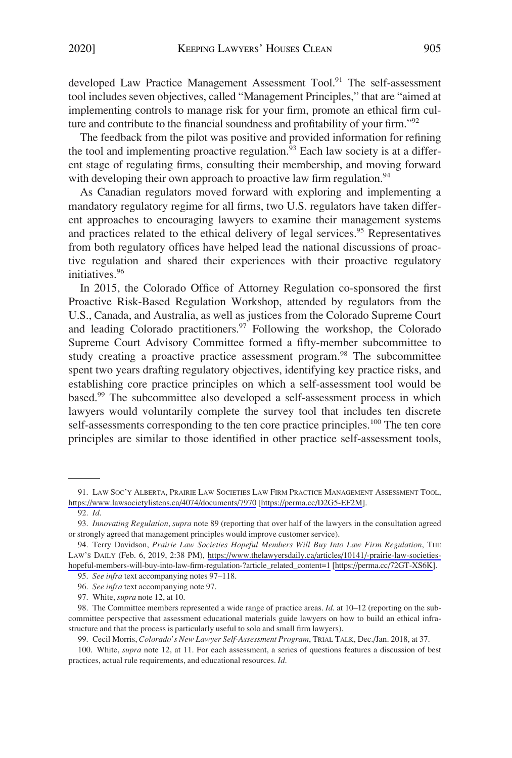developed Law Practice Management Assessment Tool.[91] The self-assessment tool includes seven objectives, called "Management Principles," that are "aimed at implementing controls to manage risk for your firm, promote an ethical firm culture and contribute to the financial soundness and profitability of your firm."[92]

The feedback from the pilot was positive and provided information for refining the tool and implementing proactive regulation.[93] Each law society is at a different stage of regulating firms, consulting their membership, and moving forward with developing their own approach to proactive law firm regulation.[94]

As Canadian regulators moved forward with exploring and implementing a mandatory regulatory regime for all firms, two U.S. regulators have taken different approaches to encouraging lawyers to examine their management systems and practices related to the ethical delivery of legal services.[95] Representatives from both regulatory offices have helped lead the national discussions of proactive regulation and shared their experiences with their proactive regulatory initiatives.[96]

In 2015, the Colorado Office of Attorney Regulation co-sponsored the first Proactive Risk-Based Regulation Workshop, attended by regulators from the U.S., Canada, and Australia, as well as justices from the Colorado Supreme Court and leading Colorado practitioners.[97] Following the workshop, the Colorado Supreme Court Advisory Committee formed a fifty-member subcommittee to study creating a proactive practice assessment program.[98] The subcommittee spent two years drafting regulatory objectives, identifying key practice risks, and establishing core practice principles on which a self-assessment tool would be based.[99] The subcommittee also developed a self-assessment process in which lawyers would voluntarily complete the survey tool that includes ten discrete self-assessments corresponding to the ten core practice principles.[100] The ten core principles are similar to those identified in other practice self-assessment tools,

---

91. LAW SOC'Y ALBERTA, PRAIRIE LAW SOCIETIES LAW FIRM PRACTICE MANAGEMENT ASSESSMENT TOOL, https://www.lawsocietylistens.ca/4074/documents/7970 [https://perma.cc/D2G5-EF2M].

92. *Id*.

93. *Innovating Regulation*, *supra* note 89 (reporting that over half of the lawyers in the consultation agreed or strongly agreed that management principles would improve customer service).

94. Terry Davidson, *Prairie Law Societies Hopeful Members Will Buy Into Law Firm Regulation*, THE LAW'S DAILY (Feb. 6, 2019, 2:38 PM), https://www.thelawyersdaily.ca/articles/10141/-prairie-law-societies-hopeful-members-will-buy-into-law-firm-regulation-?article_related_content=1 [https://perma.cc/72GT-XS6K].

95. *See infra* text accompanying notes 97–118.

96. *See infra* text accompanying note 97.

97. White, *supra* note 12, at 10.

98. The Committee members represented a wide range of practice areas. *Id*. at 10–12 (reporting on the subcommittee perspective that assessment educational materials guide lawyers on how to build an ethical infrastructure and that the process is particularly useful to solo and small firm lawyers).

99. Cecil Morris, *Colorado's New Lawyer Self-Assessment Program*, TRIAL TALK, Dec./Jan. 2018, at 37.

100. White, *supra* note 12, at 11. For each assessment, a series of questions features a discussion of best practices, actual rule requirements, and educational resources. *Id*.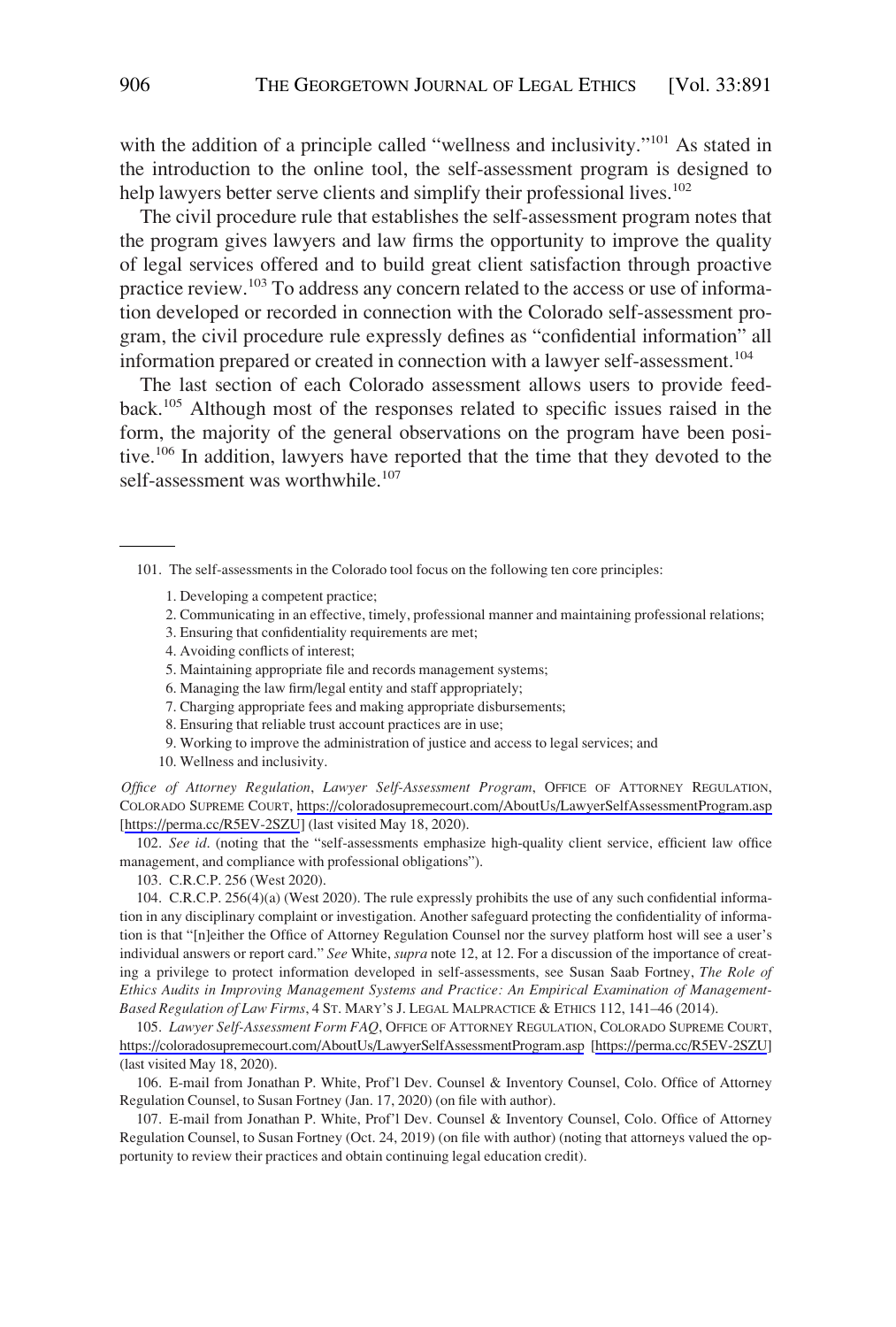with the addition of a principle called "wellness and inclusivity."[101] As stated in the introduction to the online tool, the self-assessment program is designed to help lawyers better serve clients and simplify their professional lives.[102]

The civil procedure rule that establishes the self-assessment program notes that the program gives lawyers and law firms the opportunity to improve the quality of legal services offered and to build great client satisfaction through proactive practice review.[103] To address any concern related to the access or use of information developed or recorded in connection with the Colorado self-assessment program, the civil procedure rule expressly defines as "confidential information" all information prepared or created in connection with a lawyer self-assessment.[104]

The last section of each Colorado assessment allows users to provide feedback.[105] Although most of the responses related to specific issues raised in the form, the majority of the general observations on the program have been positive.[106] In addition, lawyers have reported that the time that they devoted to the self-assessment was worthwhile.[107]

---

101. The self-assessments in the Colorado tool focus on the following ten core principles:

1. Developing a competent practice;
2. Communicating in an effective, timely, professional manner and maintaining professional relations;
3. Ensuring that confidentiality requirements are met;
4. Avoiding conflicts of interest;
5. Maintaining appropriate file and records management systems;
6. Managing the law firm/legal entity and staff appropriately;
7. Charging appropriate fees and making appropriate disbursements;
8. Ensuring that reliable trust account practices are in use;
9. Working to improve the administration of justice and access to legal services; and
10. Wellness and inclusivity.

*Office of Attorney Regulation*, *Lawyer Self-Assessment Program*, OFFICE OF ATTORNEY REGULATION, COLORADO SUPREME COURT, https://coloradosupremecourt.com/AboutUs/LawyerSelfAssessmentProgram.asp [https://perma.cc/R5EV-2SZU] (last visited May 18, 2020).

102. *See id*. (noting that the "self-assessments emphasize high-quality client service, efficient law office management, and compliance with professional obligations").

103. C.R.C.P. 256 (West 2020).

104. C.R.C.P. 256(4)(a) (West 2020). The rule expressly prohibits the use of any such confidential information in any disciplinary complaint or investigation. Another safeguard protecting the confidentiality of information is that "[n]either the Office of Attorney Regulation Counsel nor the survey platform host will see a user's individual answers or report card." *See* White, *supra* note 12, at 12. For a discussion of the importance of creating a privilege to protect information developed in self-assessments, see Susan Saab Fortney, *The Role of Ethics Audits in Improving Management Systems and Practice: An Empirical Examination of Management-Based Regulation of Law Firms*, 4 ST. MARY'S J. LEGAL MALPRACTICE & ETHICS 112, 141–46 (2014).

105. *Lawyer Self-Assessment Form FAQ*, OFFICE OF ATTORNEY REGULATION, COLORADO SUPREME COURT, https://coloradosupremecourt.com/AboutUs/LawyerSelfAssessmentProgram.asp [https://perma.cc/R5EV-2SZU] (last visited May 18, 2020).

106. E-mail from Jonathan P. White, Prof'l Dev. Counsel & Inventory Counsel, Colo. Office of Attorney Regulation Counsel, to Susan Fortney (Jan. 17, 2020) (on file with author).

107. E-mail from Jonathan P. White, Prof'l Dev. Counsel & Inventory Counsel, Colo. Office of Attorney Regulation Counsel, to Susan Fortney (Oct. 24, 2019) (on file with author) (noting that attorneys valued the opportunity to review their practices and obtain continuing legal education credit).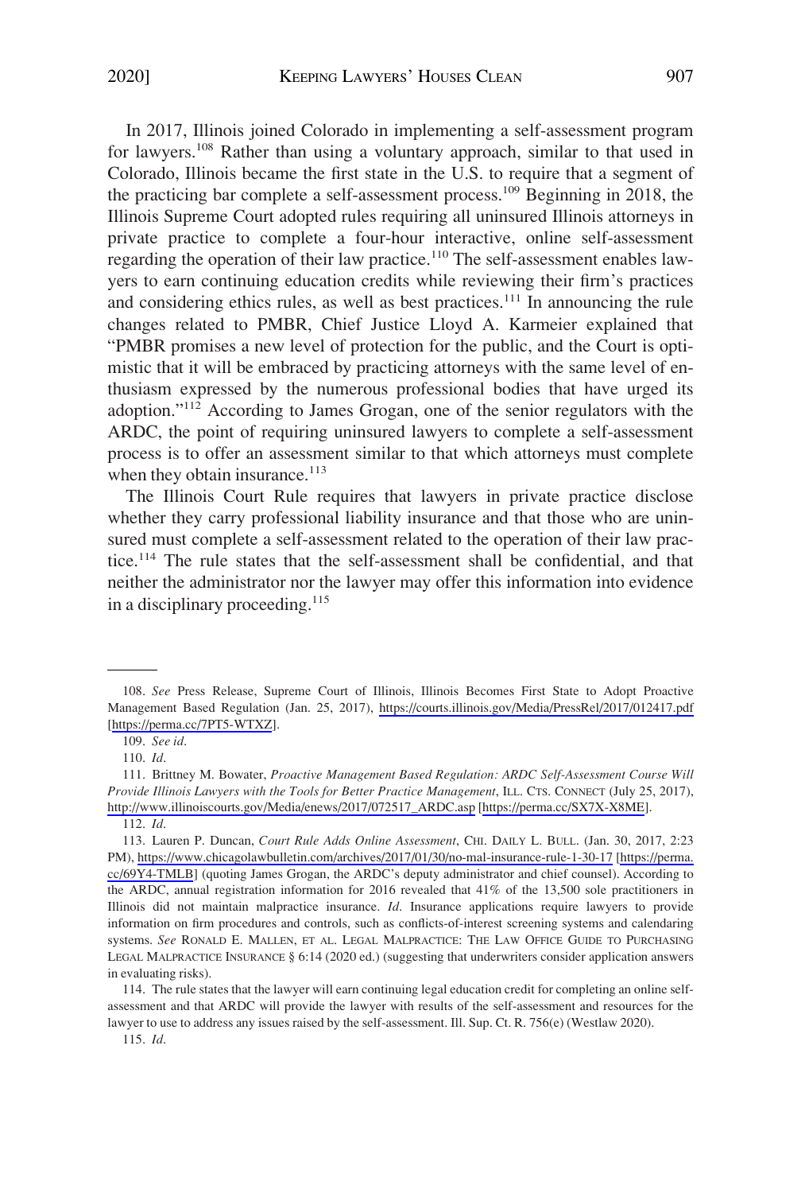In 2017, Illinois joined Colorado in implementing a self-assessment program for lawyers.[108] Rather than using a voluntary approach, similar to that used in Colorado, Illinois became the first state in the U.S. to require that a segment of the practicing bar complete a self-assessment process.[109] Beginning in 2018, the Illinois Supreme Court adopted rules requiring all uninsured Illinois attorneys in private practice to complete a four-hour interactive, online self-assessment regarding the operation of their law practice.[110] The self-assessment enables lawyers to earn continuing education credits while reviewing their firm's practices and considering ethics rules, as well as best practices.[111] In announcing the rule changes related to PMBR, Chief Justice Lloyd A. Karmeier explained that "PMBR promises a new level of protection for the public, and the Court is optimistic that it will be embraced by practicing attorneys with the same level of enthusiasm expressed by the numerous professional bodies that have urged its adoption."[112] According to James Grogan, one of the senior regulators with the ARDC, the point of requiring uninsured lawyers to complete a self-assessment process is to offer an assessment similar to that which attorneys must complete when they obtain insurance.[113]

The Illinois Court Rule requires that lawyers in private practice disclose whether they carry professional liability insurance and that those who are uninsured must complete a self-assessment related to the operation of their law practice.[114] The rule states that the self-assessment shall be confidential, and that neither the administrator nor the lawyer may offer this information into evidence in a disciplinary proceeding.[115]

---

108. *See* Press Release, Supreme Court of Illinois, Illinois Becomes First State to Adopt Proactive Management Based Regulation (Jan. 25, 2017), https://courts.illinois.gov/Media/PressRel/2017/012417.pdf [https://perma.cc/7PT5-WTXZ].

109. *See id.*

110. *Id.*

111. Brittney M. Bowater, *Proactive Management Based Regulation: ARDC Self-Assessment Course Will Provide Illinois Lawyers with the Tools for Better Practice Management*, ILL. CTS. CONNECT (July 25, 2017), http://www.illinoiscourts.gov/Media/enews/2017/072517_ARDC.asp [https://perma.cc/SX7X-X8ME].

112. *Id.*

113. Lauren P. Duncan, *Court Rule Adds Online Assessment*, CHI. DAILY L. BULL. (Jan. 30, 2017, 2:23 PM), https://www.chicagolawbulletin.com/archives/2017/01/30/no-mal-insurance-rule-1-30-17 [https://perma.cc/69Y4-TMLB] (quoting James Grogan, the ARDC's deputy administrator and chief counsel). According to the ARDC, annual registration information for 2016 revealed that 41% of the 13,500 sole practitioners in Illinois did not maintain malpractice insurance. *Id.* Insurance applications require lawyers to provide information on firm procedures and controls, such as conflicts-of-interest screening systems and calendaring systems. *See* RONALD E. MALLEN, ET AL. LEGAL MALPRACTICE: THE LAW OFFICE GUIDE TO PURCHASING LEGAL MALPRACTICE INSURANCE § 6:14 (2020 ed.) (suggesting that underwriters consider application answers in evaluating risks).

114. The rule states that the lawyer will earn continuing legal education credit for completing an online self-assessment and that ARDC will provide the lawyer with results of the self-assessment and resources for the lawyer to use to address any issues raised by the self-assessment. Ill. Sup. Ct. R. 756(e) (Westlaw 2020).

115. *Id.*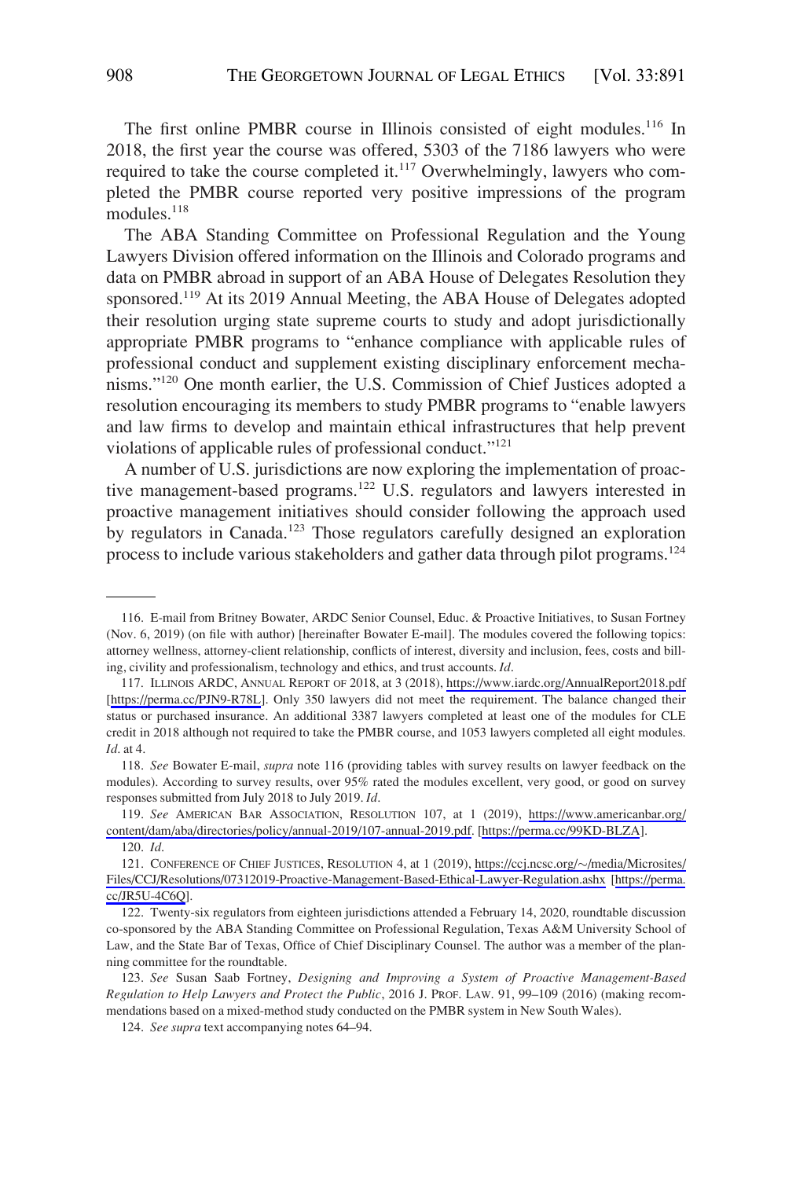The first online PMBR course in Illinois consisted of eight modules.[116] In 2018, the first year the course was offered, 5303 of the 7186 lawyers who were required to take the course completed it.[117] Overwhelmingly, lawyers who completed the PMBR course reported very positive impressions of the program modules.[118]

The ABA Standing Committee on Professional Regulation and the Young Lawyers Division offered information on the Illinois and Colorado programs and data on PMBR abroad in support of an ABA House of Delegates Resolution they sponsored.[119] At its 2019 Annual Meeting, the ABA House of Delegates adopted their resolution urging state supreme courts to study and adopt jurisdictionally appropriate PMBR programs to "enhance compliance with applicable rules of professional conduct and supplement existing disciplinary enforcement mechanisms."[120] One month earlier, the U.S. Commission of Chief Justices adopted a resolution encouraging its members to study PMBR programs to "enable lawyers and law firms to develop and maintain ethical infrastructures that help prevent violations of applicable rules of professional conduct."[121]

A number of U.S. jurisdictions are now exploring the implementation of proactive management-based programs.[122] U.S. regulators and lawyers interested in proactive management initiatives should consider following the approach used by regulators in Canada.[123] Those regulators carefully designed an exploration process to include various stakeholders and gather data through pilot programs.[124]

---

116. E-mail from Britney Bowater, ARDC Senior Counsel, Educ. & Proactive Initiatives, to Susan Fortney (Nov. 6, 2019) (on file with author) [hereinafter Bowater E-mail]. The modules covered the following topics: attorney wellness, attorney-client relationship, conflicts of interest, diversity and inclusion, fees, costs and billing, civility and professionalism, technology and ethics, and trust accounts. *Id*.

117. ILLINOIS ARDC, ANNUAL REPORT OF 2018, at 3 (2018), https://www.iardc.org/AnnualReport2018.pdf [https://perma.cc/PJN9-R78L]. Only 350 lawyers did not meet the requirement. The balance changed their status or purchased insurance. An additional 3387 lawyers completed at least one of the modules for CLE credit in 2018 although not required to take the PMBR course, and 1053 lawyers completed all eight modules. *Id*. at 4.

118. *See* Bowater E-mail, *supra* note 116 (providing tables with survey results on lawyer feedback on the modules). According to survey results, over 95% rated the modules excellent, very good, or good on survey responses submitted from July 2018 to July 2019. *Id*.

119. *See* AMERICAN BAR ASSOCIATION, RESOLUTION 107, at 1 (2019), https://www.americanbar.org/content/dam/aba/directories/policy/annual-2019/107-annual-2019.pdf. [https://perma.cc/99KD-BLZA].

120. *Id*.

121. CONFERENCE OF CHIEF JUSTICES, RESOLUTION 4, at 1 (2019), https://ccj.ncsc.org/~/media/Microsites/Files/CCJ/Resolutions/07312019-Proactive-Management-Based-Ethical-Lawyer-Regulation.ashx [https://perma.cc/JR5U-4C6Q].

122. Twenty-six regulators from eighteen jurisdictions attended a February 14, 2020, roundtable discussion co-sponsored by the ABA Standing Committee on Professional Regulation, Texas A&M University School of Law, and the State Bar of Texas, Office of Chief Disciplinary Counsel. The author was a member of the planning committee for the roundtable.

123. *See* Susan Saab Fortney, *Designing and Improving a System of Proactive Management-Based Regulation to Help Lawyers and Protect the Public*, 2016 J. PROF. LAW. 91, 99–109 (2016) (making recommendations based on a mixed-method study conducted on the PMBR system in New South Wales).

124. *See supra* text accompanying notes 64–94.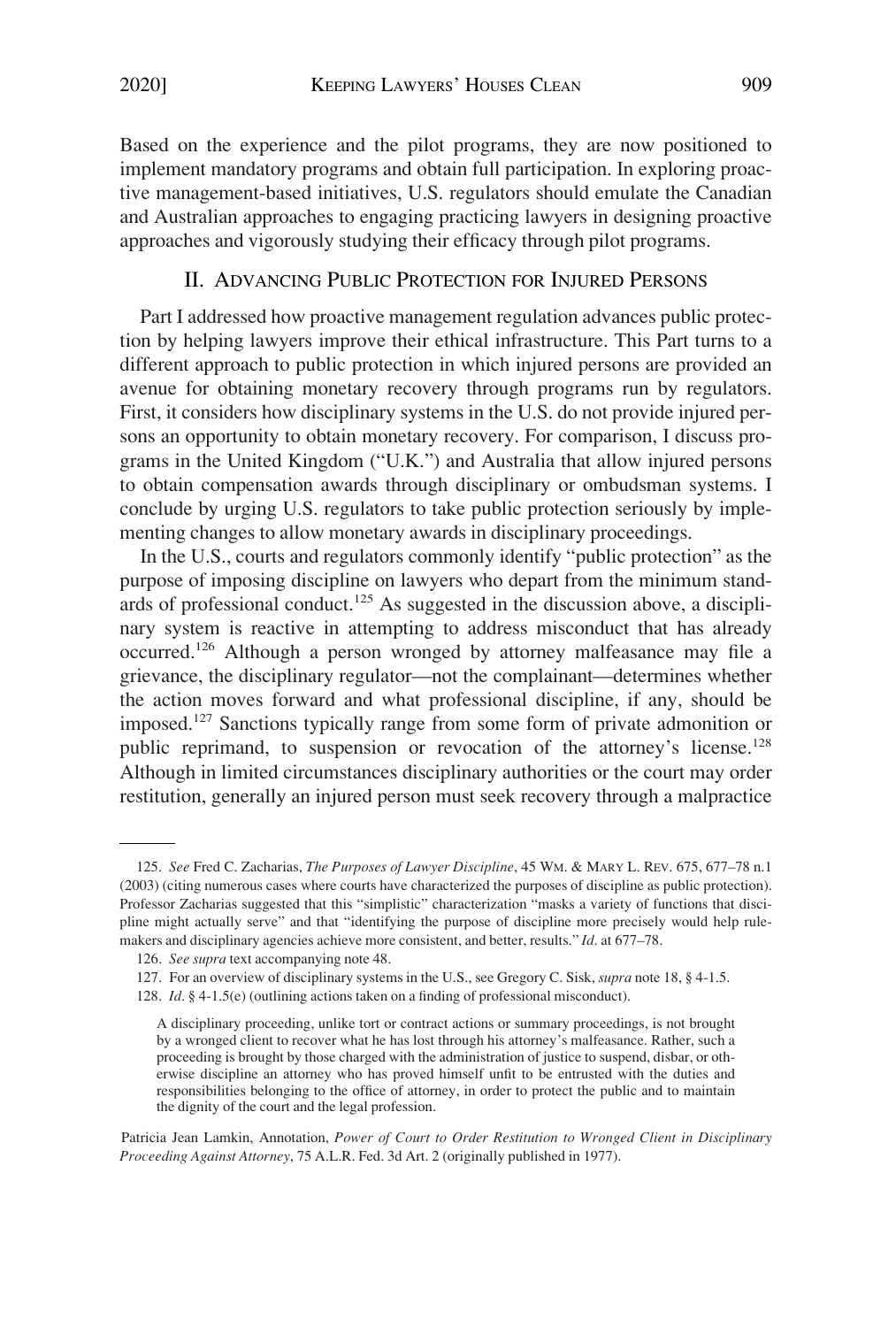Based on the experience and the pilot programs, they are now positioned to implement mandatory programs and obtain full participation. In exploring proactive management-based initiatives, U.S. regulators should emulate the Canadian and Australian approaches to engaging practicing lawyers in designing proactive approaches and vigorously studying their efficacy through pilot programs.

## II. Advancing Public Protection for Injured Persons

Part I addressed how proactive management regulation advances public protection by helping lawyers improve their ethical infrastructure. This Part turns to a different approach to public protection in which injured persons are provided an avenue for obtaining monetary recovery through programs run by regulators. First, it considers how disciplinary systems in the U.S. do not provide injured persons an opportunity to obtain monetary recovery. For comparison, I discuss programs in the United Kingdom ("U.K.") and Australia that allow injured persons to obtain compensation awards through disciplinary or ombudsman systems. I conclude by urging U.S. regulators to take public protection seriously by implementing changes to allow monetary awards in disciplinary proceedings.

In the U.S., courts and regulators commonly identify "public protection" as the purpose of imposing discipline on lawyers who depart from the minimum standards of professional conduct.[125] As suggested in the discussion above, a disciplinary system is reactive in attempting to address misconduct that has already occurred.[126] Although a person wronged by attorney malfeasance may file a grievance, the disciplinary regulator—not the complainant—determines whether the action moves forward and what professional discipline, if any, should be imposed.[127] Sanctions typically range from some form of private admonition or public reprimand, to suspension or revocation of the attorney's license.[128] Although in limited circumstances disciplinary authorities or the court may order restitution, generally an injured person must seek recovery through a malpractice

---

125. *See* Fred C. Zacharias, *The Purposes of Lawyer Discipline*, 45 WM. & MARY L. REV. 675, 677–78 n.1 (2003) (citing numerous cases where courts have characterized the purposes of discipline as public protection). Professor Zacharias suggested that this "simplistic" characterization "masks a variety of functions that discipline might actually serve" and that "identifying the purpose of discipline more precisely would help rule-makers and disciplinary agencies achieve more consistent, and better, results." *Id*. at 677–78.

126. *See supra* text accompanying note 48.

127. For an overview of disciplinary systems in the U.S., see Gregory C. Sisk, *supra* note 18, § 4-1.5.

128. *Id*. § 4-1.5(e) (outlining actions taken on a finding of professional misconduct).

> A disciplinary proceeding, unlike tort or contract actions or summary proceedings, is not brought by a wronged client to recover what he has lost through his attorney's malfeasance. Rather, such a proceeding is brought by those charged with the administration of justice to suspend, disbar, or otherwise discipline an attorney who has proved himself unfit to be entrusted with the duties and responsibilities belonging to the office of attorney, in order to protect the public and to maintain the dignity of the court and the legal profession.

Patricia Jean Lamkin, Annotation, *Power of Court to Order Restitution to Wronged Client in Disciplinary Proceeding Against Attorney*, 75 A.L.R. Fed. 3d Art. 2 (originally published in 1977).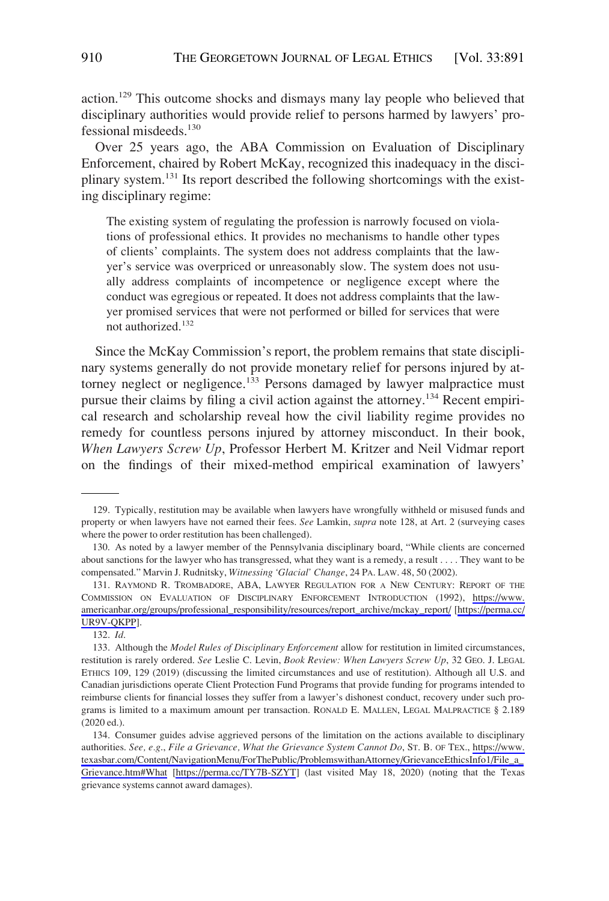action.[129] This outcome shocks and dismays many lay people who believed that disciplinary authorities would provide relief to persons harmed by lawyers' professional misdeeds.[130]

Over 25 years ago, the ABA Commission on Evaluation of Disciplinary Enforcement, chaired by Robert McKay, recognized this inadequacy in the disciplinary system.[131] Its report described the following shortcomings with the existing disciplinary regime:

> The existing system of regulating the profession is narrowly focused on violations of professional ethics. It provides no mechanisms to handle other types of clients' complaints. The system does not address complaints that the lawyer's service was overpriced or unreasonably slow. The system does not usually address complaints of incompetence or negligence except where the conduct was egregious or repeated. It does not address complaints that the lawyer promised services that were not performed or billed for services that were not authorized.[132]

Since the McKay Commission's report, the problem remains that state disciplinary systems generally do not provide monetary relief for persons injured by attorney neglect or negligence.[133] Persons damaged by lawyer malpractice must pursue their claims by filing a civil action against the attorney.[134] Recent empirical research and scholarship reveal how the civil liability regime provides no remedy for countless persons injured by attorney misconduct. In their book, *When Lawyers Screw Up*, Professor Herbert M. Kritzer and Neil Vidmar report on the findings of their mixed-method empirical examination of lawyers'

---

129. Typically, restitution may be available when lawyers have wrongfully withheld or misused funds and property or when lawyers have not earned their fees. *See* Lamkin, *supra* note 128, at Art. 2 (surveying cases where the power to order restitution has been challenged).

130. As noted by a lawyer member of the Pennsylvania disciplinary board, "While clients are concerned about sanctions for the lawyer who has transgressed, what they want is a remedy, a result . . . . They want to be compensated." Marvin J. Rudnitsky, *Witnessing 'Glacial' Change*, 24 PA. LAW. 48, 50 (2002).

131. RAYMOND R. TROMBADORE, ABA, LAWYER REGULATION FOR A NEW CENTURY: REPORT OF THE COMMISSION ON EVALUATION OF DISCIPLINARY ENFORCEMENT INTRODUCTION (1992), https://www.americanbar.org/groups/professional_responsibility/resources/report_archive/mckay_report/ [https://perma.cc/UR9V-QKPP].

132. *Id.*

133. Although the *Model Rules of Disciplinary Enforcement* allow for restitution in limited circumstances, restitution is rarely ordered. *See* Leslie C. Levin, *Book Review: When Lawyers Screw Up*, 32 GEO. J. LEGAL ETHICS 109, 129 (2019) (discussing the limited circumstances and use of restitution). Although all U.S. and Canadian jurisdictions operate Client Protection Fund Programs that provide funding for programs intended to reimburse clients for financial losses they suffer from a lawyer's dishonest conduct, recovery under such programs is limited to a maximum amount per transaction. RONALD E. MALLEN, LEGAL MALPRACTICE § 2.189 (2020 ed.).

134. Consumer guides advise aggrieved persons of the limitation on the actions available to disciplinary authorities. *See, e.g.*, *File a Grievance, What the Grievance System Cannot Do*, ST. B. OF TEX., https://www.texasbar.com/Content/NavigationMenu/ForThePublic/ProblemswithanAttorney/GrievanceEthicsInfo1/File_a_Grievance.htm#What [https://perma.cc/TY7B-SZYT] (last visited May 18, 2020) (noting that the Texas grievance systems cannot award damages).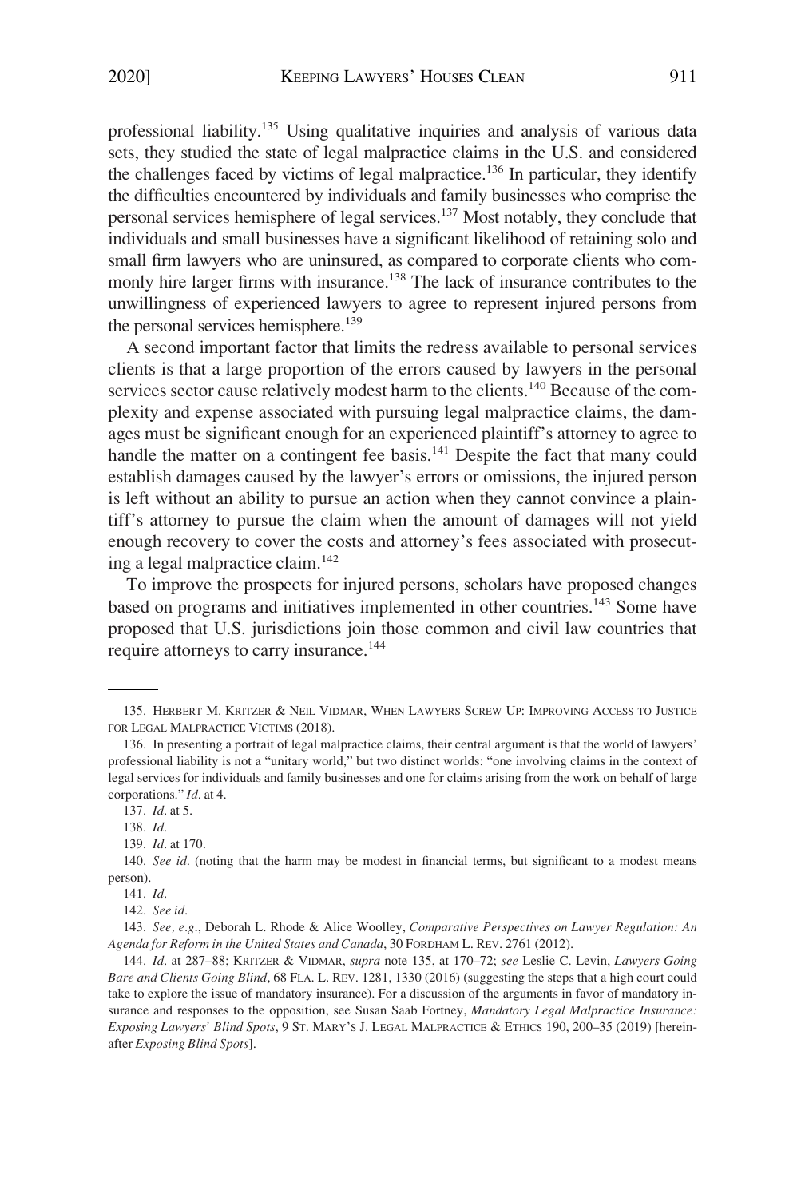professional liability.[135] Using qualitative inquiries and analysis of various data sets, they studied the state of legal malpractice claims in the U.S. and considered the challenges faced by victims of legal malpractice.[136] In particular, they identify the difficulties encountered by individuals and family businesses who comprise the personal services hemisphere of legal services.[137] Most notably, they conclude that individuals and small businesses have a significant likelihood of retaining solo and small firm lawyers who are uninsured, as compared to corporate clients who commonly hire larger firms with insurance.[138] The lack of insurance contributes to the unwillingness of experienced lawyers to agree to represent injured persons from the personal services hemisphere.[139]

A second important factor that limits the redress available to personal services clients is that a large proportion of the errors caused by lawyers in the personal services sector cause relatively modest harm to the clients.[140] Because of the complexity and expense associated with pursuing legal malpractice claims, the damages must be significant enough for an experienced plaintiff's attorney to agree to handle the matter on a contingent fee basis.[141] Despite the fact that many could establish damages caused by the lawyer's errors or omissions, the injured person is left without an ability to pursue an action when they cannot convince a plaintiff's attorney to pursue the claim when the amount of damages will not yield enough recovery to cover the costs and attorney's fees associated with prosecuting a legal malpractice claim.[142]

To improve the prospects for injured persons, scholars have proposed changes based on programs and initiatives implemented in other countries.[143] Some have proposed that U.S. jurisdictions join those common and civil law countries that require attorneys to carry insurance.[144]

---

135. HERBERT M. KRITZER & NEIL VIDMAR, WHEN LAWYERS SCREW UP: IMPROVING ACCESS TO JUSTICE FOR LEGAL MALPRACTICE VICTIMS (2018).

136. In presenting a portrait of legal malpractice claims, their central argument is that the world of lawyers' professional liability is not a "unitary world," but two distinct worlds: "one involving claims in the context of legal services for individuals and family businesses and one for claims arising from the work on behalf of large corporations." *Id*. at 4.

137. *Id*. at 5.

138. *Id*.

139. *Id*. at 170.

140. *See id*. (noting that the harm may be modest in financial terms, but significant to a modest means person).

141. *Id*.

142. *See id*.

143. *See, e.g.*, Deborah L. Rhode & Alice Woolley, *Comparative Perspectives on Lawyer Regulation: An Agenda for Reform in the United States and Canada*, 30 FORDHAM L. REV. 2761 (2012).

144. *Id*. at 287–88; KRITZER & VIDMAR, *supra* note 135, at 170–72; *see* Leslie C. Levin, *Lawyers Going Bare and Clients Going Blind*, 68 FLA. L. REV. 1281, 1330 (2016) (suggesting the steps that a high court could take to explore the issue of mandatory insurance). For a discussion of the arguments in favor of mandatory insurance and responses to the opposition, see Susan Saab Fortney, *Mandatory Legal Malpractice Insurance: Exposing Lawyers' Blind Spots*, 9 ST. MARY'S J. LEGAL MALPRACTICE & ETHICS 190, 200–35 (2019) [hereinafter *Exposing Blind Spots*].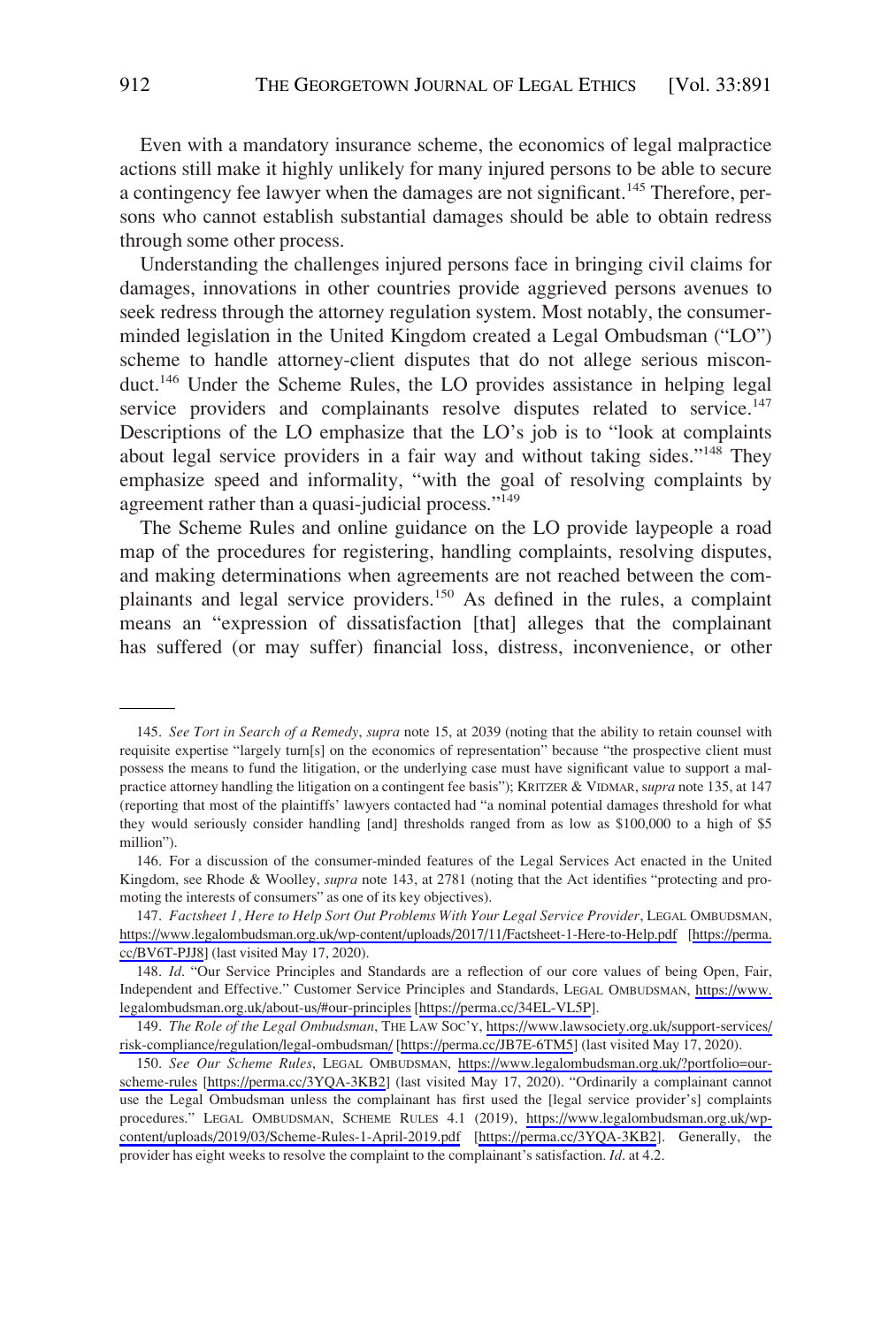Even with a mandatory insurance scheme, the economics of legal malpractice actions still make it highly unlikely for many injured persons to be able to secure a contingency fee lawyer when the damages are not significant.[145] Therefore, persons who cannot establish substantial damages should be able to obtain redress through some other process.

Understanding the challenges injured persons face in bringing civil claims for damages, innovations in other countries provide aggrieved persons avenues to seek redress through the attorney regulation system. Most notably, the consumer-minded legislation in the United Kingdom created a Legal Ombudsman ("LO") scheme to handle attorney-client disputes that do not allege serious misconduct.[146] Under the Scheme Rules, the LO provides assistance in helping legal service providers and complainants resolve disputes related to service.[147] Descriptions of the LO emphasize that the LO's job is to "look at complaints about legal service providers in a fair way and without taking sides."[148] They emphasize speed and informality, "with the goal of resolving complaints by agreement rather than a quasi-judicial process."[149]

The Scheme Rules and online guidance on the LO provide laypeople a road map of the procedures for registering, handling complaints, resolving disputes, and making determinations when agreements are not reached between the complainants and legal service providers.[150] As defined in the rules, a complaint means an "expression of dissatisfaction [that] alleges that the complainant has suffered (or may suffer) financial loss, distress, inconvenience, or other

---

145. *See Tort in Search of a Remedy*, *supra* note 15, at 2039 (noting that the ability to retain counsel with requisite expertise "largely turn[s] on the economics of representation" because "the prospective client must possess the means to fund the litigation, or the underlying case must have significant value to support a malpractice attorney handling the litigation on a contingent fee basis"); KRITZER & VIDMAR, *supra* note 135, at 147 (reporting that most of the plaintiffs' lawyers contacted had "a nominal potential damages threshold for what they would seriously consider handling [and] thresholds ranged from as low as $100,000 to a high of $5 million").

146. For a discussion of the consumer-minded features of the Legal Services Act enacted in the United Kingdom, see Rhode & Woolley, *supra* note 143, at 2781 (noting that the Act identifies "protecting and promoting the interests of consumers" as one of its key objectives).

147. *Factsheet 1, Here to Help Sort Out Problems With Your Legal Service Provider*, LEGAL OMBUDSMAN, https://www.legalombudsman.org.uk/wp-content/uploads/2017/11/Factsheet-1-Here-to-Help.pdf [https://perma.cc/BV6T-PJJ8] (last visited May 17, 2020).

148. *Id*. "Our Service Principles and Standards are a reflection of our core values of being Open, Fair, Independent and Effective." Customer Service Principles and Standards, LEGAL OMBUDSMAN, https://www.legalombudsman.org.uk/about-us/#our-principles [https://perma.cc/34EL-VL5P].

149. *The Role of the Legal Ombudsman*, THE LAW SOC'Y, https://www.lawsociety.org.uk/support-services/risk-compliance/regulation/legal-ombudsman/ [https://perma.cc/JB7E-6TM5] (last visited May 17, 2020).

150. *See Our Scheme Rules*, LEGAL OMBUDSMAN, https://www.legalombudsman.org.uk/?portfolio=our-scheme-rules [https://perma.cc/3YQA-3KB2] (last visited May 17, 2020). "Ordinarily a complainant cannot use the Legal Ombudsman unless the complainant has first used the [legal service provider's] complaints procedures." LEGAL OMBUDSMAN, SCHEME RULES 4.1 (2019), https://www.legalombudsman.org.uk/wp-content/uploads/2019/03/Scheme-Rules-1-April-2019.pdf [https://perma.cc/3YQA-3KB2]. Generally, the provider has eight weeks to resolve the complaint to the complainant's satisfaction. *Id*. at 4.2.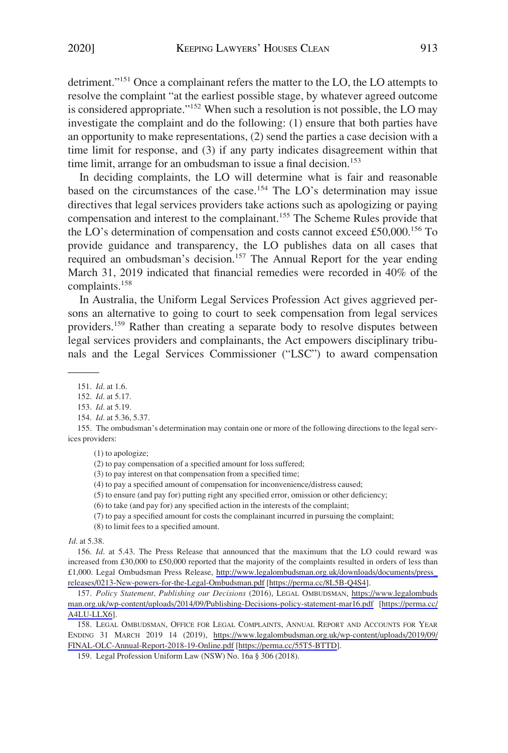detriment."[151] Once a complainant refers the matter to the LO, the LO attempts to resolve the complaint "at the earliest possible stage, by whatever agreed outcome is considered appropriate."[152] When such a resolution is not possible, the LO may investigate the complaint and do the following: (1) ensure that both parties have an opportunity to make representations, (2) send the parties a case decision with a time limit for response, and (3) if any party indicates disagreement within that time limit, arrange for an ombudsman to issue a final decision.[153]

In deciding complaints, the LO will determine what is fair and reasonable based on the circumstances of the case.[154] The LO's determination may issue directives that legal services providers take actions such as apologizing or paying compensation and interest to the complainant.[155] The Scheme Rules provide that the LO's determination of compensation and costs cannot exceed £50,000.[156] To provide guidance and transparency, the LO publishes data on all cases that required an ombudsman's decision.[157] The Annual Report for the year ending March 31, 2019 indicated that financial remedies were recorded in 40% of the complaints.[158]

In Australia, the Uniform Legal Services Profession Act gives aggrieved persons an alternative to going to court to seek compensation from legal services providers.[159] Rather than creating a separate body to resolve disputes between legal services providers and complainants, the Act empowers disciplinary tribunals and the Legal Services Commissioner ("LSC") to award compensation

---

151. *Id*. at 1.6.

152. *Id*. at 5.17.

153. *Id*. at 5.19.

154. *Id*. at 5.36, 5.37.

155. The ombudsman's determination may contain one or more of the following directions to the legal services providers:

> (1) to apologize;
>
> (2) to pay compensation of a specified amount for loss suffered;
>
> (3) to pay interest on that compensation from a specified time;
>
> (4) to pay a specified amount of compensation for inconvenience/distress caused;
>
> (5) to ensure (and pay for) putting right any specified error, omission or other deficiency;
>
> (6) to take (and pay for) any specified action in the interests of the complaint;
>
> (7) to pay a specified amount for costs the complainant incurred in pursuing the complaint;
>
> (8) to limit fees to a specified amount.

*Id*. at 5.38.

156. *Id*. at 5.43. The Press Release that announced that the maximum that the LO could reward was increased from £30,000 to £50,000 reported that the majority of the complaints resulted in orders of less than £1,000. Legal Ombudsman Press Release, http://www.legalombudsman.org.uk/downloads/documents/press_releases/0213-New-powers-for-the-Legal-Ombudsman.pdf [https://perma.cc/8L5B-Q4S4].

157. *Policy Statement, Publishing our Decisions* (2016), LEGAL OMBUDSMAN, https://www.legalombudsman.org.uk/wp-content/uploads/2014/09/Publishing-Decisions-policy-statement-mar16.pdf [https://perma.cc/A4LU-LLX6].

158. LEGAL OMBUDSMAN, OFFICE FOR LEGAL COMPLAINTS, ANNUAL REPORT AND ACCOUNTS FOR YEAR ENDING 31 MARCH 2019 14 (2019), https://www.legalombudsman.org.uk/wp-content/uploads/2019/09/FINAL-OLC-Annual-Report-2018-19-Online.pdf [https://perma.cc/55T5-BTTD].

159. Legal Profession Uniform Law (NSW) No. 16a § 306 (2018).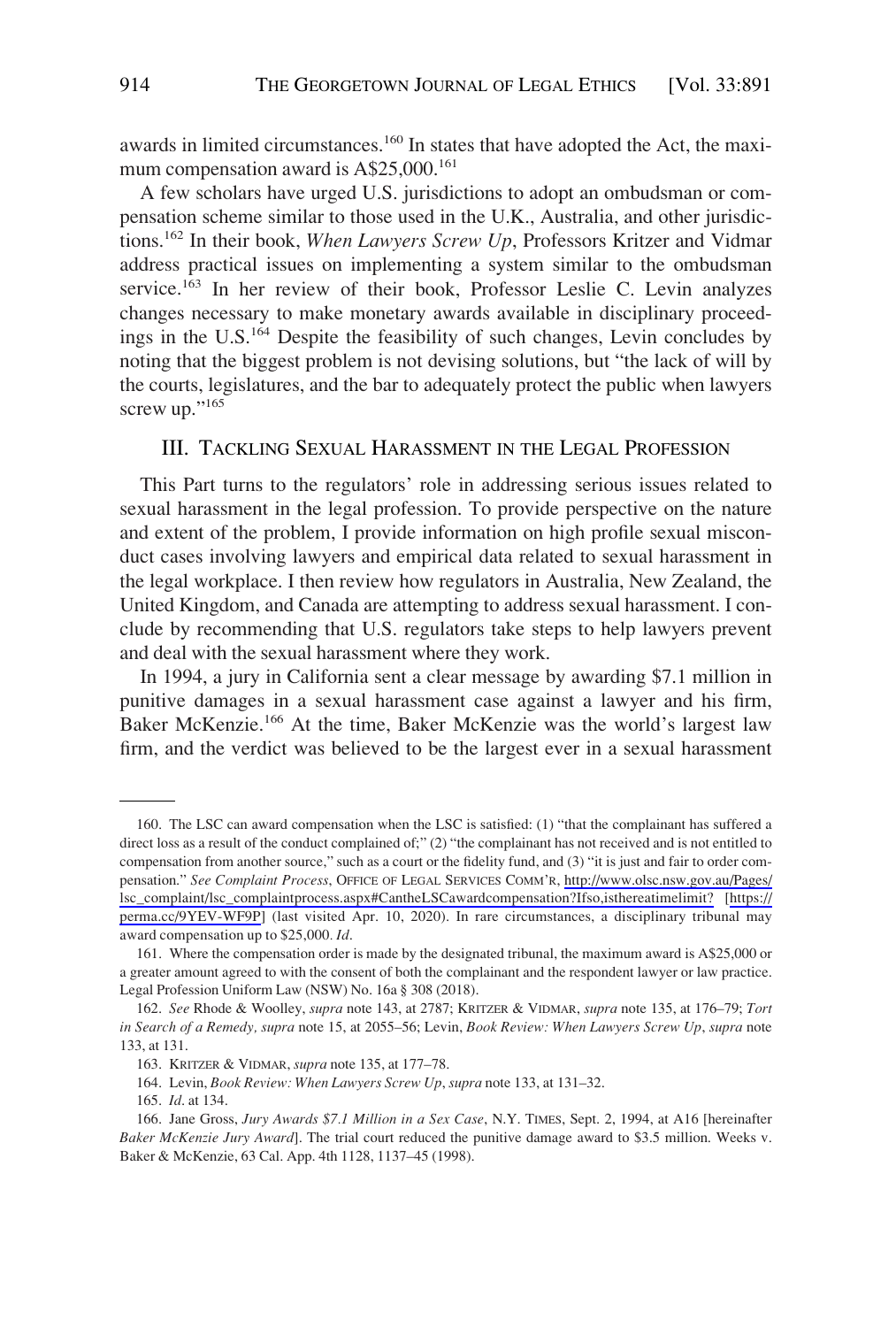awards in limited circumstances.[160] In states that have adopted the Act, the maximum compensation award is A$25,000.[161]

A few scholars have urged U.S. jurisdictions to adopt an ombudsman or compensation scheme similar to those used in the U.K., Australia, and other jurisdictions.[162] In their book, *When Lawyers Screw Up*, Professors Kritzer and Vidmar address practical issues on implementing a system similar to the ombudsman service.[163] In her review of their book, Professor Leslie C. Levin analyzes changes necessary to make monetary awards available in disciplinary proceedings in the U.S.[164] Despite the feasibility of such changes, Levin concludes by noting that the biggest problem is not devising solutions, but "the lack of will by the courts, legislatures, and the bar to adequately protect the public when lawyers screw up."[165]

## III. Tackling Sexual Harassment in the Legal Profession

This Part turns to the regulators' role in addressing serious issues related to sexual harassment in the legal profession. To provide perspective on the nature and extent of the problem, I provide information on high profile sexual misconduct cases involving lawyers and empirical data related to sexual harassment in the legal workplace. I then review how regulators in Australia, New Zealand, the United Kingdom, and Canada are attempting to address sexual harassment. I conclude by recommending that U.S. regulators take steps to help lawyers prevent and deal with the sexual harassment where they work.

In 1994, a jury in California sent a clear message by awarding $7.1 million in punitive damages in a sexual harassment case against a lawyer and his firm, Baker McKenzie.[166] At the time, Baker McKenzie was the world's largest law firm, and the verdict was believed to be the largest ever in a sexual harassment

---

160. The LSC can award compensation when the LSC is satisfied: (1) "that the complainant has suffered a direct loss as a result of the conduct complained of;" (2) "the complainant has not received and is not entitled to compensation from another source," such as a court or the fidelity fund, and (3) "it is just and fair to order compensation." *See Complaint Process*, OFFICE OF LEGAL SERVICES COMM'R, http://www.olsc.nsw.gov.au/Pages/lsc_complaint/lsc_complaintprocess.aspx#CantheLSCawardcompensation?Ifso,isthereatimelimit? [https://perma.cc/9YEV-WF9P] (last visited Apr. 10, 2020). In rare circumstances, a disciplinary tribunal may award compensation up to $25,000. *Id*.

161. Where the compensation order is made by the designated tribunal, the maximum award is A$25,000 or a greater amount agreed to with the consent of both the complainant and the respondent lawyer or law practice. Legal Profession Uniform Law (NSW) No. 16a § 308 (2018).

162. *See* Rhode & Woolley, *supra* note 143, at 2787; KRITZER & VIDMAR, *supra* note 135, at 176–79; *Tort in Search of a Remedy, supra* note 15, at 2055–56; Levin, *Book Review: When Lawyers Screw Up*, *supra* note 133, at 131.

163. KRITZER & VIDMAR, *supra* note 135, at 177–78.

164. Levin, *Book Review: When Lawyers Screw Up*, *supra* note 133, at 131–32.

165. *Id*. at 134.

166. Jane Gross, *Jury Awards $7.1 Million in a Sex Case*, N.Y. TIMES, Sept. 2, 1994, at A16 [hereinafter *Baker McKenzie Jury Award*]. The trial court reduced the punitive damage award to $3.5 million. Weeks v. Baker & McKenzie, 63 Cal. App. 4th 1128, 1137–45 (1998).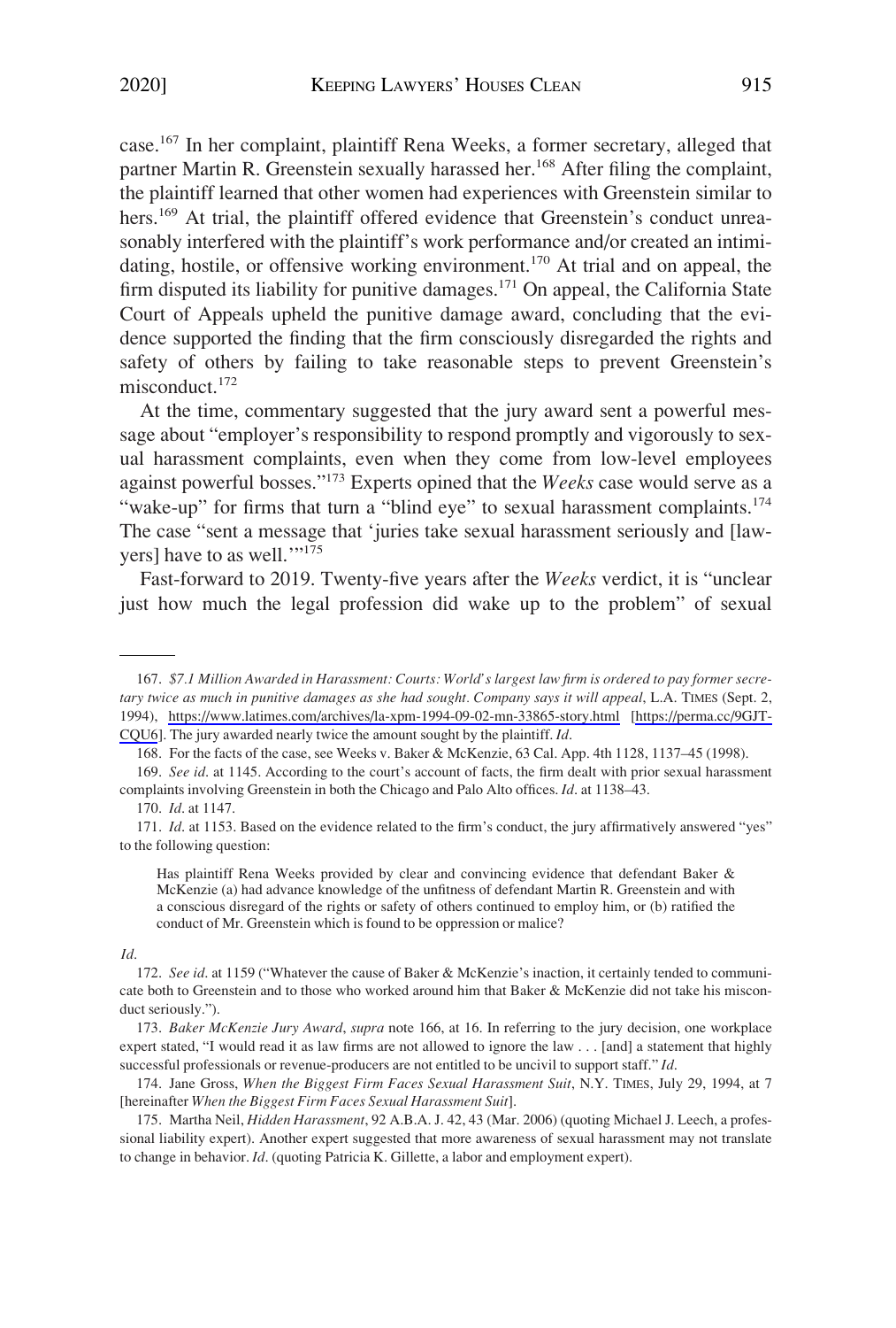case.[167] In her complaint, plaintiff Rena Weeks, a former secretary, alleged that partner Martin R. Greenstein sexually harassed her.[168] After filing the complaint, the plaintiff learned that other women had experiences with Greenstein similar to hers.[169] At trial, the plaintiff offered evidence that Greenstein's conduct unreasonably interfered with the plaintiff's work performance and/or created an intimidating, hostile, or offensive working environment.[170] At trial and on appeal, the firm disputed its liability for punitive damages.[171] On appeal, the California State Court of Appeals upheld the punitive damage award, concluding that the evidence supported the finding that the firm consciously disregarded the rights and safety of others by failing to take reasonable steps to prevent Greenstein's misconduct.[172]

At the time, commentary suggested that the jury award sent a powerful message about "employer's responsibility to respond promptly and vigorously to sexual harassment complaints, even when they come from low-level employees against powerful bosses."[173] Experts opined that the *Weeks* case would serve as a "wake-up" for firms that turn a "blind eye" to sexual harassment complaints.[174] The case "sent a message that 'juries take sexual harassment seriously and [lawyers] have to as well.'"[175]

Fast-forward to 2019. Twenty-five years after the *Weeks* verdict, it is "unclear just how much the legal profession did wake up to the problem" of sexual

---

167. *$7.1 Million Awarded in Harassment: Courts: World's largest law firm is ordered to pay former secretary twice as much in punitive damages as she had sought. Company says it will appeal*, L.A. TIMES (Sept. 2, 1994), https://www.latimes.com/archives/la-xpm-1994-09-02-mn-33865-story.html [https://perma.cc/9GJT-CQU6]. The jury awarded nearly twice the amount sought by the plaintiff. *Id*.

168. For the facts of the case, see Weeks v. Baker & McKenzie, 63 Cal. App. 4th 1128, 1137–45 (1998).

169. *See id*. at 1145. According to the court's account of facts, the firm dealt with prior sexual harassment complaints involving Greenstein in both the Chicago and Palo Alto offices. *Id*. at 1138–43.

170. *Id*. at 1147.

171. *Id*. at 1153. Based on the evidence related to the firm's conduct, the jury affirmatively answered "yes" to the following question:

> Has plaintiff Rena Weeks provided by clear and convincing evidence that defendant Baker & McKenzie (a) had advance knowledge of the unfitness of defendant Martin R. Greenstein and with a conscious disregard of the rights or safety of others continued to employ him, or (b) ratified the conduct of Mr. Greenstein which is found to be oppression or malice?

*Id*.

172. *See id*. at 1159 ("Whatever the cause of Baker & McKenzie's inaction, it certainly tended to communicate both to Greenstein and to those who worked around him that Baker & McKenzie did not take his misconduct seriously.").

173. *Baker McKenzie Jury Award*, *supra* note 166, at 16. In referring to the jury decision, one workplace expert stated, "I would read it as law firms are not allowed to ignore the law . . . [and] a statement that highly successful professionals or revenue-producers are not entitled to be uncivil to support staff." *Id*.

174. Jane Gross, *When the Biggest Firm Faces Sexual Harassment Suit*, N.Y. TIMES, July 29, 1994, at 7 [hereinafter *When the Biggest Firm Faces Sexual Harassment Suit*].

175. Martha Neil, *Hidden Harassment*, 92 A.B.A. J. 42, 43 (Mar. 2006) (quoting Michael J. Leech, a professional liability expert). Another expert suggested that more awareness of sexual harassment may not translate to change in behavior. *Id*. (quoting Patricia K. Gillette, a labor and employment expert).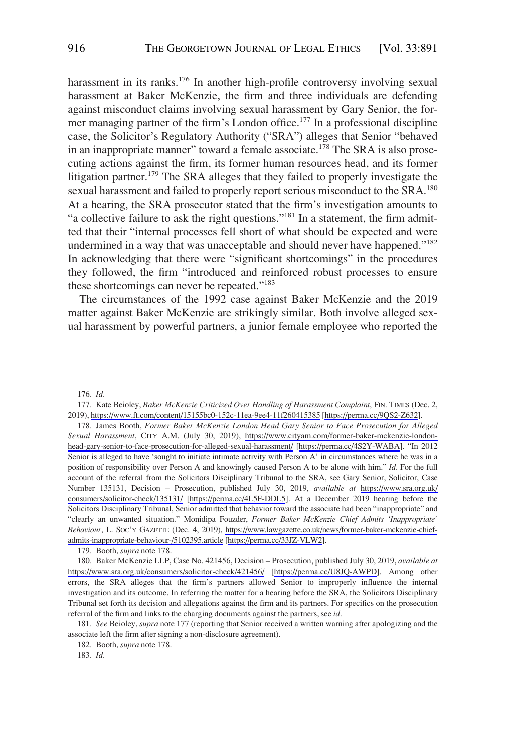harassment in its ranks.[176] In another high-profile controversy involving sexual harassment at Baker McKenzie, the firm and three individuals are defending against misconduct claims involving sexual harassment by Gary Senior, the former managing partner of the firm's London office.[177] In a professional discipline case, the Solicitor's Regulatory Authority ("SRA") alleges that Senior "behaved in an inappropriate manner" toward a female associate.[178] The SRA is also prosecuting actions against the firm, its former human resources head, and its former litigation partner.[179] The SRA alleges that they failed to properly investigate the sexual harassment and failed to properly report serious misconduct to the SRA.[180] At a hearing, the SRA prosecutor stated that the firm's investigation amounts to "a collective failure to ask the right questions."[181] In a statement, the firm admitted that their "internal processes fell short of what should be expected and were undermined in a way that was unacceptable and should never have happened."[182] In acknowledging that there were "significant shortcomings" in the procedures they followed, the firm "introduced and reinforced robust processes to ensure these shortcomings can never be repeated."[183]

The circumstances of the 1992 case against Baker McKenzie and the 2019 matter against Baker McKenzie are strikingly similar. Both involve alleged sexual harassment by powerful partners, a junior female employee who reported the

---

176. *Id*.

177. Kate Beioley, *Baker McKenzie Criticized Over Handling of Harassment Complaint*, FIN. TIMES (Dec. 2, 2019), https://www.ft.com/content/15155bc0-152c-11ea-9ee4-11f260415385 [https://perma.cc/9QS2-Z632].

178. James Booth, *Former Baker McKenzie London Head Gary Senior to Face Prosecution for Alleged Sexual Harassment*, CITY A.M. (July 30, 2019), https://www.cityam.com/former-baker-mckenzie-london-head-gary-senior-to-face-prosecution-for-alleged-sexual-harassment/ [https://perma.cc/4S2Y-WABA]. "In 2012 Senior is alleged to have 'sought to initiate intimate activity with Person A' in circumstances where he was in a position of responsibility over Person A and knowingly caused Person A to be alone with him." *Id*. For the full account of the referral from the Solicitors Disciplinary Tribunal to the SRA, see Gary Senior, Solicitor, Case Number 135131, Decision – Prosecution, published July 30, 2019, *available at* https://www.sra.org.uk/consumers/solicitor-check/135131/ [https://perma.cc/4L5F-DDL5]. At a December 2019 hearing before the Solicitors Disciplinary Tribunal, Senior admitted that behavior toward the associate had been "inappropriate" and "clearly an unwanted situation." Monidipa Fouzder, *Former Baker McKenzie Chief Admits 'Inappropriate' Behaviour*, L. SOC'Y GAZETTE (Dec. 4, 2019), https://www.lawgazette.co.uk/news/former-baker-mckenzie-chief-admits-inappropriate-behaviour-/5102395.article [https://perma.cc/33JZ-VLW2].

179. Booth, *supra* note 178.

180. Baker McKenzie LLP, Case No. 421456, Decision – Prosecution, published July 30, 2019, *available at* https://www.sra.org.uk/consumers/solicitor-check/421456/ [https://perma.cc/U8JQ-AWPD]. Among other errors, the SRA alleges that the firm's partners allowed Senior to improperly influence the internal investigation and its outcome. In referring the matter for a hearing before the SRA, the Solicitors Disciplinary Tribunal set forth its decision and allegations against the firm and its partners. For specifics on the prosecution referral of the firm and links to the charging documents against the partners, see *id*.

181. *See* Beioley, *supra* note 177 (reporting that Senior received a written warning after apologizing and the associate left the firm after signing a non-disclosure agreement).

182. Booth, *supra* note 178.

183. *Id*.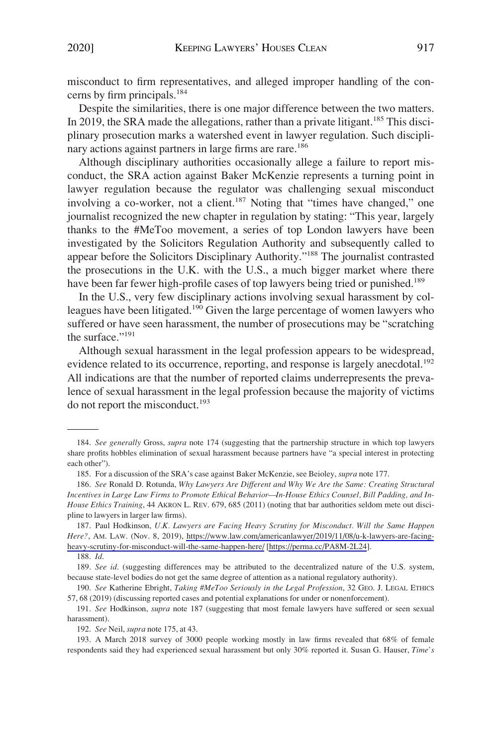misconduct to firm representatives, and alleged improper handling of the concerns by firm principals.[184]

Despite the similarities, there is one major difference between the two matters. In 2019, the SRA made the allegations, rather than a private litigant.[185] This disciplinary prosecution marks a watershed event in lawyer regulation. Such disciplinary actions against partners in large firms are rare.[186]

Although disciplinary authorities occasionally allege a failure to report misconduct, the SRA action against Baker McKenzie represents a turning point in lawyer regulation because the regulator was challenging sexual misconduct involving a co-worker, not a client.[187] Noting that "times have changed," one journalist recognized the new chapter in regulation by stating: "This year, largely thanks to the #MeToo movement, a series of top London lawyers have been investigated by the Solicitors Regulation Authority and subsequently called to appear before the Solicitors Disciplinary Authority."[188] The journalist contrasted the prosecutions in the U.K. with the U.S., a much bigger market where there have been far fewer high-profile cases of top lawyers being tried or punished.[189]

In the U.S., very few disciplinary actions involving sexual harassment by colleagues have been litigated.[190] Given the large percentage of women lawyers who suffered or have seen harassment, the number of prosecutions may be "scratching the surface."[191]

Although sexual harassment in the legal profession appears to be widespread, evidence related to its occurrence, reporting, and response is largely anecdotal.[192] All indications are that the number of reported claims underrepresents the prevalence of sexual harassment in the legal profession because the majority of victims do not report the misconduct.[193]

---

184. *See generally* Gross, *supra* note 174 (suggesting that the partnership structure in which top lawyers share profits hobbles elimination of sexual harassment because partners have "a special interest in protecting each other").

185. For a discussion of the SRA's case against Baker McKenzie, see Beioley, *supra* note 177.

186. *See* Ronald D. Rotunda, *Why Lawyers Are Different and Why We Are the Same: Creating Structural Incentives in Large Law Firms to Promote Ethical Behavior—In-House Ethics Counsel, Bill Padding, and In-House Ethics Training*, 44 AKRON L. REV. 679, 685 (2011) (noting that bar authorities seldom mete out discipline to lawyers in larger law firms).

187. Paul Hodkinson, *U.K. Lawyers are Facing Heavy Scrutiny for Misconduct. Will the Same Happen Here?*, AM. LAW. (Nov. 8, 2019), https://www.law.com/americanlawyer/2019/11/08/u-k-lawyers-are-facing-heavy-scrutiny-for-misconduct-will-the-same-happen-here/ [https://perma.cc/PA8M-2L24].

188. *Id.*

189. *See id.* (suggesting differences may be attributed to the decentralized nature of the U.S. system, because state-level bodies do not get the same degree of attention as a national regulatory authority).

190. *See* Katherine Ebright, *Taking #MeToo Seriously in the Legal Profession*, 32 GEO. J. LEGAL ETHICS 57, 68 (2019) (discussing reported cases and potential explanations for under or nonenforcement).

191. *See* Hodkinson, *supra* note 187 (suggesting that most female lawyers have suffered or seen sexual harassment).

192. *See* Neil, *supra* note 175, at 43.

193. A March 2018 survey of 3000 people working mostly in law firms revealed that 68% of female respondents said they had experienced sexual harassment but only 30% reported it. Susan G. Hauser, *Time's*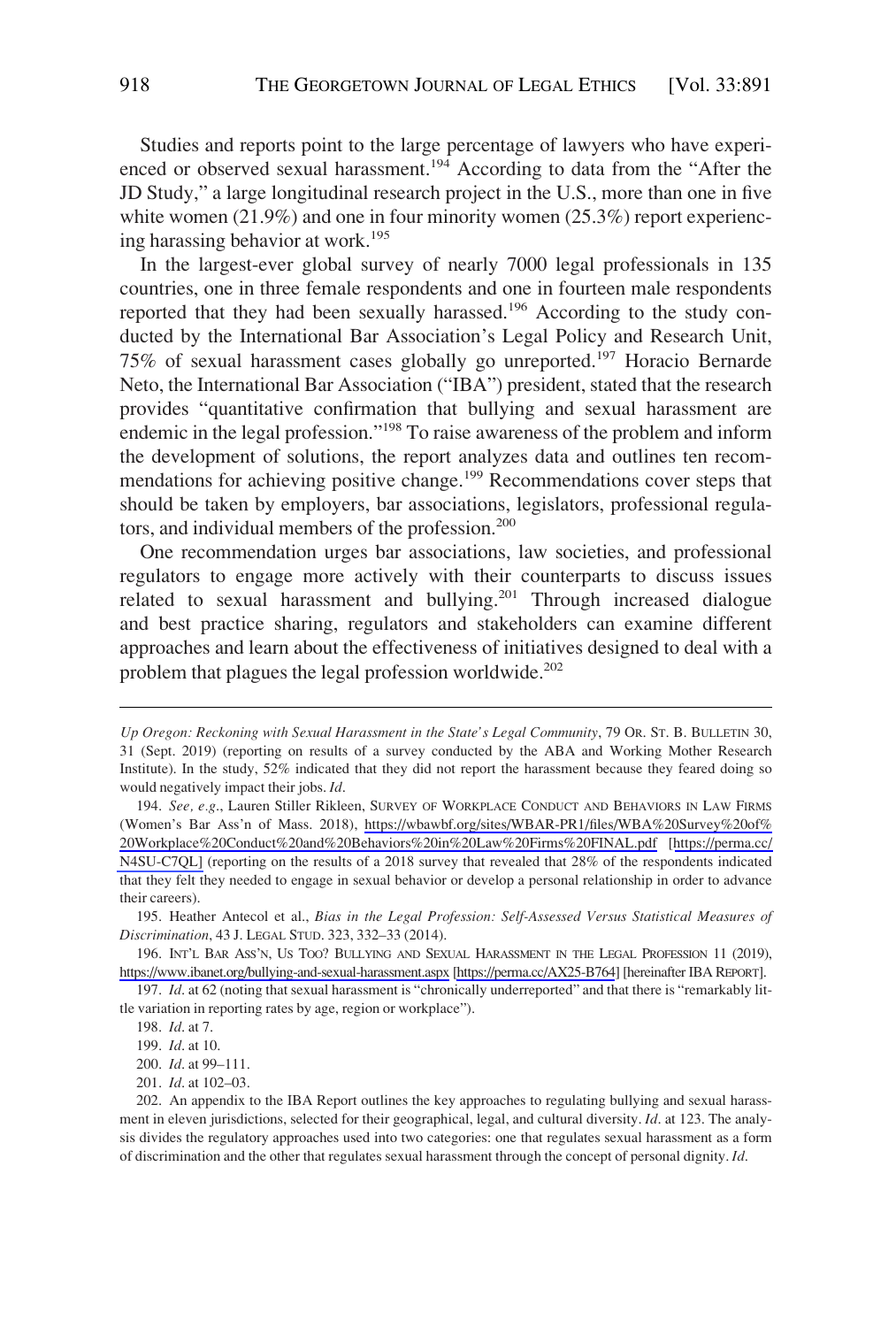Studies and reports point to the large percentage of lawyers who have experienced or observed sexual harassment.[194] According to data from the "After the JD Study," a large longitudinal research project in the U.S., more than one in five white women (21.9%) and one in four minority women (25.3%) report experiencing harassing behavior at work.[195]

In the largest-ever global survey of nearly 7000 legal professionals in 135 countries, one in three female respondents and one in fourteen male respondents reported that they had been sexually harassed.[196] According to the study conducted by the International Bar Association's Legal Policy and Research Unit, 75% of sexual harassment cases globally go unreported.[197] Horacio Bernarde Neto, the International Bar Association ("IBA") president, stated that the research provides "quantitative confirmation that bullying and sexual harassment are endemic in the legal profession."[198] To raise awareness of the problem and inform the development of solutions, the report analyzes data and outlines ten recommendations for achieving positive change.[199] Recommendations cover steps that should be taken by employers, bar associations, legislators, professional regulators, and individual members of the profession.[200]

One recommendation urges bar associations, law societies, and professional regulators to engage more actively with their counterparts to discuss issues related to sexual harassment and bullying.[201] Through increased dialogue and best practice sharing, regulators and stakeholders can examine different approaches and learn about the effectiveness of initiatives designed to deal with a problem that plagues the legal profession worldwide.[202]

---

*Up Oregon: Reckoning with Sexual Harassment in the State's Legal Community*, 79 OR. ST. B. BULLETIN 30, 31 (Sept. 2019) (reporting on results of a survey conducted by the ABA and Working Mother Research Institute). In the study, 52% indicated that they did not report the harassment because they feared doing so would negatively impact their jobs. *Id*.

194. *See, e.g*., Lauren Stiller Rikleen, SURVEY OF WORKPLACE CONDUCT AND BEHAVIORS IN LAW FIRMS (Women's Bar Ass'n of Mass. 2018), https://wbawbf.org/sites/WBAR-PR1/files/WBA%20Survey%20of%20Workplace%20Conduct%20and%20Behaviors%20in%20Law%20Firms%20FINAL.pdf [https://perma.cc/N4SU-C7QL] (reporting on the results of a 2018 survey that revealed that 28% of the respondents indicated that they felt they needed to engage in sexual behavior or develop a personal relationship in order to advance their careers).

195. Heather Antecol et al., *Bias in the Legal Profession: Self-Assessed Versus Statistical Measures of Discrimination*, 43 J. LEGAL STUD. 323, 332–33 (2014).

196. INT'L BAR ASS'N, US TOO? BULLYING AND SEXUAL HARASSMENT IN THE LEGAL PROFESSION 11 (2019), https://www.ibanet.org/bullying-and-sexual-harassment.aspx [https://perma.cc/AX25-B764] [hereinafter IBA REPORT].

197. *Id*. at 62 (noting that sexual harassment is "chronically underreported" and that there is "remarkably little variation in reporting rates by age, region or workplace").

198. *Id*. at 7.

199. *Id*. at 10.

200. *Id*. at 99–111.

201. *Id*. at 102–03.

202. An appendix to the IBA Report outlines the key approaches to regulating bullying and sexual harassment in eleven jurisdictions, selected for their geographical, legal, and cultural diversity. *Id*. at 123. The analysis divides the regulatory approaches used into two categories: one that regulates sexual harassment as a form of discrimination and the other that regulates sexual harassment through the concept of personal dignity. *Id*.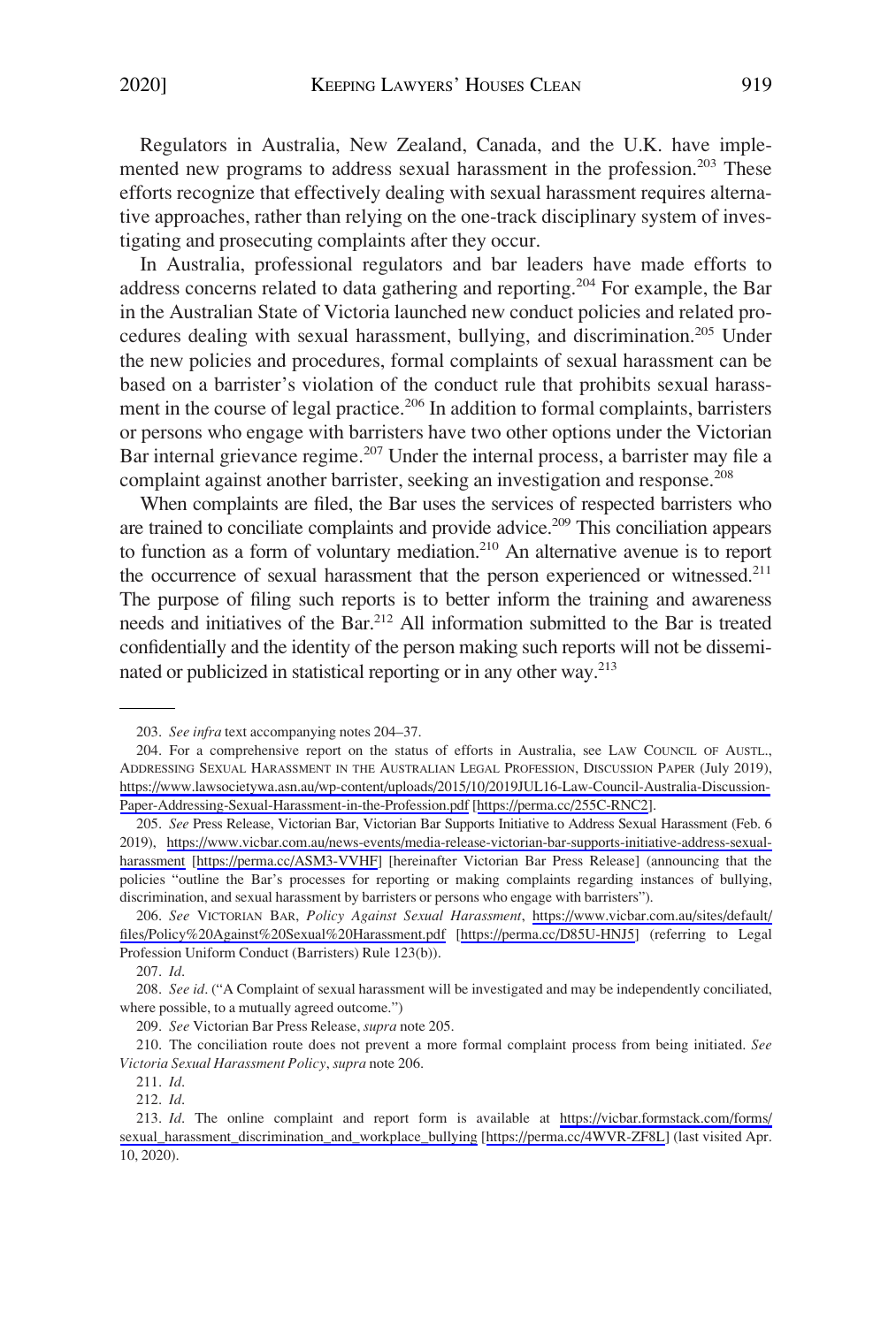Regulators in Australia, New Zealand, Canada, and the U.K. have implemented new programs to address sexual harassment in the profession.[203] These efforts recognize that effectively dealing with sexual harassment requires alternative approaches, rather than relying on the one-track disciplinary system of investigating and prosecuting complaints after they occur.

In Australia, professional regulators and bar leaders have made efforts to address concerns related to data gathering and reporting.[204] For example, the Bar in the Australian State of Victoria launched new conduct policies and related procedures dealing with sexual harassment, bullying, and discrimination.[205] Under the new policies and procedures, formal complaints of sexual harassment can be based on a barrister's violation of the conduct rule that prohibits sexual harassment in the course of legal practice.[206] In addition to formal complaints, barristers or persons who engage with barristers have two other options under the Victorian Bar internal grievance regime.[207] Under the internal process, a barrister may file a complaint against another barrister, seeking an investigation and response.[208]

When complaints are filed, the Bar uses the services of respected barristers who are trained to conciliate complaints and provide advice.[209] This conciliation appears to function as a form of voluntary mediation.[210] An alternative avenue is to report the occurrence of sexual harassment that the person experienced or witnessed.[211] The purpose of filing such reports is to better inform the training and awareness needs and initiatives of the Bar.[212] All information submitted to the Bar is treated confidentially and the identity of the person making such reports will not be disseminated or publicized in statistical reporting or in any other way.[213]

---

203. *See infra* text accompanying notes 204–37.

204. For a comprehensive report on the status of efforts in Australia, see LAW COUNCIL OF AUSTL., ADDRESSING SEXUAL HARASSMENT IN THE AUSTRALIAN LEGAL PROFESSION, DISCUSSION PAPER (July 2019), https://www.lawsocietywa.asn.au/wp-content/uploads/2015/10/2019JUL16-Law-Council-Australia-Discussion-Paper-Addressing-Sexual-Harassment-in-the-Profession.pdf [https://perma.cc/255C-RNC2].

205. *See* Press Release, Victorian Bar, Victorian Bar Supports Initiative to Address Sexual Harassment (Feb. 6 2019), https://www.vicbar.com.au/news-events/media-release-victorian-bar-supports-initiative-address-sexual-harassment [https://perma.cc/ASM3-VVHF] [hereinafter Victorian Bar Press Release] (announcing that the policies "outline the Bar's processes for reporting or making complaints regarding instances of bullying, discrimination, and sexual harassment by barristers or persons who engage with barristers").

206. *See* VICTORIAN BAR, *Policy Against Sexual Harassment*, https://www.vicbar.com.au/sites/default/files/Policy%20Against%20Sexual%20Harassment.pdf [https://perma.cc/D85U-HNJ5] (referring to Legal Profession Uniform Conduct (Barristers) Rule 123(b)).

207. *Id*.

208. *See id*. ("A Complaint of sexual harassment will be investigated and may be independently conciliated, where possible, to a mutually agreed outcome.")

209. *See* Victorian Bar Press Release, *supra* note 205.

210. The conciliation route does not prevent a more formal complaint process from being initiated. *See Victoria Sexual Harassment Policy*, *supra* note 206.

211. *Id*.

212. *Id*.

213. *Id*. The online complaint and report form is available at https://vicbar.formstack.com/forms/sexual_harassment_discrimination_and_workplace_bullying [https://perma.cc/4WVR-ZF8L] (last visited Apr. 10, 2020).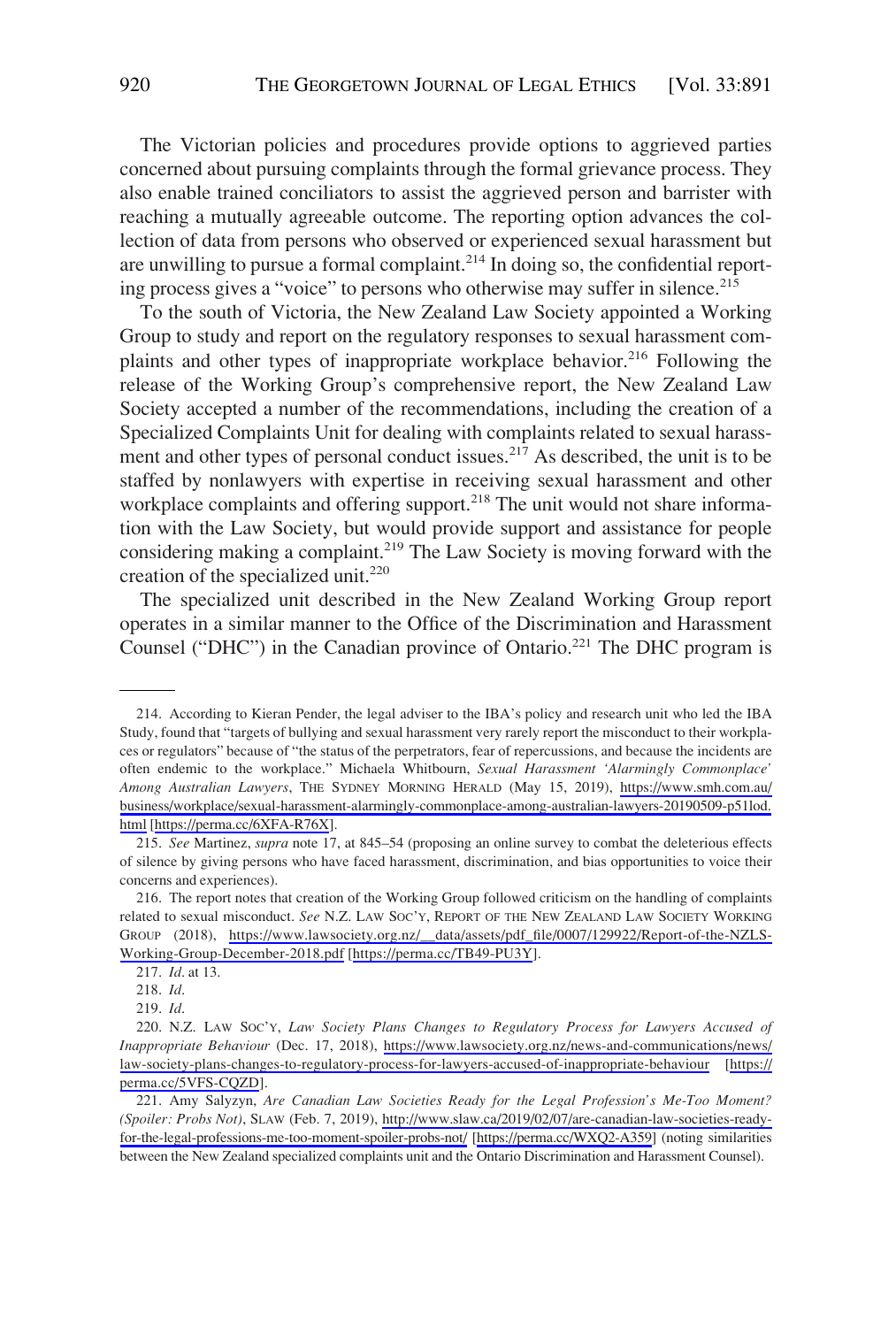The Victorian policies and procedures provide options to aggrieved parties concerned about pursuing complaints through the formal grievance process. They also enable trained conciliators to assist the aggrieved person and barrister with reaching a mutually agreeable outcome. The reporting option advances the collection of data from persons who observed or experienced sexual harassment but are unwilling to pursue a formal complaint.[214] In doing so, the confidential reporting process gives a "voice" to persons who otherwise may suffer in silence.[215]

To the south of Victoria, the New Zealand Law Society appointed a Working Group to study and report on the regulatory responses to sexual harassment complaints and other types of inappropriate workplace behavior.[216] Following the release of the Working Group's comprehensive report, the New Zealand Law Society accepted a number of the recommendations, including the creation of a Specialized Complaints Unit for dealing with complaints related to sexual harassment and other types of personal conduct issues.[217] As described, the unit is to be staffed by nonlawyers with expertise in receiving sexual harassment and other workplace complaints and offering support.[218] The unit would not share information with the Law Society, but would provide support and assistance for people considering making a complaint.[219] The Law Society is moving forward with the creation of the specialized unit.[220]

The specialized unit described in the New Zealand Working Group report operates in a similar manner to the Office of the Discrimination and Harassment Counsel ("DHC") in the Canadian province of Ontario.[221] The DHC program is

---

214. According to Kieran Pender, the legal adviser to the IBA's policy and research unit who led the IBA Study, found that "targets of bullying and sexual harassment very rarely report the misconduct to their workplaces or regulators" because of "the status of the perpetrators, fear of repercussions, and because the incidents are often endemic to the workplace." Michaela Whitbourn, *Sexual Harassment 'Alarmingly Commonplace' Among Australian Lawyers*, THE SYDNEY MORNING HERALD (May 15, 2019), https://www.smh.com.au/business/workplace/sexual-harassment-alarmingly-commonplace-among-australian-lawyers-20190509-p51lod.html [https://perma.cc/6XFA-R76X].

215. *See* Martinez, *supra* note 17, at 845–54 (proposing an online survey to combat the deleterious effects of silence by giving persons who have faced harassment, discrimination, and bias opportunities to voice their concerns and experiences).

216. The report notes that creation of the Working Group followed criticism on the handling of complaints related to sexual misconduct. *See* N.Z. LAW SOC'Y, REPORT OF THE NEW ZEALAND LAW SOCIETY WORKING GROUP (2018), https://www.lawsociety.org.nz/__data/assets/pdf_file/0007/129922/Report-of-the-NZLS-Working-Group-December-2018.pdf [https://perma.cc/TB49-PU3Y].

217. *Id.* at 13.

218. *Id.*

219. *Id.*

220. N.Z. LAW SOC'Y, *Law Society Plans Changes to Regulatory Process for Lawyers Accused of Inappropriate Behaviour* (Dec. 17, 2018), https://www.lawsociety.org.nz/news-and-communications/news/law-society-plans-changes-to-regulatory-process-for-lawyers-accused-of-inappropriate-behaviour [https://perma.cc/5VFS-CQZD].

221. Amy Salyzyn, *Are Canadian Law Societies Ready for the Legal Profession's Me-Too Moment? (Spoiler: Probs Not)*, SLAW (Feb. 7, 2019), http://www.slaw.ca/2019/02/07/are-canadian-law-societies-ready-for-the-legal-professions-me-too-moment-spoiler-probs-not/ [https://perma.cc/WXQ2-A359] (noting similarities between the New Zealand specialized complaints unit and the Ontario Discrimination and Harassment Counsel).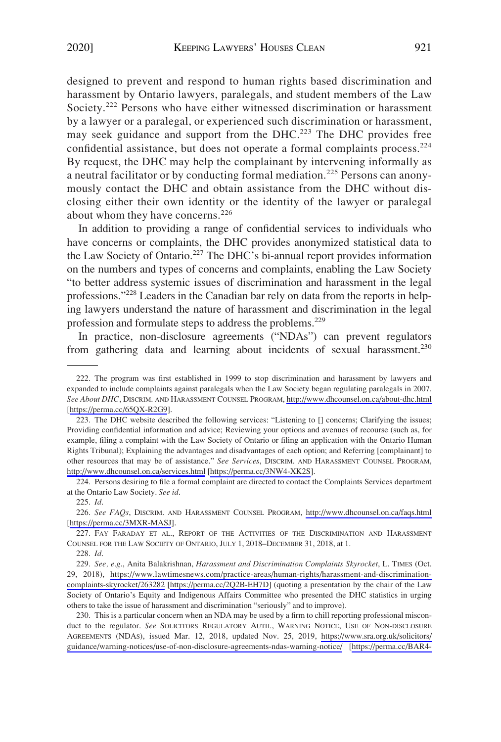designed to prevent and respond to human rights based discrimination and harassment by Ontario lawyers, paralegals, and student members of the Law Society.[222] Persons who have either witnessed discrimination or harassment by a lawyer or a paralegal, or experienced such discrimination or harassment, may seek guidance and support from the DHC.[223] The DHC provides free confidential assistance, but does not operate a formal complaints process.[224] By request, the DHC may help the complainant by intervening informally as a neutral facilitator or by conducting formal mediation.[225] Persons can anonymously contact the DHC and obtain assistance from the DHC without disclosing either their own identity or the identity of the lawyer or paralegal about whom they have concerns.[226]

In addition to providing a range of confidential services to individuals who have concerns or complaints, the DHC provides anonymized statistical data to the Law Society of Ontario.[227] The DHC's bi-annual report provides information on the numbers and types of concerns and complaints, enabling the Law Society "to better address systemic issues of discrimination and harassment in the legal professions."[228] Leaders in the Canadian bar rely on data from the reports in helping lawyers understand the nature of harassment and discrimination in the legal profession and formulate steps to address the problems.[229]

In practice, non-disclosure agreements ("NDAs") can prevent regulators from gathering data and learning about incidents of sexual harassment.[230]

---

222. The program was first established in 1999 to stop discrimination and harassment by lawyers and expanded to include complaints against paralegals when the Law Society began regulating paralegals in 2007. *See About DHC*, DISCRIM. AND HARASSMENT COUNSEL PROGRAM, http://www.dhcounsel.on.ca/about-dhc.html [https://perma.cc/65QX-R2G9].

223. The DHC website described the following services: "Listening to [] concerns; Clarifying the issues; Providing confidential information and advice; Reviewing your options and avenues of recourse (such as, for example, filing a complaint with the Law Society of Ontario or filing an application with the Ontario Human Rights Tribunal); Explaining the advantages and disadvantages of each option; and Referring [complainant] to other resources that may be of assistance." *See Services*, DISCRIM. AND HARASSMENT COUNSEL PROGRAM, http://www.dhcounsel.on.ca/services.html [https://perma.cc/3NW4-XK2S].

224. Persons desiring to file a formal complaint are directed to contact the Complaints Services department at the Ontario Law Society. *See id.*

225. *Id.*

226. *See FAQs*, DISCRIM. AND HARASSMENT COUNSEL PROGRAM, http://www.dhcounsel.on.ca/faqs.html [https://perma.cc/3MXR-MASJ].

227. FAY FARADAY ET AL., REPORT OF THE ACTIVITIES OF THE DISCRIMINATION AND HARASSMENT COUNSEL FOR THE LAW SOCIETY OF ONTARIO, JULY 1, 2018–DECEMBER 31, 2018, at 1.

228. *Id.*

229. *See, e.g.*, Anita Balakrishnan, *Harassment and Discrimination Complaints Skyrocket*, L. TIMES (Oct. 29, 2018), https://www.lawtimesnews.com/practice-areas/human-rights/harassment-and-discrimination-complaints-skyrocket/263282 [https://perma.cc/2Q2B-EH7D] (quoting a presentation by the chair of the Law Society of Ontario's Equity and Indigenous Affairs Committee who presented the DHC statistics in urging others to take the issue of harassment and discrimination "seriously" and to improve).

230. This is a particular concern when an NDA may be used by a firm to chill reporting professional misconduct to the regulator. *See* SOLICITORS REGULATORY AUTH., WARNING NOTICE, USE OF NON-DISCLOSURE AGREEMENTS (NDAS), issued Mar. 12, 2018, updated Nov. 25, 2019, https://www.sra.org.uk/solicitors/guidance/warning-notices/use-of-non-disclosure-agreements-ndas-warning-notice/ [https://perma.cc/BAR4-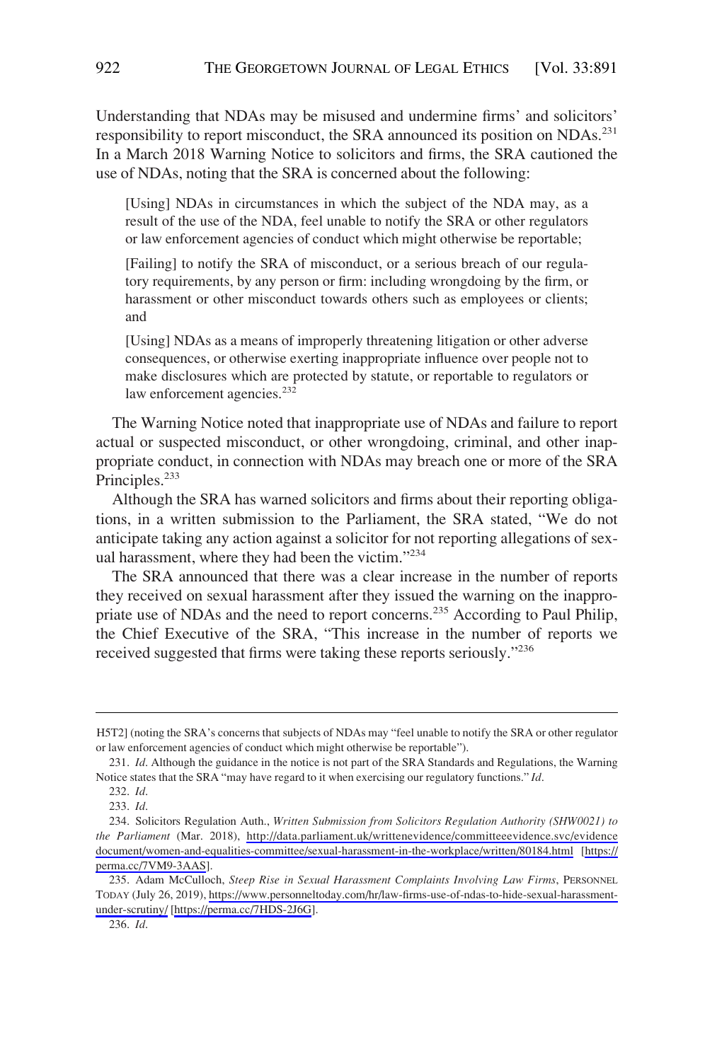Understanding that NDAs may be misused and undermine firms' and solicitors' responsibility to report misconduct, the SRA announced its position on NDAs.[231] In a March 2018 Warning Notice to solicitors and firms, the SRA cautioned the use of NDAs, noting that the SRA is concerned about the following:

> [Using] NDAs in circumstances in which the subject of the NDA may, as a result of the use of the NDA, feel unable to notify the SRA or other regulators or law enforcement agencies of conduct which might otherwise be reportable;
>
> [Failing] to notify the SRA of misconduct, or a serious breach of our regulatory requirements, by any person or firm: including wrongdoing by the firm, or harassment or other misconduct towards others such as employees or clients; and
>
> [Using] NDAs as a means of improperly threatening litigation or other adverse consequences, or otherwise exerting inappropriate influence over people not to make disclosures which are protected by statute, or reportable to regulators or law enforcement agencies.[232]

The Warning Notice noted that inappropriate use of NDAs and failure to report actual or suspected misconduct, or other wrongdoing, criminal, and other inappropriate conduct, in connection with NDAs may breach one or more of the SRA Principles.[233]

Although the SRA has warned solicitors and firms about their reporting obligations, in a written submission to the Parliament, the SRA stated, "We do not anticipate taking any action against a solicitor for not reporting allegations of sexual harassment, where they had been the victim."[234]

The SRA announced that there was a clear increase in the number of reports they received on sexual harassment after they issued the warning on the inappropriate use of NDAs and the need to report concerns.[235] According to Paul Philip, the Chief Executive of the SRA, "This increase in the number of reports we received suggested that firms were taking these reports seriously."[236]

---

H5T2] (noting the SRA's concerns that subjects of NDAs may "feel unable to notify the SRA or other regulator or law enforcement agencies of conduct which might otherwise be reportable").

231. *Id*. Although the guidance in the notice is not part of the SRA Standards and Regulations, the Warning Notice states that the SRA "may have regard to it when exercising our regulatory functions." *Id*.

232. *Id*.

233. *Id*.

234. Solicitors Regulation Auth., *Written Submission from Solicitors Regulation Authority (SHW0021) to the Parliament* (Mar. 2018), http://data.parliament.uk/writtenevidence/committeeevidence.svc/evidencedocument/women-and-equalities-committee/sexual-harassment-in-the-workplace/written/80184.html [https://perma.cc/7VM9-3AAS].

235. Adam McCulloch, *Steep Rise in Sexual Harassment Complaints Involving Law Firms*, PERSONNEL TODAY (July 26, 2019), https://www.personneltoday.com/hr/law-firms-use-of-ndas-to-hide-sexual-harassment-under-scrutiny/ [https://perma.cc/7HDS-2J6G].

236. *Id*.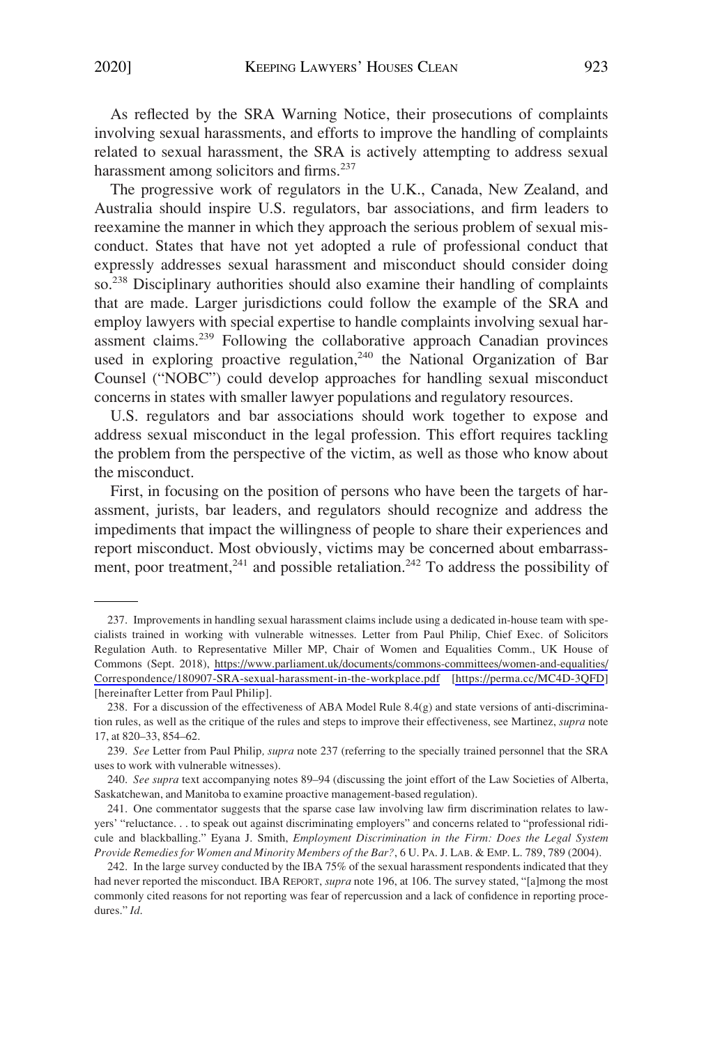As reflected by the SRA Warning Notice, their prosecutions of complaints involving sexual harassments, and efforts to improve the handling of complaints related to sexual harassment, the SRA is actively attempting to address sexual harassment among solicitors and firms.[237]

The progressive work of regulators in the U.K., Canada, New Zealand, and Australia should inspire U.S. regulators, bar associations, and firm leaders to reexamine the manner in which they approach the serious problem of sexual misconduct. States that have not yet adopted a rule of professional conduct that expressly addresses sexual harassment and misconduct should consider doing so.[238] Disciplinary authorities should also examine their handling of complaints that are made. Larger jurisdictions could follow the example of the SRA and employ lawyers with special expertise to handle complaints involving sexual harassment claims.[239] Following the collaborative approach Canadian provinces used in exploring proactive regulation,[240] the National Organization of Bar Counsel ("NOBC") could develop approaches for handling sexual misconduct concerns in states with smaller lawyer populations and regulatory resources.

U.S. regulators and bar associations should work together to expose and address sexual misconduct in the legal profession. This effort requires tackling the problem from the perspective of the victim, as well as those who know about the misconduct.

First, in focusing on the position of persons who have been the targets of harassment, jurists, bar leaders, and regulators should recognize and address the impediments that impact the willingness of people to share their experiences and report misconduct. Most obviously, victims may be concerned about embarrassment, poor treatment,[241] and possible retaliation.[242] To address the possibility of

---

237. Improvements in handling sexual harassment claims include using a dedicated in-house team with specialists trained in working with vulnerable witnesses. Letter from Paul Philip, Chief Exec. of Solicitors Regulation Auth. to Representative Miller MP, Chair of Women and Equalities Comm., UK House of Commons (Sept. 2018), https://www.parliament.uk/documents/commons-committees/women-and-equalities/Correspondence/180907-SRA-sexual-harassment-in-the-workplace.pdf [https://perma.cc/MC4D-3QFD] [hereinafter Letter from Paul Philip].

238. For a discussion of the effectiveness of ABA Model Rule 8.4(g) and state versions of anti-discrimination rules, as well as the critique of the rules and steps to improve their effectiveness, see Martinez, *supra* note 17, at 820–33, 854–62.

239. *See* Letter from Paul Philip*, supra* note 237 (referring to the specially trained personnel that the SRA uses to work with vulnerable witnesses).

240. *See supra* text accompanying notes 89–94 (discussing the joint effort of the Law Societies of Alberta, Saskatchewan, and Manitoba to examine proactive management-based regulation).

241. One commentator suggests that the sparse case law involving law firm discrimination relates to lawyers' "reluctance. . . to speak out against discriminating employers" and concerns related to "professional ridicule and blackballing." Eyana J. Smith, *Employment Discrimination in the Firm: Does the Legal System Provide Remedies for Women and Minority Members of the Bar?*, 6 U. PA. J. LAB. & EMP. L. 789, 789 (2004).

242. In the large survey conducted by the IBA 75% of the sexual harassment respondents indicated that they had never reported the misconduct. IBA REPORT, *supra* note 196, at 106. The survey stated, "[a]mong the most commonly cited reasons for not reporting was fear of repercussion and a lack of confidence in reporting procedures." *Id*.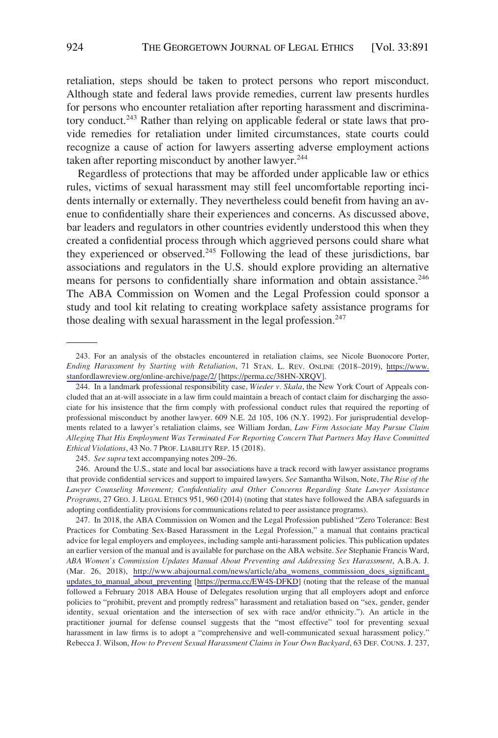retaliation, steps should be taken to protect persons who report misconduct. Although state and federal laws provide remedies, current law presents hurdles for persons who encounter retaliation after reporting harassment and discriminatory conduct.[243] Rather than relying on applicable federal or state laws that provide remedies for retaliation under limited circumstances, state courts could recognize a cause of action for lawyers asserting adverse employment actions taken after reporting misconduct by another lawyer.[244]

Regardless of protections that may be afforded under applicable law or ethics rules, victims of sexual harassment may still feel uncomfortable reporting incidents internally or externally. They nevertheless could benefit from having an avenue to confidentially share their experiences and concerns. As discussed above, bar leaders and regulators in other countries evidently understood this when they created a confidential process through which aggrieved persons could share what they experienced or observed.[245] Following the lead of these jurisdictions, bar associations and regulators in the U.S. should explore providing an alternative means for persons to confidentially share information and obtain assistance.[246] The ABA Commission on Women and the Legal Profession could sponsor a study and tool kit relating to creating workplace safety assistance programs for those dealing with sexual harassment in the legal profession.[247]

---

243. For an analysis of the obstacles encountered in retaliation claims, see Nicole Buonocore Porter, *Ending Harassment by Starting with Retaliation*, 71 STAN. L. REV. ONLINE (2018–2019), https://www.stanfordlawreview.org/online-archive/page/2/ [https://perma.cc/38HN-XRQV].

244. In a landmark professional responsibility case, *Wieder v. Skala*, the New York Court of Appeals concluded that an at-will associate in a law firm could maintain a breach of contact claim for discharging the associate for his insistence that the firm comply with professional conduct rules that required the reporting of professional misconduct by another lawyer. 609 N.E. 2d 105, 106 (N.Y. 1992). For jurisprudential developments related to a lawyer's retaliation claims, see William Jordan, *Law Firm Associate May Pursue Claim Alleging That His Employment Was Terminated For Reporting Concern That Partners May Have Committed Ethical Violations*, 43 No. 7 PROF. LIABILITY REP. 15 (2018).

245. *See supra* text accompanying notes 209–26.

246. Around the U.S., state and local bar associations have a track record with lawyer assistance programs that provide confidential services and support to impaired lawyers. *See* Samantha Wilson, Note, *The Rise of the Lawyer Counseling Movement; Confidentiality and Other Concerns Regarding State Lawyer Assistance Programs*, 27 GEO. J. LEGAL ETHICS 951, 960 (2014) (noting that states have followed the ABA safeguards in adopting confidentiality provisions for communications related to peer assistance programs).

247. In 2018, the ABA Commission on Women and the Legal Profession published "Zero Tolerance: Best Practices for Combating Sex-Based Harassment in the Legal Profession," a manual that contains practical advice for legal employers and employees, including sample anti-harassment policies. This publication updates an earlier version of the manual and is available for purchase on the ABA website. *See* Stephanie Francis Ward, *ABA Women's Commission Updates Manual About Preventing and Addressing Sex Harassment*, A.B.A. J. (Mar. 26, 2018), http://www.abajournal.com/news/article/aba_womens_commission_does_significant_updates_to_manual_about_preventing [https://perma.cc/EW4S-DFKD] (noting that the release of the manual followed a February 2018 ABA House of Delegates resolution urging that all employers adopt and enforce policies to "prohibit, prevent and promptly redress" harassment and retaliation based on "sex, gender, gender identity, sexual orientation and the intersection of sex with race and/or ethnicity."). An article in the practitioner journal for defense counsel suggests that the "most effective" tool for preventing sexual harassment in law firms is to adopt a "comprehensive and well-communicated sexual harassment policy." Rebecca J. Wilson, *How to Prevent Sexual Harassment Claims in Your Own Backyard*, 63 DEF. COUNS. J. 237,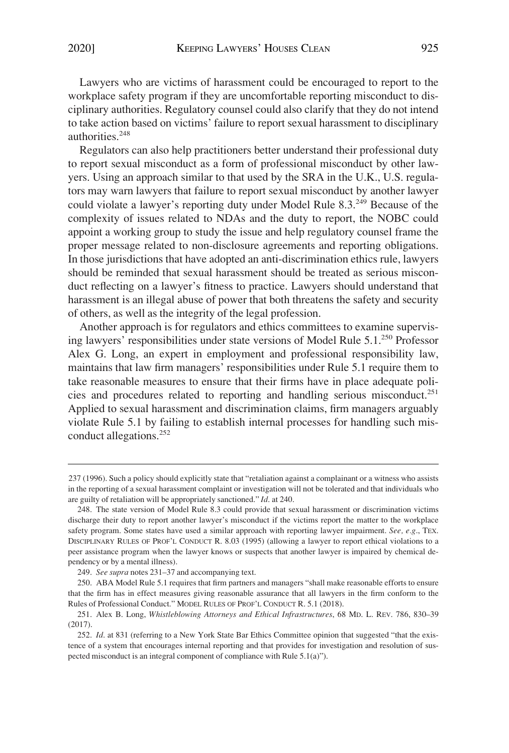Lawyers who are victims of harassment could be encouraged to report to the workplace safety program if they are uncomfortable reporting misconduct to disciplinary authorities. Regulatory counsel could also clarify that they do not intend to take action based on victims' failure to report sexual harassment to disciplinary authorities.[248]

Regulators can also help practitioners better understand their professional duty to report sexual misconduct as a form of professional misconduct by other lawyers. Using an approach similar to that used by the SRA in the U.K., U.S. regulators may warn lawyers that failure to report sexual misconduct by another lawyer could violate a lawyer's reporting duty under Model Rule 8.3.[249] Because of the complexity of issues related to NDAs and the duty to report, the NOBC could appoint a working group to study the issue and help regulatory counsel frame the proper message related to non-disclosure agreements and reporting obligations. In those jurisdictions that have adopted an anti-discrimination ethics rule, lawyers should be reminded that sexual harassment should be treated as serious misconduct reflecting on a lawyer's fitness to practice. Lawyers should understand that harassment is an illegal abuse of power that both threatens the safety and security of others, as well as the integrity of the legal profession.

Another approach is for regulators and ethics committees to examine supervising lawyers' responsibilities under state versions of Model Rule 5.1.[250] Professor Alex G. Long, an expert in employment and professional responsibility law, maintains that law firm managers' responsibilities under Rule 5.1 require them to take reasonable measures to ensure that their firms have in place adequate policies and procedures related to reporting and handling serious misconduct.[251] Applied to sexual harassment and discrimination claims, firm managers arguably violate Rule 5.1 by failing to establish internal processes for handling such misconduct allegations.[252]

---

237 (1996). Such a policy should explicitly state that "retaliation against a complainant or a witness who assists in the reporting of a sexual harassment complaint or investigation will not be tolerated and that individuals who are guilty of retaliation will be appropriately sanctioned." *Id*. at 240.

248. The state version of Model Rule 8.3 could provide that sexual harassment or discrimination victims discharge their duty to report another lawyer's misconduct if the victims report the matter to the workplace safety program. Some states have used a similar approach with reporting lawyer impairment. *See, e.g*., TEX. DISCIPLINARY RULES OF PROF'L CONDUCT R. 8.03 (1995) (allowing a lawyer to report ethical violations to a peer assistance program when the lawyer knows or suspects that another lawyer is impaired by chemical dependency or by a mental illness).

249. *See supra* notes 231–37 and accompanying text.

250. ABA Model Rule 5.1 requires that firm partners and managers "shall make reasonable efforts to ensure that the firm has in effect measures giving reasonable assurance that all lawyers in the firm conform to the Rules of Professional Conduct." MODEL RULES OF PROF'L CONDUCT R. 5.1 (2018).

251. Alex B. Long, *Whistleblowing Attorneys and Ethical Infrastructures*, 68 MD. L. REV. 786, 830–39 (2017).

252. *Id*. at 831 (referring to a New York State Bar Ethics Committee opinion that suggested "that the existence of a system that encourages internal reporting and that provides for investigation and resolution of suspected misconduct is an integral component of compliance with Rule 5.1(a)").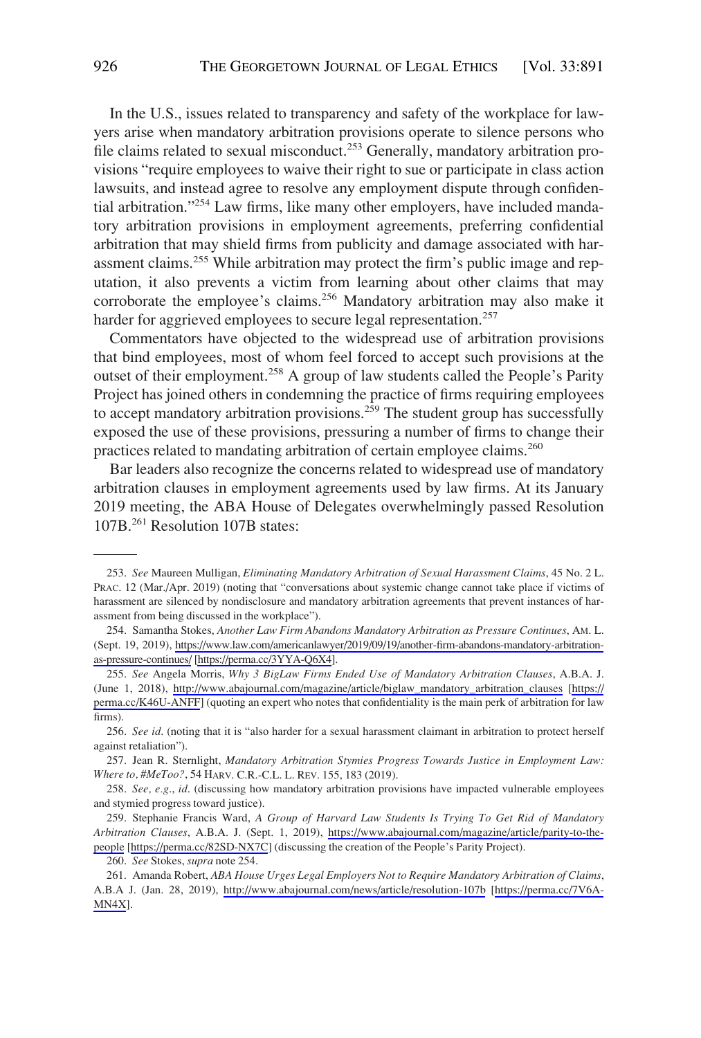In the U.S., issues related to transparency and safety of the workplace for lawyers arise when mandatory arbitration provisions operate to silence persons who file claims related to sexual misconduct.[253] Generally, mandatory arbitration provisions "require employees to waive their right to sue or participate in class action lawsuits, and instead agree to resolve any employment dispute through confidential arbitration."[254] Law firms, like many other employers, have included mandatory arbitration provisions in employment agreements, preferring confidential arbitration that may shield firms from publicity and damage associated with harassment claims.[255] While arbitration may protect the firm's public image and reputation, it also prevents a victim from learning about other claims that may corroborate the employee's claims.[256] Mandatory arbitration may also make it harder for aggrieved employees to secure legal representation.[257]

Commentators have objected to the widespread use of arbitration provisions that bind employees, most of whom feel forced to accept such provisions at the outset of their employment.[258] A group of law students called the People's Parity Project has joined others in condemning the practice of firms requiring employees to accept mandatory arbitration provisions.[259] The student group has successfully exposed the use of these provisions, pressuring a number of firms to change their practices related to mandating arbitration of certain employee claims.[260]

Bar leaders also recognize the concerns related to widespread use of mandatory arbitration clauses in employment agreements used by law firms. At its January 2019 meeting, the ABA House of Delegates overwhelmingly passed Resolution 107B.[261] Resolution 107B states:

---

253. *See* Maureen Mulligan, *Eliminating Mandatory Arbitration of Sexual Harassment Claims*, 45 No. 2 L. PRAC. 12 (Mar./Apr. 2019) (noting that "conversations about systemic change cannot take place if victims of harassment are silenced by nondisclosure and mandatory arbitration agreements that prevent instances of harassment from being discussed in the workplace").

254. Samantha Stokes, *Another Law Firm Abandons Mandatory Arbitration as Pressure Continues*, AM. L. (Sept. 19, 2019), https://www.law.com/americanlawyer/2019/09/19/another-firm-abandons-mandatory-arbitration-as-pressure-continues/ [https://perma.cc/3YYA-Q6X4].

255. *See* Angela Morris, *Why 3 BigLaw Firms Ended Use of Mandatory Arbitration Clauses*, A.B.A. J. (June 1, 2018), http://www.abajournal.com/magazine/article/biglaw_mandatory_arbitration_clauses [https://perma.cc/K46U-ANFF] (quoting an expert who notes that confidentiality is the main perk of arbitration for law firms).

256. *See id*. (noting that it is "also harder for a sexual harassment claimant in arbitration to protect herself against retaliation").

257. Jean R. Sternlight, *Mandatory Arbitration Stymies Progress Towards Justice in Employment Law: Where to, #MeToo?*, 54 HARV. C.R.-C.L. L. REV. 155, 183 (2019).

258. *See, e.g.*, *id*. (discussing how mandatory arbitration provisions have impacted vulnerable employees and stymied progress toward justice).

259. Stephanie Francis Ward, *A Group of Harvard Law Students Is Trying To Get Rid of Mandatory Arbitration Clauses*, A.B.A. J. (Sept. 1, 2019), https://www.abajournal.com/magazine/article/parity-to-the-people [https://perma.cc/82SD-NX7C] (discussing the creation of the People's Parity Project).

260. *See* Stokes, *supra* note 254.

261. Amanda Robert, *ABA House Urges Legal Employers Not to Require Mandatory Arbitration of Claims*, A.B.A J. (Jan. 28, 2019), http://www.abajournal.com/news/article/resolution-107b [https://perma.cc/7V6A-MN4X].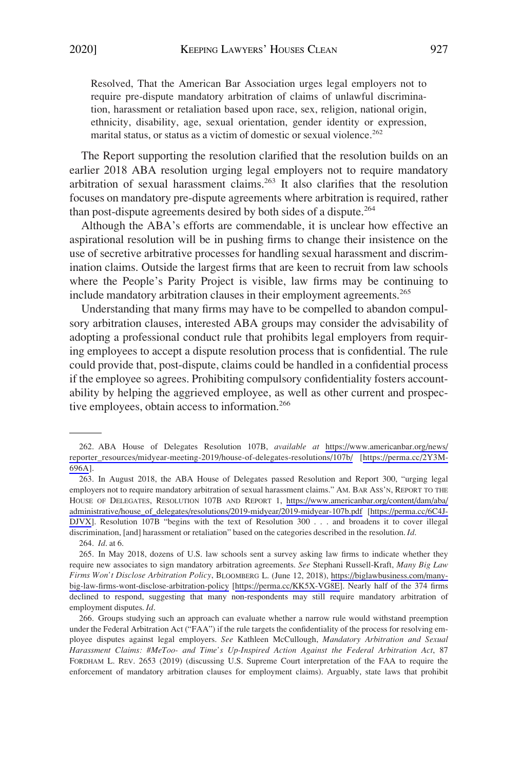> Resolved, That the American Bar Association urges legal employers not to require pre-dispute mandatory arbitration of claims of unlawful discrimination, harassment or retaliation based upon race, sex, religion, national origin, ethnicity, disability, age, sexual orientation, gender identity or expression, marital status, or status as a victim of domestic or sexual violence.[262]

The Report supporting the resolution clarified that the resolution builds on an earlier 2018 ABA resolution urging legal employers not to require mandatory arbitration of sexual harassment claims.[263] It also clarifies that the resolution focuses on mandatory pre-dispute agreements where arbitration is required, rather than post-dispute agreements desired by both sides of a dispute.[264]

Although the ABA's efforts are commendable, it is unclear how effective an aspirational resolution will be in pushing firms to change their insistence on the use of secretive arbitrative processes for handling sexual harassment and discrimination claims. Outside the largest firms that are keen to recruit from law schools where the People's Parity Project is visible, law firms may be continuing to include mandatory arbitration clauses in their employment agreements.[265]

Understanding that many firms may have to be compelled to abandon compulsory arbitration clauses, interested ABA groups may consider the advisability of adopting a professional conduct rule that prohibits legal employers from requiring employees to accept a dispute resolution process that is confidential. The rule could provide that, post-dispute, claims could be handled in a confidential process if the employee so agrees. Prohibiting compulsory confidentiality fosters accountability by helping the aggrieved employee, as well as other current and prospective employees, obtain access to information.[266]

---

262. ABA House of Delegates Resolution 107B, *available at* https://www.americanbar.org/news/reporter_resources/midyear-meeting-2019/house-of-delegates-resolutions/107b/ [https://perma.cc/2Y3M-696A].

263. In August 2018, the ABA House of Delegates passed Resolution and Report 300, "urging legal employers not to require mandatory arbitration of sexual harassment claims." AM. BAR ASS'N, REPORT TO THE HOUSE OF DELEGATES, RESOLUTION 107B AND REPORT 1, https://www.americanbar.org/content/dam/aba/administrative/house_of_delegates/resolutions/2019-midyear/2019-midyear-107b.pdf [https://perma.cc/6C4J-DJVX]. Resolution 107B "begins with the text of Resolution 300 . . . and broadens it to cover illegal discrimination, [and] harassment or retaliation" based on the categories described in the resolution. *Id*.

264. *Id*. at 6.

265. In May 2018, dozens of U.S. law schools sent a survey asking law firms to indicate whether they require new associates to sign mandatory arbitration agreements. *See* Stephani Russell-Kraft, *Many Big Law Firms Won't Disclose Arbitration Policy*, BLOOMBERG L. (June 12, 2018), https://biglawbusiness.com/many-big-law-firms-wont-disclose-arbitration-policy [https://perma.cc/KK5X-VG8E]. Nearly half of the 374 firms declined to respond, suggesting that many non-respondents may still require mandatory arbitration of employment disputes. *Id*.

266. Groups studying such an approach can evaluate whether a narrow rule would withstand preemption under the Federal Arbitration Act ("FAA") if the rule targets the confidentiality of the process for resolving employee disputes against legal employers. *See* Kathleen McCullough, *Mandatory Arbitration and Sexual Harassment Claims: #MeToo- and Time's Up-Inspired Action Against the Federal Arbitration Act*, 87 FORDHAM L. REV. 2653 (2019) (discussing U.S. Supreme Court interpretation of the FAA to require the enforcement of mandatory arbitration clauses for employment claims). Arguably, state laws that prohibit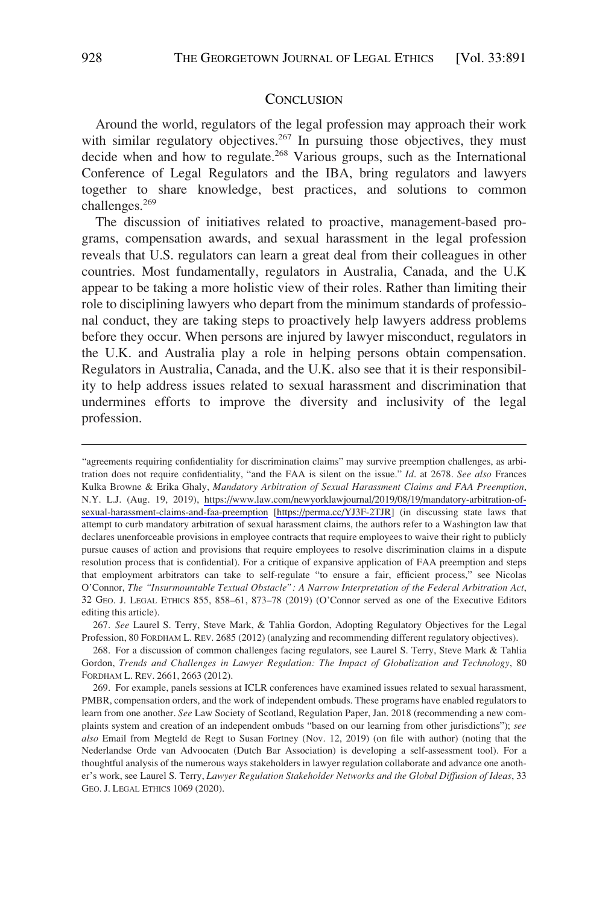## CONCLUSION

Around the world, regulators of the legal profession may approach their work with similar regulatory objectives.[267] In pursuing those objectives, they must decide when and how to regulate.[268] Various groups, such as the International Conference of Legal Regulators and the IBA, bring regulators and lawyers together to share knowledge, best practices, and solutions to common challenges.[269]

The discussion of initiatives related to proactive, management-based programs, compensation awards, and sexual harassment in the legal profession reveals that U.S. regulators can learn a great deal from their colleagues in other countries. Most fundamentally, regulators in Australia, Canada, and the U.K appear to be taking a more holistic view of their roles. Rather than limiting their role to disciplining lawyers who depart from the minimum standards of professional conduct, they are taking steps to proactively help lawyers address problems before they occur. When persons are injured by lawyer misconduct, regulators in the U.K. and Australia play a role in helping persons obtain compensation. Regulators in Australia, Canada, and the U.K. also see that it is their responsibility to help address issues related to sexual harassment and discrimination that undermines efforts to improve the diversity and inclusivity of the legal profession.

---

"agreements requiring confidentiality for discrimination claims" may survive preemption challenges, as arbitration does not require confidentiality, "and the FAA is silent on the issue." *Id*. at 2678. *See also* Frances Kulka Browne & Erika Ghaly, *Mandatory Arbitration of Sexual Harassment Claims and FAA Preemption*, N.Y. L.J. (Aug. 19, 2019), https://www.law.com/newyorklawjournal/2019/08/19/mandatory-arbitration-of-sexual-harassment-claims-and-faa-preemption [https://perma.cc/YJ3F-2TJR] (in discussing state laws that attempt to curb mandatory arbitration of sexual harassment claims, the authors refer to a Washington law that declares unenforceable provisions in employee contracts that require employees to waive their right to publicly pursue causes of action and provisions that require employees to resolve discrimination claims in a dispute resolution process that is confidential). For a critique of expansive application of FAA preemption and steps that employment arbitrators can take to self-regulate "to ensure a fair, efficient process," see Nicolas O'Connor, *The "Insurmountable Textual Obstacle": A Narrow Interpretation of the Federal Arbitration Act*, 32 GEO. J. LEGAL ETHICS 855, 858–61, 873–78 (2019) (O'Connor served as one of the Executive Editors editing this article).

267. *See* Laurel S. Terry, Steve Mark, & Tahlia Gordon, Adopting Regulatory Objectives for the Legal Profession, 80 FORDHAM L. REV. 2685 (2012) (analyzing and recommending different regulatory objectives).

268. For a discussion of common challenges facing regulators, see Laurel S. Terry, Steve Mark & Tahlia Gordon, *Trends and Challenges in Lawyer Regulation: The Impact of Globalization and Technology*, 80 FORDHAM L. REV. 2661, 2663 (2012).

269. For example, panels sessions at ICLR conferences have examined issues related to sexual harassment, PMBR, compensation orders, and the work of independent ombuds. These programs have enabled regulators to learn from one another. *See* Law Society of Scotland, Regulation Paper, Jan. 2018 (recommending a new complaints system and creation of an independent ombuds "based on our learning from other jurisdictions"); *see also* Email from Megteld de Regt to Susan Fortney (Nov. 12, 2019) (on file with author) (noting that the Nederlandse Orde van Advoocaten (Dutch Bar Association) is developing a self-assessment tool). For a thoughtful analysis of the numerous ways stakeholders in lawyer regulation collaborate and advance one another's work, see Laurel S. Terry, *Lawyer Regulation Stakeholder Networks and the Global Diffusion of Ideas*, 33 GEO. J. LEGAL ETHICS 1069 (2020).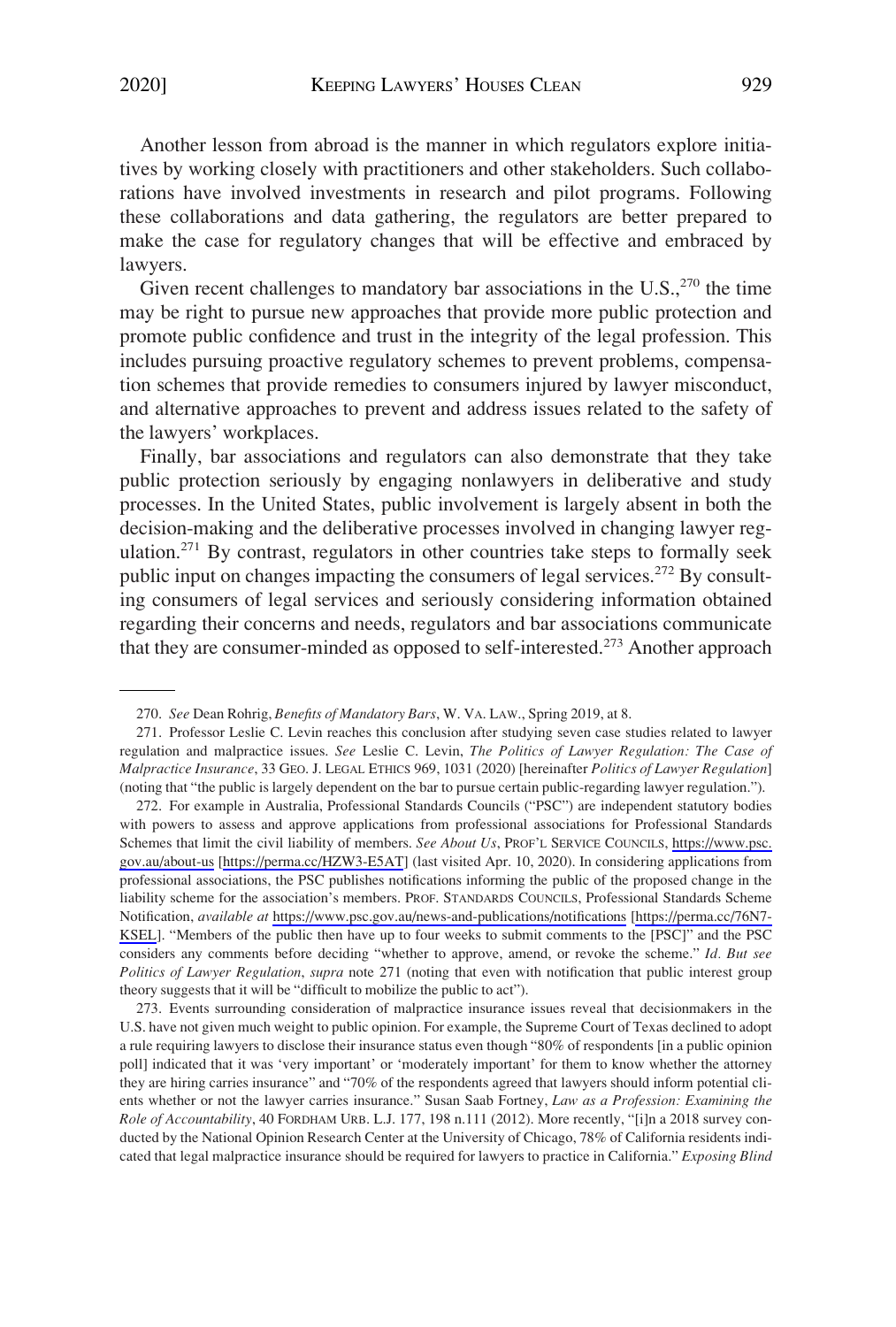Another lesson from abroad is the manner in which regulators explore initiatives by working closely with practitioners and other stakeholders. Such collaborations have involved investments in research and pilot programs. Following these collaborations and data gathering, the regulators are better prepared to make the case for regulatory changes that will be effective and embraced by lawyers.

Given recent challenges to mandatory bar associations in the U.S.,[270] the time may be right to pursue new approaches that provide more public protection and promote public confidence and trust in the integrity of the legal profession. This includes pursuing proactive regulatory schemes to prevent problems, compensation schemes that provide remedies to consumers injured by lawyer misconduct, and alternative approaches to prevent and address issues related to the safety of the lawyers' workplaces.

Finally, bar associations and regulators can also demonstrate that they take public protection seriously by engaging nonlawyers in deliberative and study processes. In the United States, public involvement is largely absent in both the decision-making and the deliberative processes involved in changing lawyer regulation.[271] By contrast, regulators in other countries take steps to formally seek public input on changes impacting the consumers of legal services.[272] By consulting consumers of legal services and seriously considering information obtained regarding their concerns and needs, regulators and bar associations communicate that they are consumer-minded as opposed to self-interested.[273] Another approach

---

270. *See* Dean Rohrig, *Benefits of Mandatory Bars*, W. VA. LAW., Spring 2019, at 8.

271. Professor Leslie C. Levin reaches this conclusion after studying seven case studies related to lawyer regulation and malpractice issues. *See* Leslie C. Levin, *The Politics of Lawyer Regulation: The Case of Malpractice Insurance*, 33 GEO. J. LEGAL ETHICS 969, 1031 (2020) [hereinafter *Politics of Lawyer Regulation*] (noting that "the public is largely dependent on the bar to pursue certain public-regarding lawyer regulation.").

272. For example in Australia, Professional Standards Councils ("PSC") are independent statutory bodies with powers to assess and approve applications from professional associations for Professional Standards Schemes that limit the civil liability of members. *See About Us*, PROF'L SERVICE COUNCILS, https://www.psc.gov.au/about-us [https://perma.cc/HZW3-E5AT] (last visited Apr. 10, 2020). In considering applications from professional associations, the PSC publishes notifications informing the public of the proposed change in the liability scheme for the association's members. PROF. STANDARDS COUNCILS, Professional Standards Scheme Notification, *available at* https://www.psc.gov.au/news-and-publications/notifications [https://perma.cc/76N7-KSEL]. "Members of the public then have up to four weeks to submit comments to the [PSC]" and the PSC considers any comments before deciding "whether to approve, amend, or revoke the scheme." *Id*. *But see Politics of Lawyer Regulation*, *supra* note 271 (noting that even with notification that public interest group theory suggests that it will be "difficult to mobilize the public to act").

273. Events surrounding consideration of malpractice insurance issues reveal that decisionmakers in the U.S. have not given much weight to public opinion. For example, the Supreme Court of Texas declined to adopt a rule requiring lawyers to disclose their insurance status even though "80% of respondents [in a public opinion poll] indicated that it was 'very important' or 'moderately important' for them to know whether the attorney they are hiring carries insurance" and "70% of the respondents agreed that lawyers should inform potential clients whether or not the lawyer carries insurance." Susan Saab Fortney, *Law as a Profession: Examining the Role of Accountability*, 40 FORDHAM URB. L.J. 177, 198 n.111 (2012). More recently, "[i]n a 2018 survey conducted by the National Opinion Research Center at the University of Chicago, 78% of California residents indicated that legal malpractice insurance should be required for lawyers to practice in California." *Exposing Blind*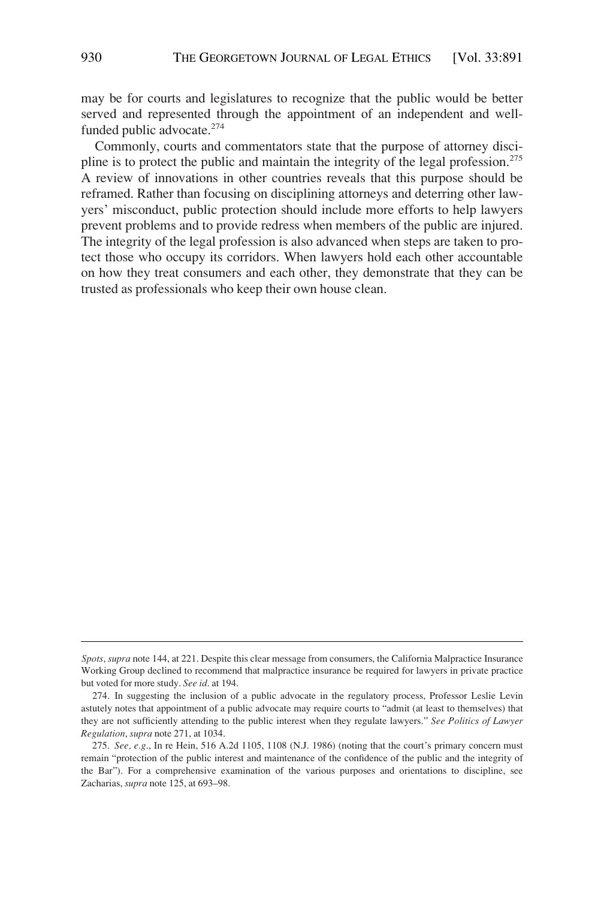may be for courts and legislatures to recognize that the public would be better served and represented through the appointment of an independent and well-funded public advocate.[274]

Commonly, courts and commentators state that the purpose of attorney discipline is to protect the public and maintain the integrity of the legal profession.[275] A review of innovations in other countries reveals that this purpose should be reframed. Rather than focusing on disciplining attorneys and deterring other lawyers' misconduct, public protection should include more efforts to help lawyers prevent problems and to provide redress when members of the public are injured. The integrity of the legal profession is also advanced when steps are taken to protect those who occupy its corridors. When lawyers hold each other accountable on how they treat consumers and each other, they demonstrate that they can be trusted as professionals who keep their own house clean.

---

*Spots*, *supra* note 144, at 221. Despite this clear message from consumers, the California Malpractice Insurance Working Group declined to recommend that malpractice insurance be required for lawyers in private practice but voted for more study. *See id*. at 194.

274. In suggesting the inclusion of a public advocate in the regulatory process, Professor Leslie Levin astutely notes that appointment of a public advocate may require courts to "admit (at least to themselves) that they are not sufficiently attending to the public interest when they regulate lawyers." *See Politics of Lawyer Regulation*, *supra* note 271, at 1034.

275. *See, e.g.*, In re Hein, 516 A.2d 1105, 1108 (N.J. 1986) (noting that the court's primary concern must remain "protection of the public interest and maintenance of the confidence of the public and the integrity of the Bar"). For a comprehensive examination of the various purposes and orientations to discipline, see Zacharias, *supra* note 125, at 693–98.